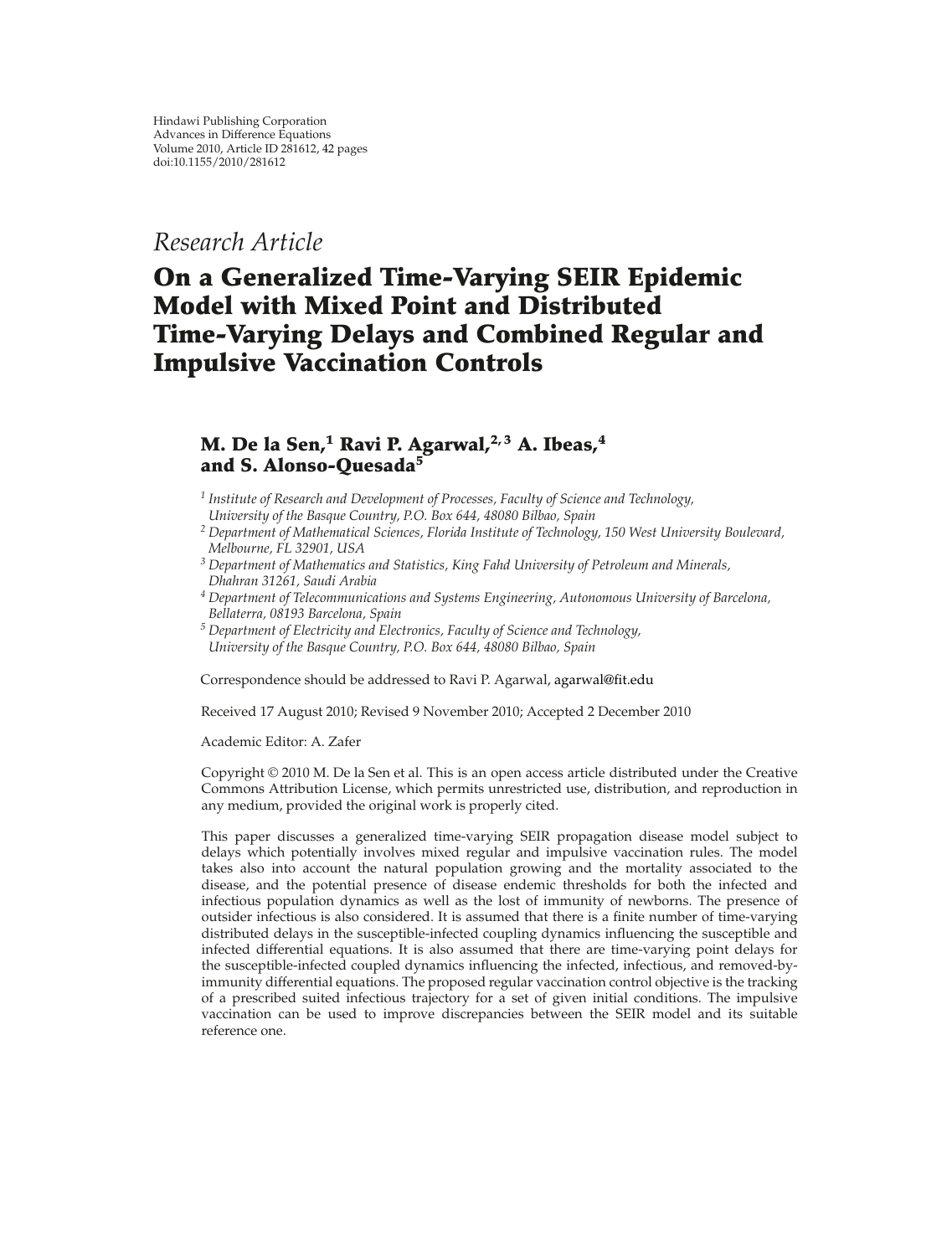Hindawi Publishing Corporation
Advances in Difference Equations
Volume 2010, Article ID 281612, 42 pages
doi:10.1155/2010/281612

*Research Article*

# On a Generalized Time-Varying SEIR Epidemic Model with Mixed Point and Distributed Time-Varying Delays and Combined Regular and Impulsive Vaccination Controls

**M. De la Sen,[1] Ravi P. Agarwal,[2,3] A. Ibeas,[4] and S. Alonso-Quesada[5]**

[1] *Institute of Research and Development of Processes, Faculty of Science and Technology, University of the Basque Country, P.O. Box 644, 48080 Bilbao, Spain*
[2] *Department of Mathematical Sciences, Florida Institute of Technology, 150 West University Boulevard, Melbourne, FL 32901, USA*
[3] *Department of Mathematics and Statistics, King Fahd University of Petroleum and Minerals, Dhahran 31261, Saudi Arabia*
[4] *Department of Telecommunications and Systems Engineering, Autonomous University of Barcelona, Bellaterra, 08193 Barcelona, Spain*
[5] *Department of Electricity and Electronics, Faculty of Science and Technology, University of the Basque Country, P.O. Box 644, 48080 Bilbao, Spain*

Correspondence should be addressed to Ravi P. Agarwal, agarwal@fit.edu

Received 17 August 2010; Revised 9 November 2010; Accepted 2 December 2010

Academic Editor: A. Zafer

Copyright © 2010 M. De la Sen et al. This is an open access article distributed under the Creative Commons Attribution License, which permits unrestricted use, distribution, and reproduction in any medium, provided the original work is properly cited.

This paper discusses a generalized time-varying SEIR propagation disease model subject to delays which potentially involves mixed regular and impulsive vaccination rules. The model takes also into account the natural population growing and the mortality associated to the disease, and the potential presence of disease endemic thresholds for both the infected and infectious population dynamics as well as the lost of immunity of newborns. The presence of outsider infectious is also considered. It is assumed that there is a finite number of time-varying distributed delays in the susceptible-infected coupling dynamics influencing the susceptible and infected differential equations. It is also assumed that there are time-varying point delays for the susceptible-infected coupled dynamics influencing the infected, infectious, and removed-by-immunity differential equations. The proposed regular vaccination control objective is the tracking of a prescribed suited infectious trajectory for a set of given initial conditions. The impulsive vaccination can be used to improve discrepancies between the SEIR model and its suitable reference one.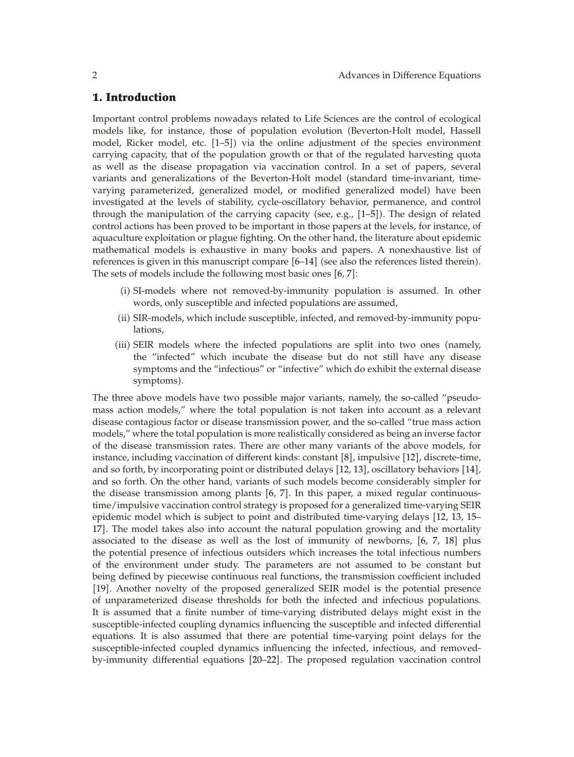## 1. Introduction

Important control problems nowadays related to Life Sciences are the control of ecological models like, for instance, those of population evolution (Beverton-Holt model, Hassell model, Ricker model, etc. [1–5]) via the online adjustment of the species environment carrying capacity, that of the population growth or that of the regulated harvesting quota as well as the disease propagation via vaccination control. In a set of papers, several variants and generalizations of the Beverton-Holt model (standard time-invariant, time-varying parameterized, generalized model, or modified generalized model) have been investigated at the levels of stability, cycle-oscillatory behavior, permanence, and control through the manipulation of the carrying capacity (see, e.g., [1–5]). The design of related control actions has been proved to be important in those papers at the levels, for instance, of aquaculture exploitation or plague fighting. On the other hand, the literature about epidemic mathematical models is exhaustive in many books and papers. A nonexhaustive list of references is given in this manuscript compare [6–14] (see also the references listed therein). The sets of models include the following most basic ones [6, 7]:

(i) SI-models where not removed-by-immunity population is assumed. In other words, only susceptible and infected populations are assumed,

(ii) SIR-models, which include susceptible, infected, and removed-by-immunity populations,

(iii) SEIR models where the infected populations are split into two ones (namely, the "infected" which incubate the disease but do not still have any disease symptoms and the "infectious" or "infective" which do exhibit the external disease symptoms).

The three above models have two possible major variants, namely, the so-called "pseudo-mass action models," where the total population is not taken into account as a relevant disease contagious factor or disease transmission power, and the so-called "true mass action models," where the total population is more realistically considered as being an inverse factor of the disease transmission rates. There are other many variants of the above models, for instance, including vaccination of different kinds: constant [8], impulsive [12], discrete-time, and so forth, by incorporating point or distributed delays [12, 13], oscillatory behaviors [14], and so forth. On the other hand, variants of such models become considerably simpler for the disease transmission among plants [6, 7]. In this paper, a mixed regular continuous-time/impulsive vaccination control strategy is proposed for a generalized time-varying SEIR epidemic model which is subject to point and distributed time-varying delays [12, 13, 15–17]. The model takes also into account the natural population growing and the mortality associated to the disease as well as the lost of immunity of newborns, [6, 7, 18] plus the potential presence of infectious outsiders which increases the total infectious numbers of the environment under study. The parameters are not assumed to be constant but being defined by piecewise continuous real functions, the transmission coefficient included [19]. Another novelty of the proposed generalized SEIR model is the potential presence of unparameterized disease thresholds for both the infected and infectious populations. It is assumed that a finite number of time-varying distributed delays might exist in the susceptible-infected coupling dynamics influencing the susceptible and infected differential equations. It is also assumed that there are potential time-varying point delays for the susceptible-infected coupled dynamics influencing the infected, infectious, and removed-by-immunity differential equations [20–22]. The proposed regulation vaccination control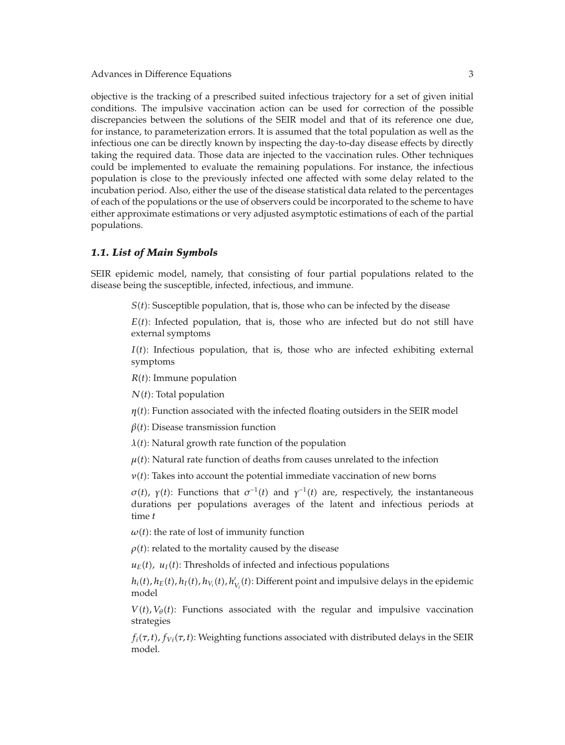objective is the tracking of a prescribed suited infectious trajectory for a set of given initial conditions. The impulsive vaccination action can be used for correction of the possible discrepancies between the solutions of the SEIR model and that of its reference one due, for instance, to parameterization errors. It is assumed that the total population as well as the infectious one can be directly known by inspecting the day-to-day disease effects by directly taking the required data. Those data are injected to the vaccination rules. Other techniques could be implemented to evaluate the remaining populations. For instance, the infectious population is close to the previously infected one affected with some delay related to the incubation period. Also, either the use of the disease statistical data related to the percentages of each of the populations or the use of observers could be incorporated to the scheme to have either approximate estimations or very adjusted asymptotic estimations of each of the partial populations.

### *1.1. List of Main Symbols*

SEIR epidemic model, namely, that consisting of four partial populations related to the disease being the susceptible, infected, infectious, and immune.

$S(t)$: Susceptible population, that is, those who can be infected by the disease

$E(t)$: Infected population, that is, those who are infected but do not still have external symptoms

$I(t)$: Infectious population, that is, those who are infected exhibiting external symptoms

$R(t)$: Immune population

$N(t)$: Total population

$\eta(t)$: Function associated with the infected floating outsiders in the SEIR model

$\beta(t)$: Disease transmission function

$\lambda(t)$: Natural growth rate function of the population

$\mu(t)$: Natural rate function of deaths from causes unrelated to the infection

$\nu(t)$: Takes into account the potential immediate vaccination of new borns

$\sigma(t)$, $\gamma(t)$: Functions that $\sigma^{-1}(t)$ and $\gamma^{-1}(t)$ are, respectively, the instantaneous durations per populations averages of the latent and infectious periods at time $t$

$\omega(t)$: the rate of lost of immunity function

$\rho(t)$: related to the mortality caused by the disease

$u_E(t)$, $u_I(t)$: Thresholds of infected and infectious populations

$h_i(t), h_E(t), h_I(t), h_{V_i}(t), h'_{V_i}(t)$: Different point and impulsive delays in the epidemic model

$V(t), V_\theta(t)$: Functions associated with the regular and impulsive vaccination strategies

$f_i(\tau, t), f_{Vi}(\tau, t)$: Weighting functions associated with distributed delays in the SEIR model.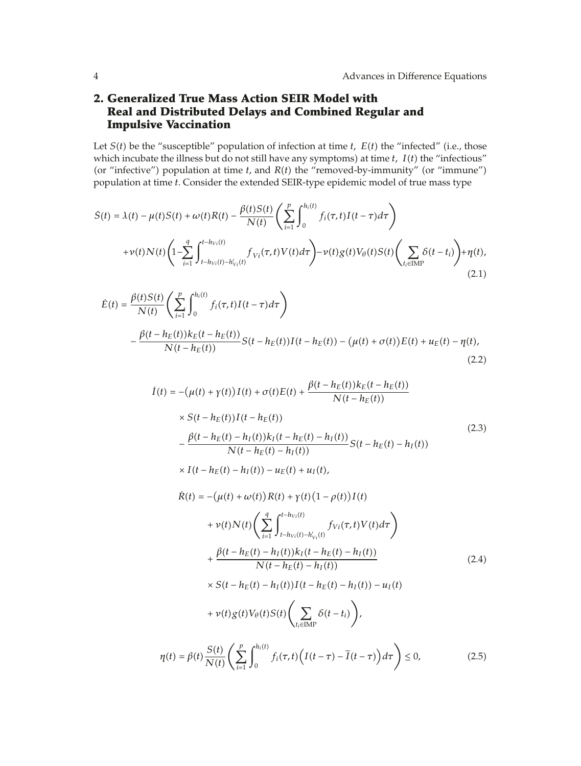## 2. Generalized True Mass Action SEIR Model with Real and Distributed Delays and Combined Regular and Impulsive Vaccination

Let $S(t)$ be the "susceptible" population of infection at time $t$, $E(t)$ the "infected" (i.e., those which incubate the illness but do not still have any symptoms) at time $t$, $I(t)$ the "infectious" (or "infective") population at time $t$, and $R(t)$ the "removed-by-immunity" (or "immune") population at time $t$. Consider the extended SEIR-type epidemic model of true mass type

$$
\begin{aligned}
\dot{S}(t) = {} & \lambda(t) - \mu(t)S(t) + \omega(t)R(t) - \frac{\beta(t)S(t)}{N(t)}\left(\sum_{i=1}^{p}\int_{0}^{h_i(t)} f_i(\tau,t)I(t-\tau)d\tau\right) \\
& + \nu(t)N(t)\left(1 - \sum_{i=1}^{q}\int_{t-h_{Vi}(t)-h'_{Vi}(t)}^{t-h_{Vi}(t)} f_{Vi}(\tau,t)V(t)d\tau\right) - \nu(t)g(t)V_{\theta}(t)S(t)\left(\sum_{t_i\in \mathrm{IMP}}\delta(t-t_i)\right) + \eta(t),
\end{aligned}
\tag{2.1}
$$

$$
\begin{aligned}
\dot{E}(t) = {} & \frac{\beta(t)S(t)}{N(t)}\left(\sum_{i=1}^{p}\int_{0}^{h_i(t)} f_i(\tau,t)I(t-\tau)d\tau\right) \\
& - \frac{\beta(t-h_E(t))k_E(t-h_E(t))}{N(t-h_E(t))}S(t-h_E(t))I(t-h_E(t)) - \big(\mu(t)+\sigma(t)\big)E(t) + u_E(t) - \eta(t),
\end{aligned}
\tag{2.2}
$$

$$
\begin{aligned}
\dot{I}(t) = {} & -\big(\mu(t)+\gamma(t)\big)I(t) + \sigma(t)E(t) + \frac{\beta(t-h_E(t))k_E(t-h_E(t))}{N(t-h_E(t))} \\
& \times S(t-h_E(t))I(t-h_E(t)) \\
& - \frac{\beta(t-h_E(t)-h_I(t))k_I(t-h_E(t)-h_I(t))}{N(t-h_E(t)-h_I(t))}S(t-h_E(t)-h_I(t)) \\
& \times I(t-h_E(t)-h_I(t)) - u_E(t) + u_I(t),
\end{aligned}
\tag{2.3}
$$

$$
\begin{aligned}
\dot{R}(t) = {} & -\big(\mu(t)+\omega(t)\big)R(t) + \gamma(t)\big(1-\rho(t)\big)I(t) \\
& + \nu(t)N(t)\left(\sum_{i=1}^{q}\int_{t-h_{Vi}(t)-h'_{Vi}(t)}^{t-h_{Vi}(t)} f_{Vi}(\tau,t)V(t)d\tau\right) \\
& + \frac{\beta(t-h_E(t)-h_I(t))k_I(t-h_E(t)-h_I(t))}{N(t-h_E(t)-h_I(t))} \\
& \times S(t-h_E(t)-h_I(t))I(t-h_E(t)-h_I(t)) - u_I(t) \\
& + \nu(t)g(t)V_{\theta}(t)S(t)\left(\sum_{t_i\in \mathrm{IMP}}\delta(t-t_i)\right),
\end{aligned}
\tag{2.4}
$$

$$
\eta(t) = \beta(t)\frac{S(t)}{N(t)}\left(\sum_{i=1}^{p}\int_{0}^{h_i(t)} f_i(\tau,t)\Big(I(t-\tau)-\overline{I}(t-\tau)\Big)d\tau\right) \leq 0,
\tag{2.5}
$$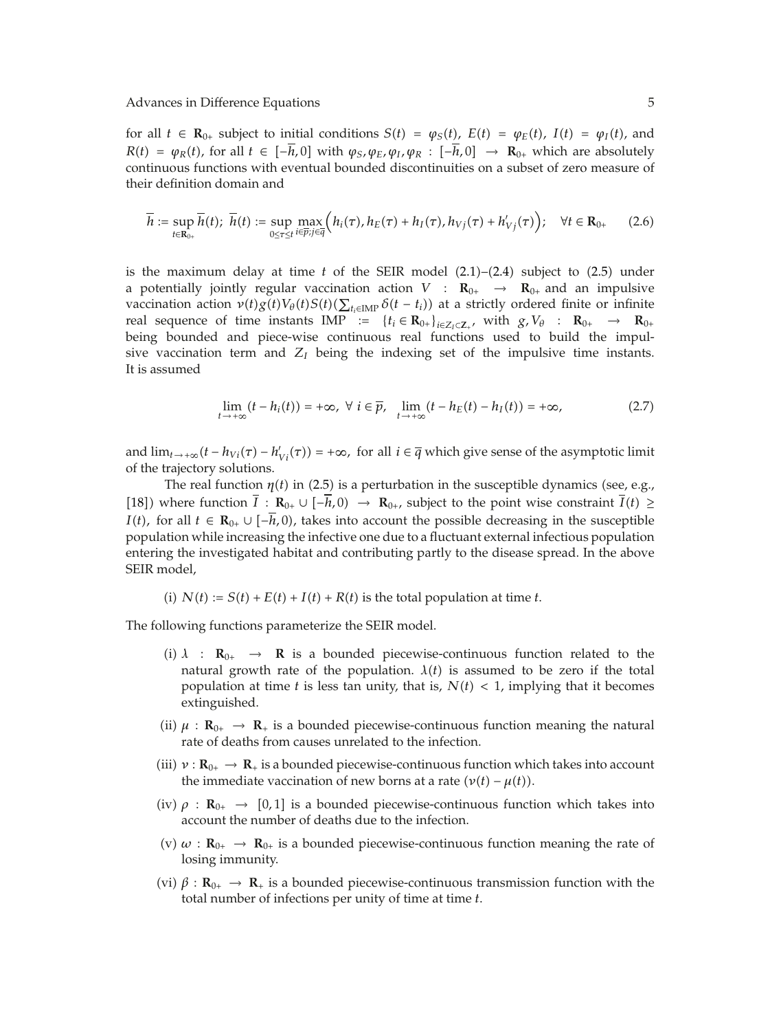for all $t \in \mathbf{R}_{0+}$ subject to initial conditions $S(t) = \varphi_S(t)$, $E(t) = \varphi_E(t)$, $I(t) = \varphi_I(t)$, and $R(t) = \varphi_R(t)$, for all $t \in [-\overline{h}, 0]$ with $\varphi_S, \varphi_E, \varphi_I, \varphi_R : [-\overline{h}, 0] \to \mathbf{R}_{0+}$ which are absolutely continuous functions with eventual bounded discontinuities on a subset of zero measure of their definition domain and

$$\overline{h} := \sup_{t \in \mathbf{R}_{0+}} \overline{h}(t);\ \overline{h}(t) := \sup_{0 \le \tau \le t} \max_{i \in \overline{p}; j \in \overline{q}} \Big( h_i(\tau), h_E(\tau) + h_I(\tau), h_{Vj}(\tau) + h'_{Vj}(\tau) \Big); \quad \forall t \in \mathbf{R}_{0+} \tag{2.6}$$

is the maximum delay at time $t$ of the SEIR model (2.1)–(2.4) subject to (2.5) under a potentially jointly regular vaccination action $V : \mathbf{R}_{0+} \to \mathbf{R}_{0+}$ and an impulsive vaccination action $\nu(t) g(t) V_\theta(t) S(t) (\sum_{t_i \in \mathrm{IMP}} \delta(t - t_i))$ at a strictly ordered finite or infinite real sequence of time instants $\mathrm{IMP} := \{t_i \in \mathbf{R}_{0+}\}_{i \in Z_I \subset \mathbf{Z}_+}$, with $g, V_\theta : \mathbf{R}_{0+} \to \mathbf{R}_{0+}$ being bounded and piece-wise continuous real functions used to build the impulsive vaccination term and $Z_I$ being the indexing set of the impulsive time instants. It is assumed

$$\lim_{t \to +\infty} (t - h_i(t)) = +\infty,\ \forall\ i \in \overline{p}, \quad \lim_{t \to +\infty} (t - h_E(t) - h_I(t)) = +\infty, \tag{2.7}$$

and $\lim_{t \to +\infty} (t - h_{Vi}(\tau) - h'_{Vi}(\tau)) = +\infty$, for all $i \in \overline{q}$ which give sense of the asymptotic limit of the trajectory solutions.

The real function $\eta(t)$ in (2.5) is a perturbation in the susceptible dynamics (see, e.g., [18]) where function $\overline{I} : \mathbf{R}_{0+} \cup [-\overline{h}, 0) \to \mathbf{R}_{0+}$, subject to the point wise constraint $\overline{I}(t) \ge I(t)$, for all $t \in \mathbf{R}_{0+} \cup [-\overline{h}, 0)$, takes into account the possible decreasing in the susceptible population while increasing the infective one due to a fluctuant external infectious population entering the investigated habitat and contributing partly to the disease spread. In the above SEIR model,

(i) $N(t) := S(t) + E(t) + I(t) + R(t)$ is the total population at time $t$.

The following functions parameterize the SEIR model.

(i) $\lambda : \mathbf{R}_{0+} \to \mathbf{R}$ is a bounded piecewise-continuous function related to the natural growth rate of the population. $\lambda(t)$ is assumed to be zero if the total population at time $t$ is less tan unity, that is, $N(t) < 1$, implying that it becomes extinguished.

(ii) $\mu : \mathbf{R}_{0+} \to \mathbf{R}_+$ is a bounded piecewise-continuous function meaning the natural rate of deaths from causes unrelated to the infection.

(iii) $\nu : \mathbf{R}_{0+} \to \mathbf{R}_+$ is a bounded piecewise-continuous function which takes into account the immediate vaccination of new borns at a rate $(\nu(t) - \mu(t))$.

(iv) $\rho : \mathbf{R}_{0+} \to [0, 1]$ is a bounded piecewise-continuous function which takes into account the number of deaths due to the infection.

(v) $\omega : \mathbf{R}_{0+} \to \mathbf{R}_{0+}$ is a bounded piecewise-continuous function meaning the rate of losing immunity.

(vi) $\beta : \mathbf{R}_{0+} \to \mathbf{R}_+$ is a bounded piecewise-continuous transmission function with the total number of infections per unity of time at time $t$.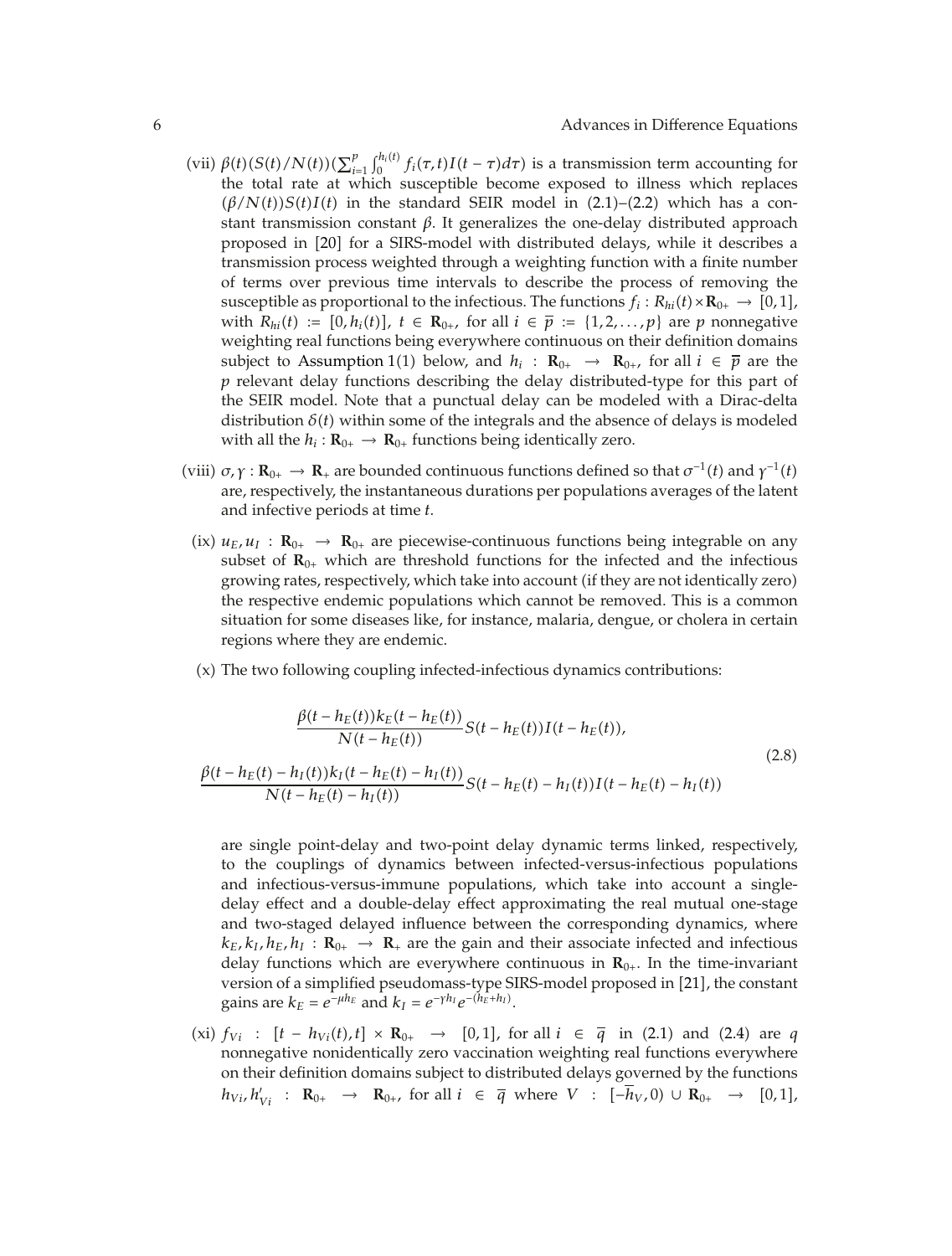(vii) $\beta(t)(S(t)/N(t))(\sum_{i=1}^{p}\int_0^{h_i(t)} f_i(\tau,t)I(t-\tau)d\tau)$ is a transmission term accounting for the total rate at which susceptible become exposed to illness which replaces $(\beta/N(t))S(t)I(t)$ in the standard SEIR model in (2.1)–(2.2) which has a constant transmission constant $\beta$. It generalizes the one-delay distributed approach proposed in [20] for a SIRS-model with distributed delays, while it describes a transmission process weighted through a weighting function with a finite number of terms over previous time intervals to describe the process of removing the susceptible as proportional to the infectious. The functions $f_i : R_{hi}(t)\times\mathbf{R}_{0+} \to [0,1]$, with $R_{hi}(t) := [0, h_i(t)]$, $t \in \mathbf{R}_{0+}$, for all $i \in \overline{p} := \{1,2,\ldots,p\}$ are $p$ nonnegative weighting real functions being everywhere continuous on their definition domains subject to Assumption 1(1) below, and $h_i : \mathbf{R}_{0+} \to \mathbf{R}_{0+}$, for all $i \in \overline{p}$ are the $p$ relevant delay functions describing the delay distributed-type for this part of the SEIR model. Note that a punctual delay can be modeled with a Dirac-delta distribution $\delta(t)$ within some of the integrals and the absence of delays is modeled with all the $h_i : \mathbf{R}_{0+} \to \mathbf{R}_{0+}$ functions being identically zero.

(viii) $\sigma, \gamma : \mathbf{R}_{0+} \to \mathbf{R}_{+}$ are bounded continuous functions defined so that $\sigma^{-1}(t)$ and $\gamma^{-1}(t)$ are, respectively, the instantaneous durations per populations averages of the latent and infective periods at time $t$.

(ix) $u_E, u_I : \mathbf{R}_{0+} \to \mathbf{R}_{0+}$ are piecewise-continuous functions being integrable on any subset of $\mathbf{R}_{0+}$ which are threshold functions for the infected and the infectious growing rates, respectively, which take into account (if they are not identically zero) the respective endemic populations which cannot be removed. This is a common situation for some diseases like, for instance, malaria, dengue, or cholera in certain regions where they are endemic.

(x) The two following coupling infected-infectious dynamics contributions:

$$\frac{\beta(t-h_E(t))k_E(t-h_E(t))}{N(t-h_E(t))}S(t-h_E(t))I(t-h_E(t)),$$
$$\frac{\beta(t-h_E(t)-h_I(t))k_I(t-h_E(t)-h_I(t))}{N(t-h_E(t)-h_I(t))}S(t-h_E(t)-h_I(t))I(t-h_E(t)-h_I(t)) \tag{2.8}$$

are single point-delay and two-point delay dynamic terms linked, respectively, to the couplings of dynamics between infected-versus-infectious populations and infectious-versus-immune populations, which take into account a single-delay effect and a double-delay effect approximating the real mutual one-stage and two-staged delayed influence between the corresponding dynamics, where $k_E, k_I, h_E, h_I : \mathbf{R}_{0+} \to \mathbf{R}_{+}$ are the gain and their associate infected and infectious delay functions which are everywhere continuous in $\mathbf{R}_{0+}$. In the time-invariant version of a simplified pseudomass-type SIRS-model proposed in [21], the constant gains are $k_E = e^{-\mu h_E}$ and $k_I = e^{-\gamma h_I}e^{-(h_E+h_I)}$.

(xi) $f_{Vi} : [t-h_{Vi}(t), t]\times\mathbf{R}_{0+} \to [0,1]$, for all $i \in \overline{q}$ in (2.1) and (2.4) are $q$ nonnegative nonidentically zero vaccination weighting real functions everywhere on their definition domains subject to distributed delays governed by the functions $h_{Vi}, h'_{Vi} : \mathbf{R}_{0+} \to \mathbf{R}_{0+}$, for all $i \in \overline{q}$ where $V : [-\overline{h}_V, 0)\cup\mathbf{R}_{0+} \to [0,1]$,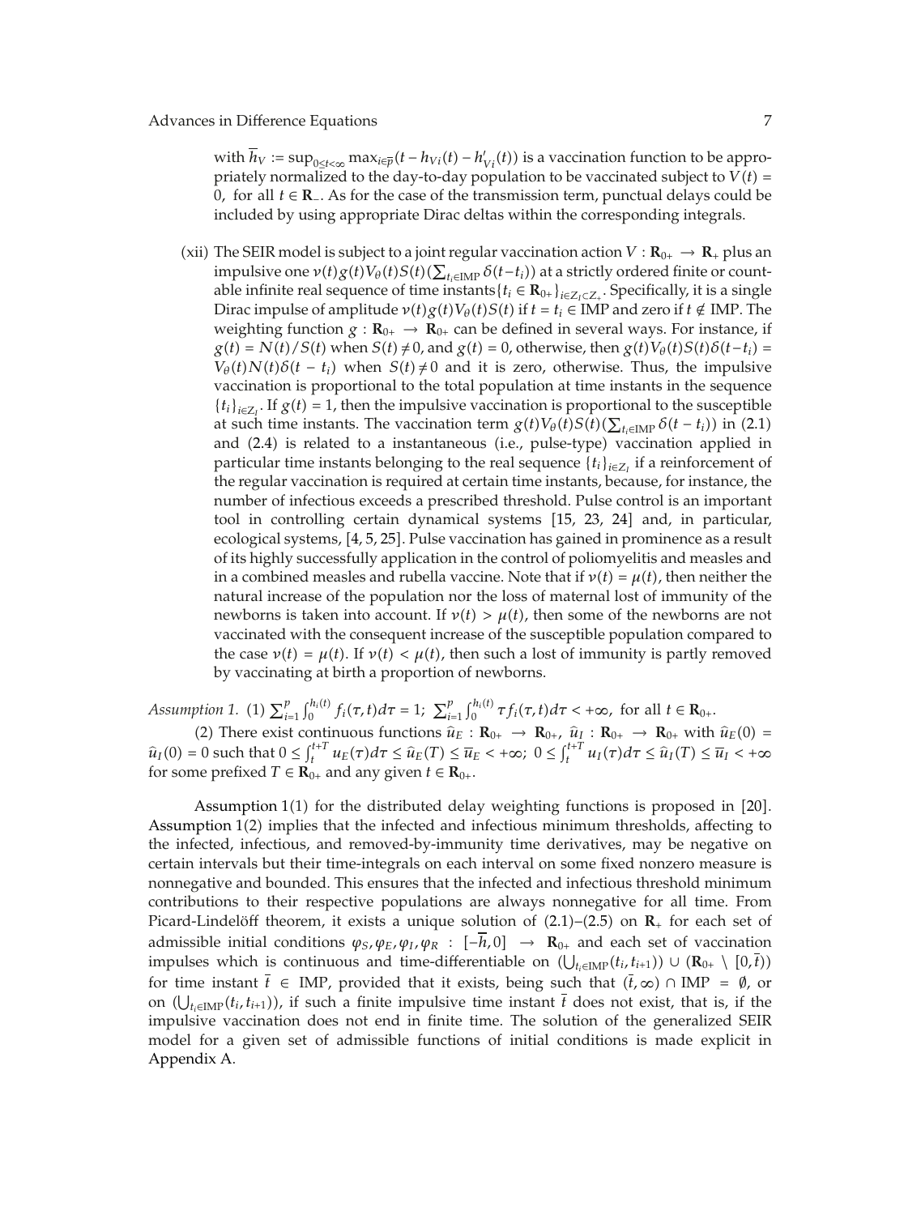with $\overline{h}_V := \sup_{0 \le t < \infty} \max_{i \in \overline{p}} (t - h_{Vi}(t) - h'_{Vi}(t))$ is a vaccination function to be appropriately normalized to the day-to-day population to be vaccinated subject to $V(t) = 0$, for all $t \in \mathbf{R}_-$. As for the case of the transmission term, punctual delays could be included by using appropriate Dirac deltas within the corresponding integrals.

(xii) The SEIR model is subject to a joint regular vaccination action $V : \mathbf{R}_{0+} \to \mathbf{R}_+$ plus an impulsive one $\nu(t) g(t) V_\theta(t) S(t) (\sum_{t_i \in \mathrm{IMP}} \delta(t - t_i))$ at a strictly ordered finite or countable infinite real sequence of time instants $\{t_i \in \mathbf{R}_{0+}\}_{i \in Z_I \subset Z_+}$. Specifically, it is a single Dirac impulse of amplitude $\nu(t) g(t) V_\theta(t) S(t)$ if $t = t_i \in \mathrm{IMP}$ and zero if $t \notin \mathrm{IMP}$. The weighting function $g : \mathbf{R}_{0+} \to \mathbf{R}_{0+}$ can be defined in several ways. For instance, if $g(t) = N(t)/S(t)$ when $S(t) \ne 0$, and $g(t) = 0$, otherwise, then $g(t) V_\theta(t) S(t) \delta(t - t_i) = V_\theta(t) N(t) \delta(t - t_i)$ when $S(t) \ne 0$ and it is zero, otherwise. Thus, the impulsive vaccination is proportional to the total population at time instants in the sequence $\{t_i\}_{i \in Z_I}$. If $g(t) = 1$, then the impulsive vaccination is proportional to the susceptible at such time instants. The vaccination term $g(t) V_\theta(t) S(t) (\sum_{t_i \in \mathrm{IMP}} \delta(t - t_i))$ in (2.1) and (2.4) is related to a instantaneous (i.e., pulse-type) vaccination applied in particular time instants belonging to the real sequence $\{t_i\}_{i \in Z_I}$ if a reinforcement of the regular vaccination is required at certain time instants, because, for instance, the number of infectious exceeds a prescribed threshold. Pulse control is an important tool in controlling certain dynamical systems [15, 23, 24] and, in particular, ecological systems, [4, 5, 25]. Pulse vaccination has gained in prominence as a result of its highly successfully application in the control of poliomyelitis and measles and in a combined measles and rubella vaccine. Note that if $\nu(t) = \mu(t)$, then neither the natural increase of the population nor the loss of maternal lost of immunity of the newborns is taken into account. If $\nu(t) > \mu(t)$, then some of the newborns are not vaccinated with the consequent increase of the susceptible population compared to the case $\nu(t) = \mu(t)$. If $\nu(t) < \mu(t)$, then such a lost of immunity is partly removed by vaccinating at birth a proportion of newborns.

*Assumption 1.* (1) $\sum_{i=1}^{p} \int_0^{h_i(t)} f_i(\tau, t) d\tau = 1$; $\sum_{i=1}^{p} \int_0^{h_i(t)} \tau f_i(\tau, t) d\tau < +\infty$, for all $t \in \mathbf{R}_{0+}$.

(2) There exist continuous functions $\widehat{u}_E : \mathbf{R}_{0+} \to \mathbf{R}_{0+}$, $\widehat{u}_I : \mathbf{R}_{0+} \to \mathbf{R}_{0+}$ with $\widehat{u}_E(0) = \widehat{u}_I(0) = 0$ such that $0 \le \int_t^{t+T} u_E(\tau) d\tau \le \widehat{u}_E(T) \le \overline{u}_E < +\infty$; $0 \le \int_t^{t+T} u_I(\tau) d\tau \le \widehat{u}_I(T) \le \overline{u}_I < +\infty$ for some prefixed $T \in \mathbf{R}_{0+}$ and any given $t \in \mathbf{R}_{0+}$.

Assumption 1(1) for the distributed delay weighting functions is proposed in [20]. Assumption 1(2) implies that the infected and infectious minimum thresholds, affecting to the infected, infectious, and removed-by-immunity time derivatives, may be negative on certain intervals but their time-integrals on each interval on some fixed nonzero measure is nonnegative and bounded. This ensures that the infected and infectious threshold minimum contributions to their respective populations are always nonnegative for all time. From Picard-Lindelöff theorem, it exists a unique solution of (2.1)–(2.5) on $\mathbf{R}_+$ for each set of admissible initial conditions $\varphi_S, \varphi_E, \varphi_I, \varphi_R : [-\overline{h}, 0] \to \mathbf{R}_{0+}$ and each set of vaccination impulses which is continuous and time-differentiable on $(\bigcup_{t_i \in \mathrm{IMP}} (t_i, t_{i+1})) \cup (\mathbf{R}_{0+} \setminus [0, \overline{t}))$ for time instant $\overline{t} \in \mathrm{IMP}$, provided that it exists, being such that $(\overline{t}, \infty) \cap \mathrm{IMP} = \emptyset$, or on $(\bigcup_{t_i \in \mathrm{IMP}} (t_i, t_{i+1}))$, if such a finite impulsive time instant $\overline{t}$ does not exist, that is, if the impulsive vaccination does not end in finite time. The solution of the generalized SEIR model for a given set of admissible functions of initial conditions is made explicit in Appendix A.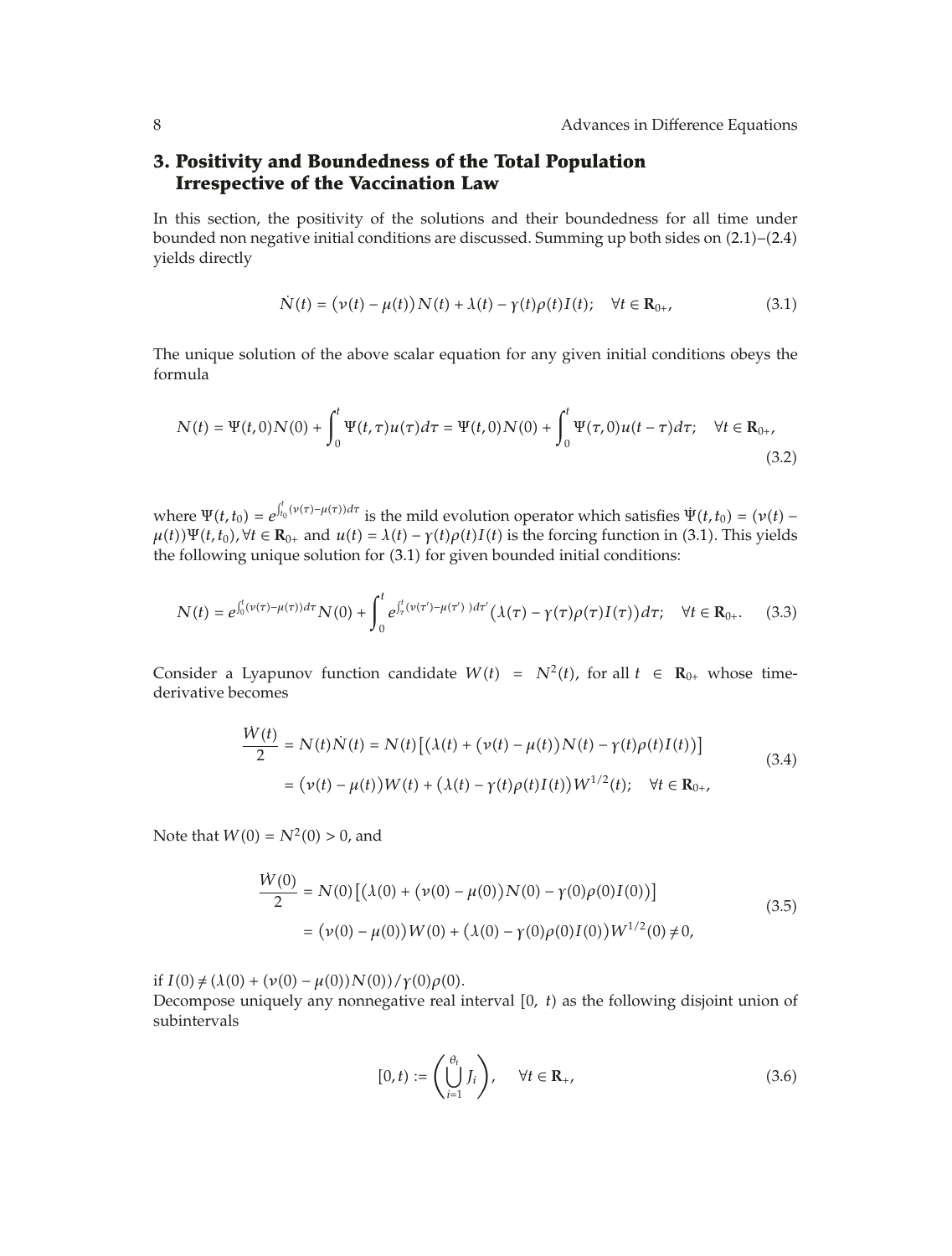## 3. Positivity and Boundedness of the Total Population Irrespective of the Vaccination Law

In this section, the positivity of the solutions and their boundedness for all time under bounded non negative initial conditions are discussed. Summing up both sides on (2.1)–(2.4) yields directly

$$\dot{N}(t) = \left(\nu(t) - \mu(t)\right)N(t) + \lambda(t) - \gamma(t)\rho(t)I(t); \quad \forall t \in \mathbf{R}_{0+}, \tag{3.1}$$

The unique solution of the above scalar equation for any given initial conditions obeys the formula

$$N(t) = \Psi(t,0)N(0) + \int_0^t \Psi(t,\tau)u(\tau)d\tau = \Psi(t,0)N(0) + \int_0^t \Psi(\tau,0)u(t-\tau)d\tau; \quad \forall t \in \mathbf{R}_{0+}, \tag{3.2}$$

where $\Psi(t,t_0) = e^{\int_{t_0}^t (\nu(\tau)-\mu(\tau))d\tau}$ is the mild evolution operator which satisfies $\dot{\Psi}(t,t_0) = (\nu(t) - \mu(t))\Psi(t,t_0), \forall t \in \mathbf{R}_{0+}$ and $u(t) = \lambda(t) - \gamma(t)\rho(t)I(t)$ is the forcing function in (3.1). This yields the following unique solution for (3.1) for given bounded initial conditions:

$$N(t) = e^{\int_0^t (\nu(\tau)-\mu(\tau))d\tau}N(0) + \int_0^t e^{\int_\tau^t (\nu(\tau')-\mu(\tau')\,)d\tau'}\left(\lambda(\tau) - \gamma(\tau)\rho(\tau)I(\tau)\right)d\tau; \quad \forall t \in \mathbf{R}_{0+}. \tag{3.3}$$

Consider a Lyapunov function candidate $W(t) = N^2(t)$, for all $t \in \mathbf{R}_{0+}$ whose time-derivative becomes

$$\begin{aligned}\frac{\dot{W}(t)}{2} &= N(t)\dot{N}(t) = N(t)\left[\left(\lambda(t) + \left(\nu(t) - \mu(t)\right)N(t) - \gamma(t)\rho(t)I(t)\right)\right] \\ &= \left(\nu(t) - \mu(t)\right)W(t) + \left(\lambda(t) - \gamma(t)\rho(t)I(t)\right)W^{1/2}(t); \quad \forall t \in \mathbf{R}_{0+},\end{aligned} \tag{3.4}$$

Note that $W(0) = N^2(0) > 0$, and

$$\begin{aligned}\frac{\dot{W}(0)}{2} &= N(0)\left[\left(\lambda(0) + \left(\nu(0) - \mu(0)\right)N(0) - \gamma(0)\rho(0)I(0)\right)\right] \\ &= \left(\nu(0) - \mu(0)\right)W(0) + \left(\lambda(0) - \gamma(0)\rho(0)I(0)\right)W^{1/2}(0) \neq 0,\end{aligned} \tag{3.5}$$

if $I(0) \neq (\lambda(0) + (\nu(0) - \mu(0))N(0))/\gamma(0)\rho(0)$.

Decompose uniquely any nonnegative real interval $[0,\ t)$ as the following disjoint union of subintervals

$$[0,t) := \left(\bigcup_{i=1}^{\theta_t} J_i\right), \quad \forall t \in \mathbf{R}_+, \tag{3.6}$$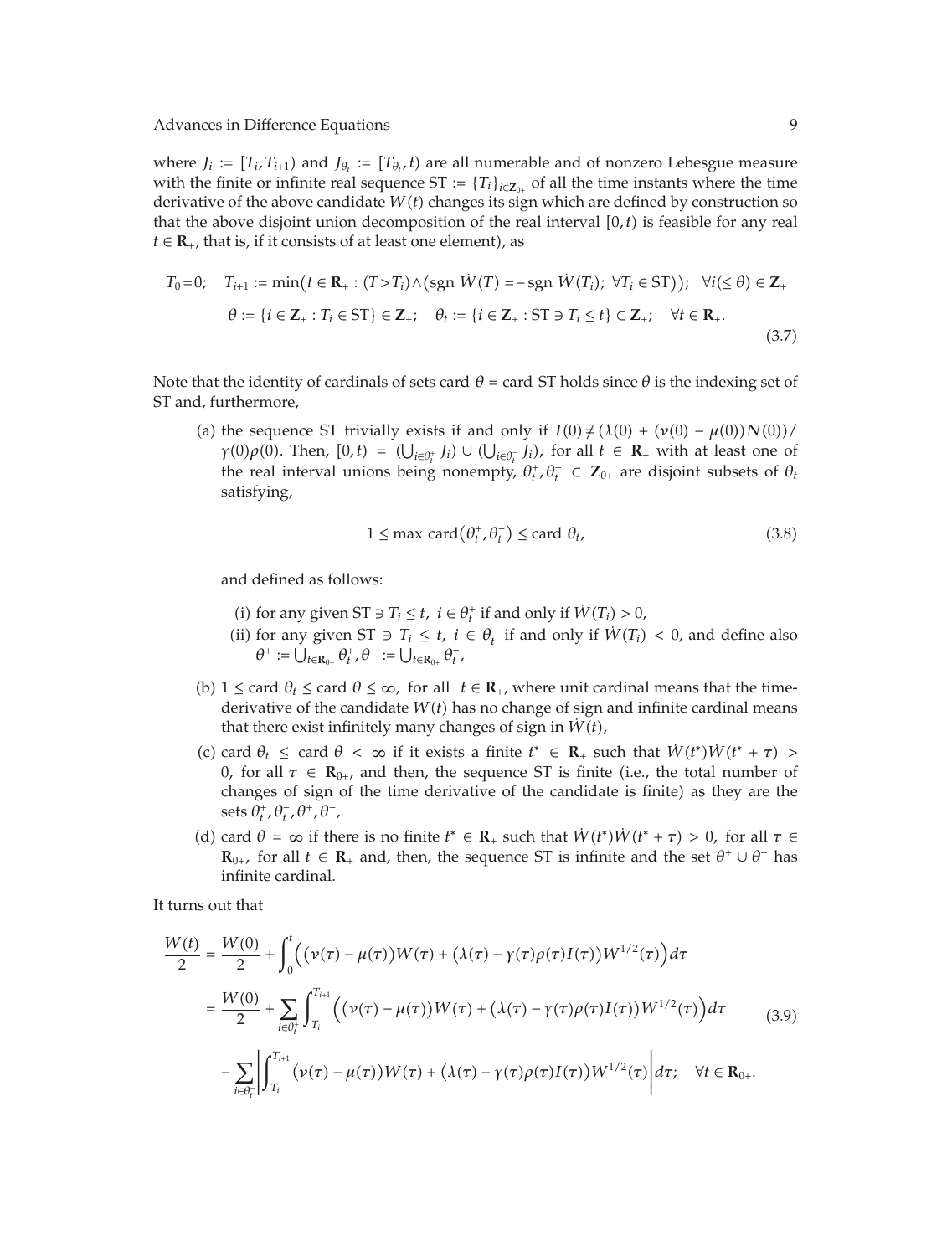where $J_i := [T_i, T_{i+1})$ and $J_{\theta_t} := [T_{\theta_t}, t)$ are all numerable and of nonzero Lebesgue measure with the finite or infinite real sequence $\mathrm{ST} := \{T_i\}_{i\in \mathbf{Z}_{0+}}$ of all the time instants where the time derivative of the above candidate $W(t)$ changes its sign which are defined by construction so that the above disjoint union decomposition of the real interval $[0,t)$ is feasible for any real $t \in \mathbf{R}_+$, that is, if it consists of at least one element), as

$$
\begin{gathered}
T_0 = 0; \quad T_{i+1} := \min\left(t \in \mathbf{R}_+ : (T > T_i) \wedge \left(\operatorname{sgn} \dot{W}(T) = -\operatorname{sgn} \dot{W}(T_i);\ \forall T_i \in \mathrm{ST}\right)\right); \quad \forall i (\leq \theta) \in \mathbf{Z}_+ \\
\theta := \{i \in \mathbf{Z}_+ : T_i \in \mathrm{ST}\} \in \mathbf{Z}_+; \quad \theta_t := \{i \in \mathbf{Z}_+ : \mathrm{ST} \ni T_i \leq t\} \subset \mathbf{Z}_+; \quad \forall t \in \mathbf{R}_+.
\end{gathered}
\tag{3.7}
$$

Note that the identity of cardinals of sets $\operatorname{card} \theta = \operatorname{card} \mathrm{ST}$ holds since $\theta$ is the indexing set of ST and, furthermore,

(a) the sequence ST trivially exists if and only if $I(0) \neq (\lambda(0) + (\nu(0) - \mu(0))N(0))/\gamma(0)\rho(0)$. Then, $[0,t) = (\bigcup_{i\in\theta_t^+} J_i) \cup (\bigcup_{i\in\theta_t^-} J_i)$, for all $t \in \mathbf{R}_+$ with at least one of the real interval unions being nonempty, $\theta_t^+, \theta_t^- \subset \mathbf{Z}_{0+}$ are disjoint subsets of $\theta_t$ satisfying,

$$
1 \leq \max \operatorname{card}\left(\theta_t^+, \theta_t^-\right) \leq \operatorname{card} \theta_t,
\tag{3.8}
$$

and defined as follows:

(i) for any given $\mathrm{ST} \ni T_i \leq t$, $i \in \theta_t^+$ if and only if $\dot{W}(T_i) > 0$,

(ii) for any given $\mathrm{ST} \ni T_i \leq t$, $i \in \theta_t^-$ if and only if $\dot{W}(T_i) < 0$, and define also $\theta^+ := \bigcup_{t\in\mathbf{R}_{0+}} \theta_t^+$, $\theta^- := \bigcup_{t\in\mathbf{R}_{0+}} \theta_t^-$,

(b) $1 \leq \operatorname{card} \theta_t \leq \operatorname{card} \theta \leq \infty$, for all $t \in \mathbf{R}_+$, where unit cardinal means that the time-derivative of the candidate $W(t)$ has no change of sign and infinite cardinal means that there exist infinitely many changes of sign in $\dot{W}(t)$,

(c) $\operatorname{card} \theta_t \leq \operatorname{card} \theta < \infty$ if it exists a finite $t^* \in \mathbf{R}_+$ such that $\dot{W}(t^*)\dot{W}(t^* + \tau) > 0$, for all $\tau \in \mathbf{R}_{0+}$, and then, the sequence ST is finite (i.e., the total number of changes of sign of the time derivative of the candidate is finite) as they are the sets $\theta_t^+, \theta_t^-, \theta^+, \theta^-$,

(d) $\operatorname{card} \theta = \infty$ if there is no finite $t^* \in \mathbf{R}_+$ such that $\dot{W}(t^*)\dot{W}(t^* + \tau) > 0$, for all $\tau \in \mathbf{R}_{0+}$, for all $t \in \mathbf{R}_+$ and, then, the sequence ST is infinite and the set $\theta^+ \cup \theta^-$ has infinite cardinal.

It turns out that

$$
\begin{aligned}
\frac{W(t)}{2} &= \frac{W(0)}{2} + \int_0^t \Big( \big(\nu(\tau) - \mu(\tau)\big)W(\tau) + \big(\lambda(\tau) - \gamma(\tau)\rho(\tau)I(\tau)\big)W^{1/2}(\tau) \Big) d\tau \\
&= \frac{W(0)}{2} + \sum_{i\in\theta_t^+} \int_{T_i}^{T_{i+1}} \Big( \big(\nu(\tau) - \mu(\tau)\big)W(\tau) + \big(\lambda(\tau) - \gamma(\tau)\rho(\tau)I(\tau)\big)W^{1/2}(\tau) \Big) d\tau \\
&\quad - \sum_{i\in\theta_t^-} \left| \int_{T_i}^{T_{i+1}} \big(\nu(\tau) - \mu(\tau)\big)W(\tau) + \big(\lambda(\tau) - \gamma(\tau)\rho(\tau)I(\tau)\big)W^{1/2}(\tau) \right| d\tau; \quad \forall t \in \mathbf{R}_{0+}.
\end{aligned}
\tag{3.9}
$$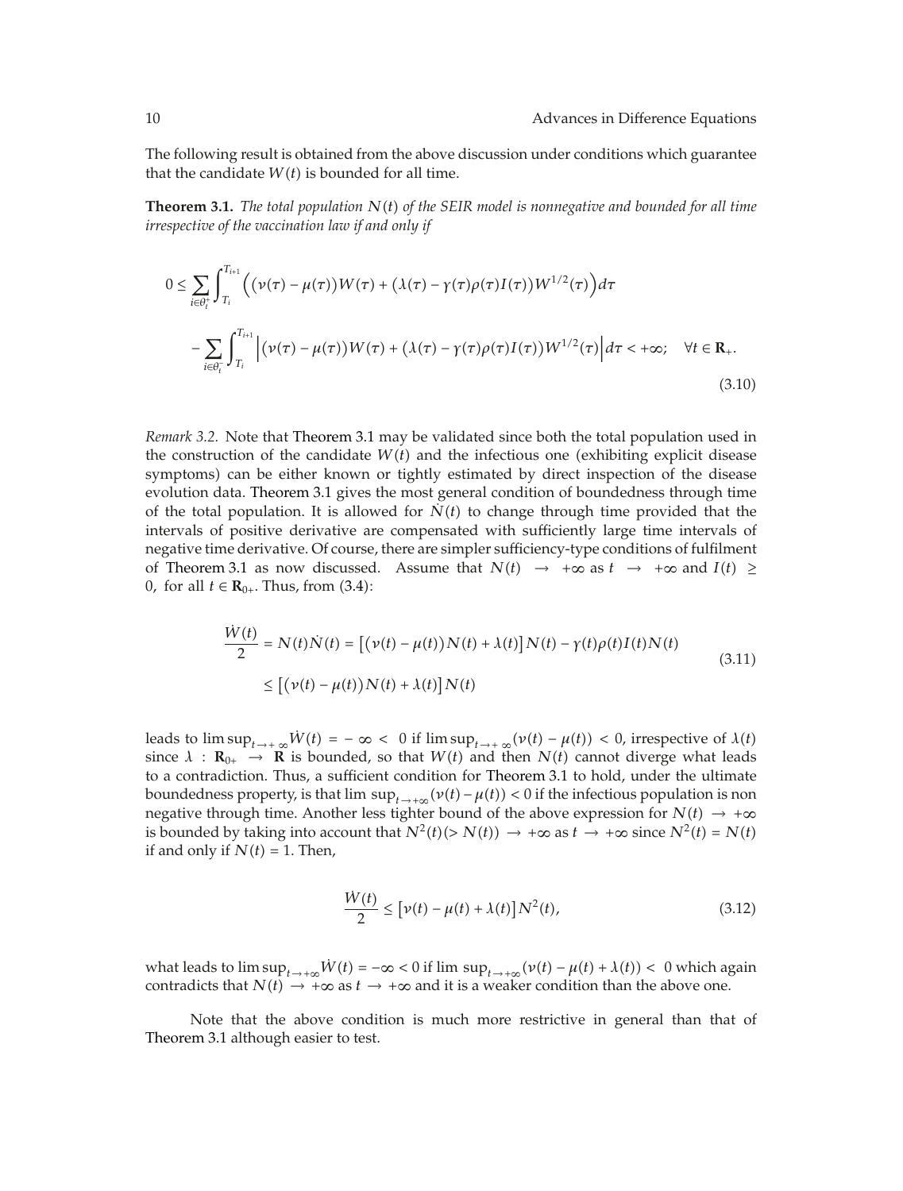The following result is obtained from the above discussion under conditions which guarantee that the candidate $W(t)$ is bounded for all time.

**Theorem 3.1.** *The total population $N(t)$ of the SEIR model is nonnegative and bounded for all time irrespective of the vaccination law if and only if*

$$
\begin{aligned}
0 \leq & \sum_{i \in \theta_t^+} \int_{T_i}^{T_{i+1}} \left( \left(\nu(\tau) - \mu(\tau)\right) W(\tau) + \left(\lambda(\tau) - \gamma(\tau)\rho(\tau)I(\tau)\right) W^{1/2}(\tau) \right) d\tau \\
& - \sum_{i \in \theta_t^-} \int_{T_i}^{T_{i+1}} \left| \left(\nu(\tau) - \mu(\tau)\right) W(\tau) + \left(\lambda(\tau) - \gamma(\tau)\rho(\tau)I(\tau)\right) W^{1/2}(\tau) \right| d\tau < +\infty; \quad \forall t \in \mathbf{R}_+.
\end{aligned}
\tag{3.10}
$$

*Remark 3.2.* Note that Theorem 3.1 may be validated since both the total population used in the construction of the candidate $W(t)$ and the infectious one (exhibiting explicit disease symptoms) can be either known or tightly estimated by direct inspection of the disease evolution data. Theorem 3.1 gives the most general condition of boundedness through time of the total population. It is allowed for $\dot{N}(t)$ to change through time provided that the intervals of positive derivative are compensated with sufficiently large time intervals of negative time derivative. Of course, there are simpler sufficiency-type conditions of fulfilment of Theorem 3.1 as now discussed. Assume that $N(t) \to +\infty$ as $t \to +\infty$ and $I(t) \geq 0$, for all $t \in \mathbf{R}_{0+}$. Thus, from (3.4):

$$
\begin{aligned}
\frac{\dot{W}(t)}{2} &= N(t)\dot{N}(t) = \left[ \left(\nu(t) - \mu(t)\right) N(t) + \lambda(t) \right] N(t) - \gamma(t)\rho(t)I(t)N(t) \\
&\leq \left[ \left(\nu(t) - \mu(t)\right) N(t) + \lambda(t) \right] N(t)
\end{aligned}
\tag{3.11}
$$

leads to $\limsup_{t \to +\infty} \dot{W}(t) = -\infty < 0$ if $\limsup_{t \to +\infty} (\nu(t) - \mu(t)) < 0$, irrespective of $\lambda(t)$ since $\lambda : \mathbf{R}_{0+} \to \mathbf{R}$ is bounded, so that $W(t)$ and then $N(t)$ cannot diverge what leads to a contradiction. Thus, a sufficient condition for Theorem 3.1 to hold, under the ultimate boundedness property, is that $\lim\sup_{t \to +\infty} (\nu(t) - \mu(t)) < 0$ if the infectious population is non negative through time. Another less tighter bound of the above expression for $N(t) \to +\infty$ is bounded by taking into account that $N^2(t) (> N(t)) \to +\infty$ as $t \to +\infty$ since $N^2(t) = N(t)$ if and only if $N(t) = 1$. Then,

$$
\frac{\dot{W}(t)}{2} \leq \left[ \nu(t) - \mu(t) + \lambda(t) \right] N^2(t),
\tag{3.12}
$$

what leads to $\limsup_{t \to +\infty} \dot{W}(t) = -\infty < 0$ if $\lim\sup_{t \to +\infty} (\nu(t) - \mu(t) + \lambda(t)) < 0$ which again contradicts that $N(t) \to +\infty$ as $t \to +\infty$ and it is a weaker condition than the above one.

Note that the above condition is much more restrictive in general than that of Theorem 3.1 although easier to test.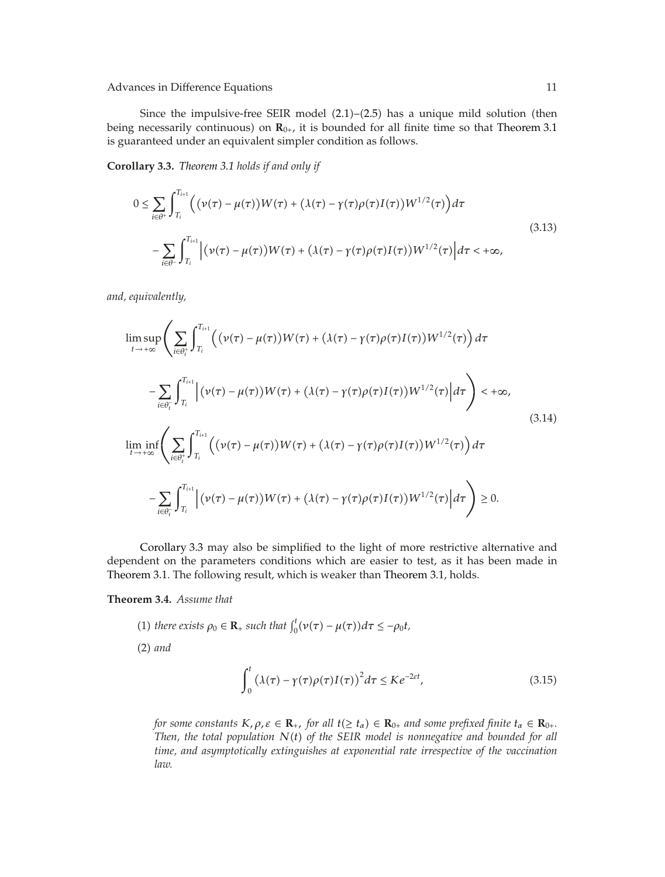Since the impulsive-free SEIR model (2.1)–(2.5) has a unique mild solution (then being necessarily continuous) on $\mathbf{R}_{0+}$, it is bounded for all finite time so that Theorem 3.1 is guaranteed under an equivalent simpler condition as follows.

**Corollary 3.3.** *Theorem 3.1 holds if and only if*

$$
\begin{aligned}
0 \leq & \sum_{i \in \theta^{+}} \int_{T_i}^{T_{i+1}} \Big( \big(\nu(\tau) - \mu(\tau)\big) W(\tau) + \big(\lambda(\tau) - \gamma(\tau)\rho(\tau)I(\tau)\big) W^{1/2}(\tau) \Big) d\tau \\
& - \sum_{i \in \theta^{-}} \int_{T_i}^{T_{i+1}} \Big| \big(\nu(\tau) - \mu(\tau)\big) W(\tau) + \big(\lambda(\tau) - \gamma(\tau)\rho(\tau)I(\tau)\big) W^{1/2}(\tau) \Big| d\tau < +\infty,
\end{aligned}
\tag{3.13}
$$

*and, equivalently,*

$$
\begin{aligned}
& \limsup_{t \to +\infty} \Bigg( \sum_{i \in \theta_t^{+}} \int_{T_i}^{T_{i+1}} \Big( \big(\nu(\tau) - \mu(\tau)\big) W(\tau) + \big(\lambda(\tau) - \gamma(\tau)\rho(\tau)I(\tau)\big) W^{1/2}(\tau) \Big) d\tau \\
& \qquad - \sum_{i \in \theta_t^{-}} \int_{T_i}^{T_{i+1}} \Big| \big(\nu(\tau) - \mu(\tau)\big) W(\tau) + \big(\lambda(\tau) - \gamma(\tau)\rho(\tau)I(\tau)\big) W^{1/2}(\tau) \Big| d\tau \Bigg) < +\infty, \\
& \liminf_{t \to +\infty} \Bigg( \sum_{i \in \theta_t^{+}} \int_{T_i}^{T_{i+1}} \Big( \big(\nu(\tau) - \mu(\tau)\big) W(\tau) + \big(\lambda(\tau) - \gamma(\tau)\rho(\tau)I(\tau)\big) W^{1/2}(\tau) \Big) d\tau \\
& \qquad - \sum_{i \in \theta_t^{-}} \int_{T_i}^{T_{i+1}} \Big| \big(\nu(\tau) - \mu(\tau)\big) W(\tau) + \big(\lambda(\tau) - \gamma(\tau)\rho(\tau)I(\tau)\big) W^{1/2}(\tau) \Big| d\tau \Bigg) \geq 0.
\end{aligned}
\tag{3.14}
$$

Corollary 3.3 may also be simplified to the light of more restrictive alternative and dependent on the parameters conditions which are easier to test, as it has been made in Theorem 3.1. The following result, which is weaker than Theorem 3.1, holds.

**Theorem 3.4.** *Assume that*

(1) *there exists $\rho_0 \in \mathbf{R}_{+}$ such that $\int_0^t (\nu(\tau) - \mu(\tau)) d\tau \leq -\rho_0 t$,*

(2) *and*

$$
\int_0^t \big(\lambda(\tau) - \gamma(\tau)\rho(\tau)I(\tau)\big)^2 d\tau \leq K e^{-2\varepsilon t},
\tag{3.15}
$$

*for some constants $K, \rho, \varepsilon \in \mathbf{R}_{+}$, for all $t (\geq t_\alpha) \in \mathbf{R}_{0+}$ and some prefixed finite $t_\alpha \in \mathbf{R}_{0+}$. Then, the total population $N(t)$ of the SEIR model is nonnegative and bounded for all time, and asymptotically extinguishes at exponential rate irrespective of the vaccination law.*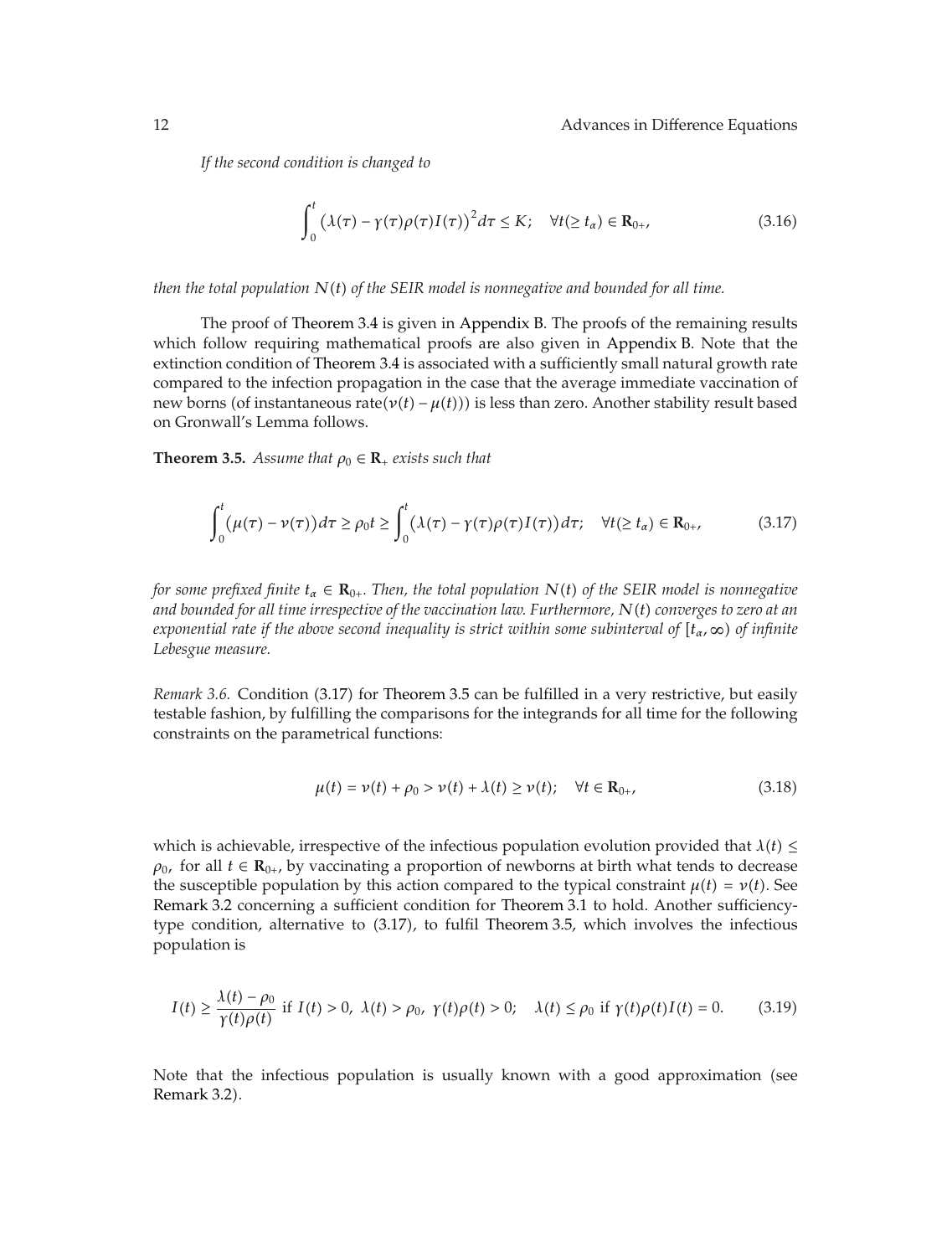*If the second condition is changed to*

$$\int_0^t \left(\lambda(\tau) - \gamma(\tau)\rho(\tau)I(\tau)\right)^2 d\tau \le K; \quad \forall t(\ge t_\alpha) \in \mathbf{R}_{0+}, \tag{3.16}$$

*then the total population $N(t)$ of the SEIR model is nonnegative and bounded for all time.*

The proof of Theorem 3.4 is given in Appendix B. The proofs of the remaining results which follow requiring mathematical proofs are also given in Appendix B. Note that the extinction condition of Theorem 3.4 is associated with a sufficiently small natural growth rate compared to the infection propagation in the case that the average immediate vaccination of new borns (of instantaneous rate$(\nu(t) - \mu(t))$) is less than zero. Another stability result based on Gronwall's Lemma follows.

**Theorem 3.5.** *Assume that $\rho_0 \in \mathbf{R}_+$ exists such that*

$$\int_0^t \left(\mu(\tau) - \nu(\tau)\right) d\tau \ge \rho_0 t \ge \int_0^t \left(\lambda(\tau) - \gamma(\tau)\rho(\tau)I(\tau)\right) d\tau; \quad \forall t(\ge t_\alpha) \in \mathbf{R}_{0+}, \tag{3.17}$$

*for some prefixed finite $t_\alpha \in \mathbf{R}_{0+}$. Then, the total population $N(t)$ of the SEIR model is nonnegative and bounded for all time irrespective of the vaccination law. Furthermore, $N(t)$ converges to zero at an exponential rate if the above second inequality is strict within some subinterval of $[t_\alpha, \infty)$ of infinite Lebesgue measure.*

*Remark 3.6.* Condition (3.17) for Theorem 3.5 can be fulfilled in a very restrictive, but easily testable fashion, by fulfilling the comparisons for the integrands for all time for the following constraints on the parametrical functions:

$$\mu(t) = \nu(t) + \rho_0 > \nu(t) + \lambda(t) \ge \nu(t); \quad \forall t \in \mathbf{R}_{0+}, \tag{3.18}$$

which is achievable, irrespective of the infectious population evolution provided that $\lambda(t) \le \rho_0$, for all $t \in \mathbf{R}_{0+}$, by vaccinating a proportion of newborns at birth what tends to decrease the susceptible population by this action compared to the typical constraint $\mu(t) = \nu(t)$. See Remark 3.2 concerning a sufficient condition for Theorem 3.1 to hold. Another sufficiency-type condition, alternative to (3.17), to fulfil Theorem 3.5, which involves the infectious population is

$$I(t) \ge \frac{\lambda(t) - \rho_0}{\gamma(t)\rho(t)} \text{ if } I(t) > 0,\ \lambda(t) > \rho_0,\ \gamma(t)\rho(t) > 0; \quad \lambda(t) \le \rho_0 \text{ if } \gamma(t)\rho(t)I(t) = 0. \tag{3.19}$$

Note that the infectious population is usually known with a good approximation (see Remark 3.2).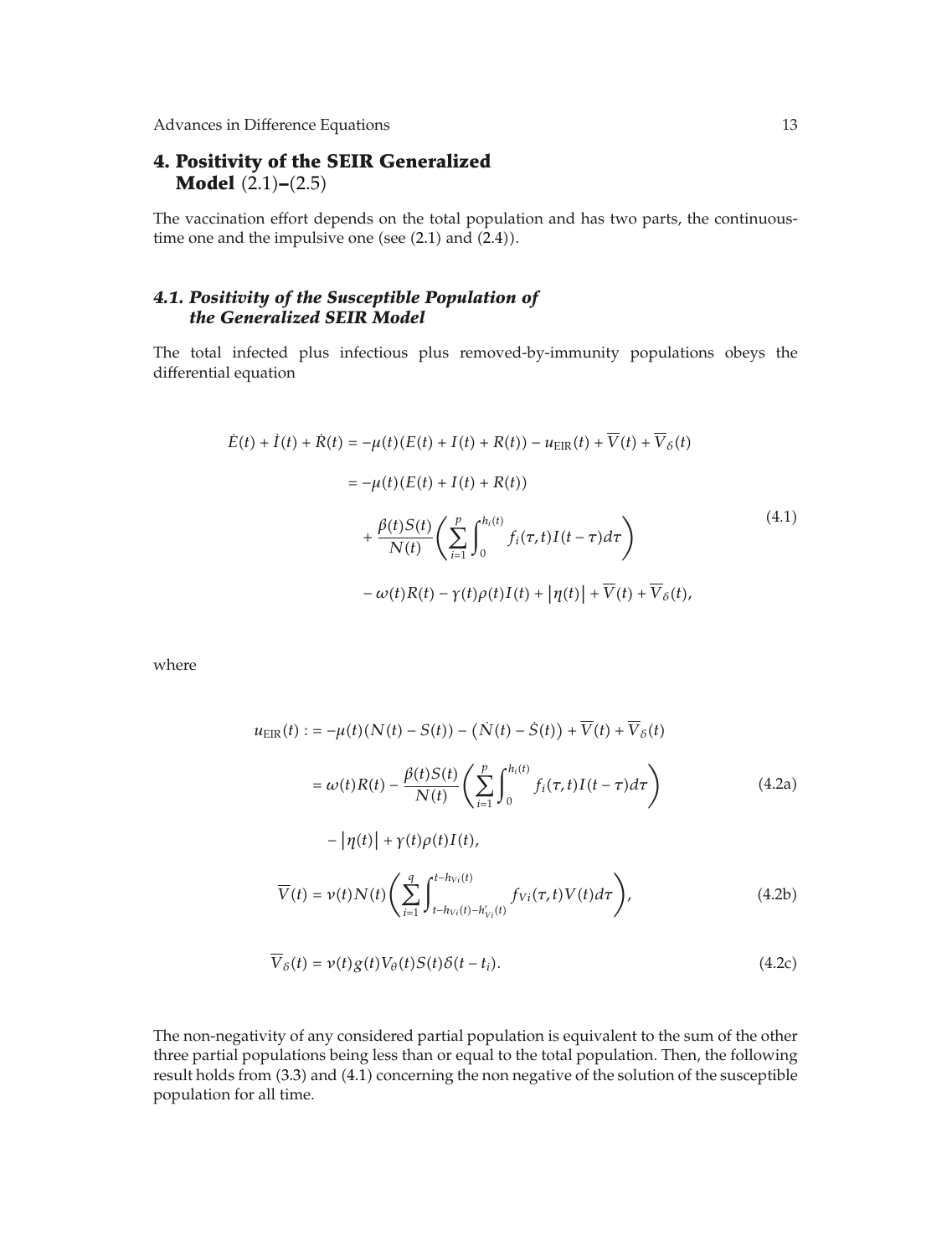## 4. Positivity of the SEIR Generalized Model (2.1)–(2.5)

The vaccination effort depends on the total population and has two parts, the continuous-time one and the impulsive one (see (2.1) and (2.4)).

### 4.1. Positivity of the Susceptible Population of the Generalized SEIR Model

The total infected plus infectious plus removed-by-immunity populations obeys the differential equation

$$
\begin{aligned}
\dot{E}(t) + \dot{I}(t) + \dot{R}(t) &= -\mu(t)(E(t) + I(t) + R(t)) - u_{\mathrm{EIR}}(t) + \overline{V}(t) + \overline{V}_{\delta}(t) \\
&= -\mu(t)(E(t) + I(t) + R(t)) \\
&\quad + \frac{\beta(t)S(t)}{N(t)}\left(\sum_{i=1}^{p}\int_{0}^{h_i(t)} f_i(\tau,t)I(t-\tau)d\tau\right) \\
&\quad - \omega(t)R(t) - \gamma(t)\rho(t)I(t) + \left|\eta(t)\right| + \overline{V}(t) + \overline{V}_{\delta}(t),
\end{aligned}
\tag{4.1}
$$

where

$$
\begin{aligned}
u_{\mathrm{EIR}}(t) :&= -\mu(t)(N(t) - S(t)) - \left(\dot{N}(t) - \dot{S}(t)\right) + \overline{V}(t) + \overline{V}_{\delta}(t) \\
&= \omega(t)R(t) - \frac{\beta(t)S(t)}{N(t)}\left(\sum_{i=1}^{p}\int_{0}^{h_i(t)} f_i(\tau,t)I(t-\tau)d\tau\right) \\
&\quad - \left|\eta(t)\right| + \gamma(t)\rho(t)I(t),
\end{aligned}
\tag{4.2a}
$$

$$
\overline{V}(t) = \nu(t)N(t)\left(\sum_{i=1}^{q}\int_{t-h_{Vi}(t)-h'_{Vi}(t)}^{t-h_{Vi}(t)} f_{Vi}(\tau,t)V(t)d\tau\right),
\tag{4.2b}
$$

$$
\overline{V}_{\delta}(t) = \nu(t)g(t)V_{\theta}(t)S(t)\delta(t-t_i).
\tag{4.2c}
$$

The non-negativity of any considered partial population is equivalent to the sum of the other three partial populations being less than or equal to the total population. Then, the following result holds from (3.3) and (4.1) concerning the non negative of the solution of the susceptible population for all time.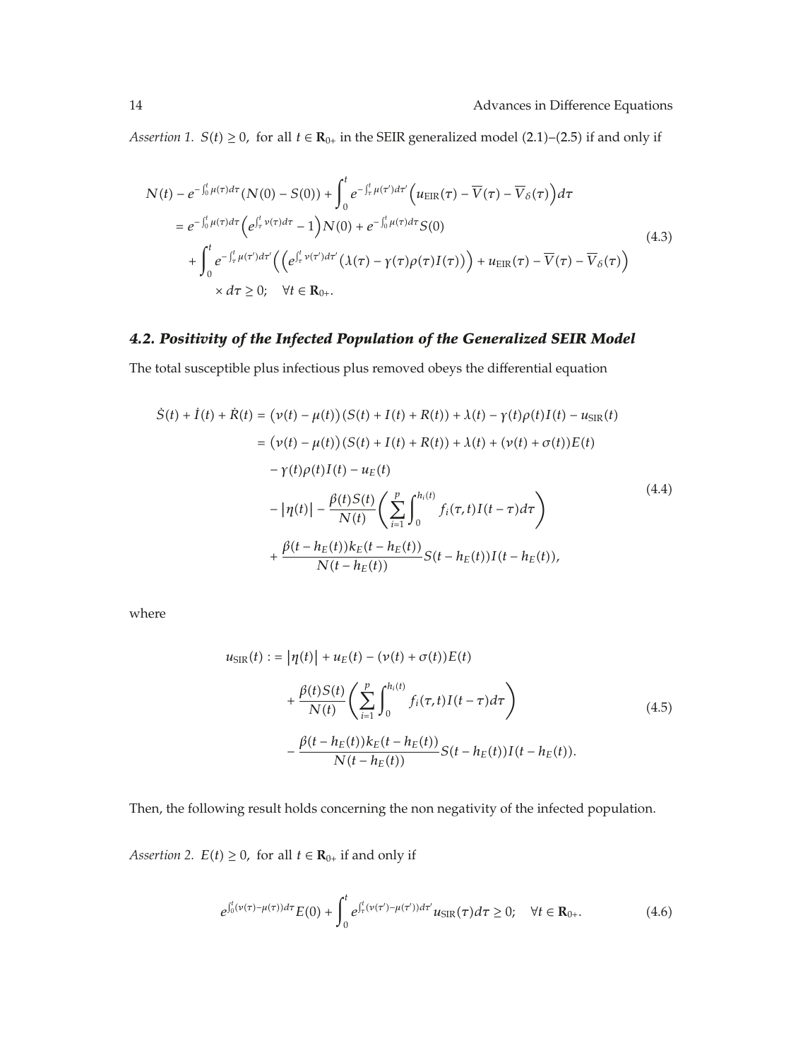*Assertion 1.* $S(t) \geq 0$, for all $t \in \mathbf{R}_{0+}$ in the SEIR generalized model (2.1)–(2.5) if and only if

$$
\begin{aligned}
N(t) &- e^{-\int_0^t \mu(\tau)d\tau}(N(0) - S(0)) + \int_0^t e^{-\int_\tau^t \mu(\tau')d\tau'}\left(u_{\mathrm{EIR}}(\tau) - \overline{V}(\tau) - \overline{V}_\delta(\tau)\right)d\tau \\
&= e^{-\int_0^t \mu(\tau)d\tau}\left(e^{\int_\tau^t \nu(\tau)d\tau} - 1\right)N(0) + e^{-\int_0^t \mu(\tau)d\tau}S(0) \\
&\quad + \int_0^t e^{-\int_\tau^t \mu(\tau')d\tau'}\left(\left(e^{\int_\tau^t \nu(\tau')d\tau'}(\lambda(\tau) - \gamma(\tau)\rho(\tau)I(\tau))\right) + u_{\mathrm{EIR}}(\tau) - \overline{V}(\tau) - \overline{V}_\delta(\tau)\right) \\
&\quad \times d\tau \geq 0; \quad \forall t \in \mathbf{R}_{0+}.
\end{aligned}
\tag{4.3}
$$

### *4.2. Positivity of the Infected Population of the Generalized SEIR Model*

The total susceptible plus infectious plus removed obeys the differential equation

$$
\begin{aligned}
\dot{S}(t) + \dot{I}(t) + \dot{R}(t) &= (\nu(t) - \mu(t))(S(t) + I(t) + R(t)) + \lambda(t) - \gamma(t)\rho(t)I(t) - u_{\mathrm{SIR}}(t) \\
&= (\nu(t) - \mu(t))(S(t) + I(t) + R(t)) + \lambda(t) + (\nu(t) + \sigma(t))E(t) \\
&\quad - \gamma(t)\rho(t)I(t) - u_E(t) \\
&\quad - |\eta(t)| - \frac{\beta(t)S(t)}{N(t)}\left(\sum_{i=1}^{p}\int_0^{h_i(t)} f_i(\tau, t)I(t - \tau)d\tau\right) \\
&\quad + \frac{\beta(t - h_E(t))k_E(t - h_E(t))}{N(t - h_E(t))}S(t - h_E(t))I(t - h_E(t)),
\end{aligned}
\tag{4.4}
$$

where

$$
\begin{aligned}
u_{\mathrm{SIR}}(t) := &\ |\eta(t)| + u_E(t) - (\nu(t) + \sigma(t))E(t) \\
&+ \frac{\beta(t)S(t)}{N(t)}\left(\sum_{i=1}^{p}\int_0^{h_i(t)} f_i(\tau, t)I(t - \tau)d\tau\right) \\
&- \frac{\beta(t - h_E(t))k_E(t - h_E(t))}{N(t - h_E(t))}S(t - h_E(t))I(t - h_E(t)).
\end{aligned}
\tag{4.5}
$$

Then, the following result holds concerning the non negativity of the infected population.

*Assertion 2.* $E(t) \geq 0$, for all $t \in \mathbf{R}_{0+}$ if and only if

$$
e^{\int_0^t (\nu(\tau) - \mu(\tau))d\tau}E(0) + \int_0^t e^{\int_\tau^t (\nu(\tau') - \mu(\tau'))d\tau'}u_{\mathrm{SIR}}(\tau)d\tau \geq 0; \quad \forall t \in \mathbf{R}_{0+}.
\tag{4.6}
$$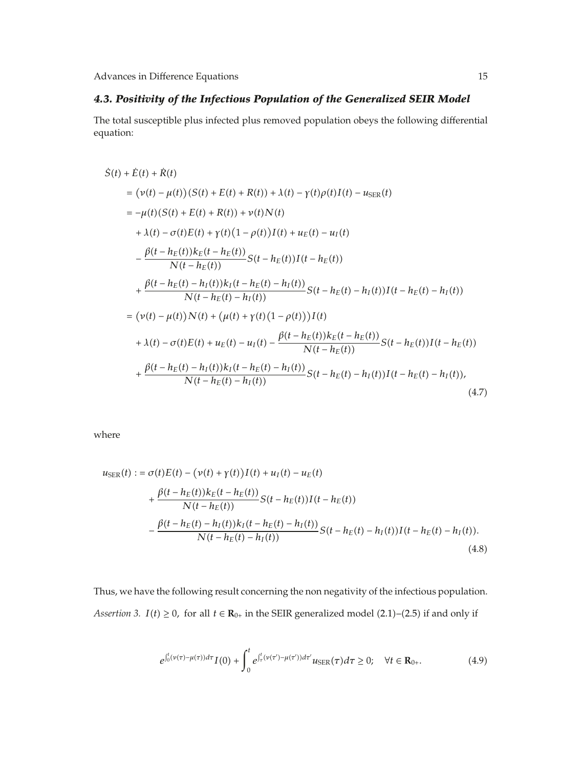### 4.3. Positivity of the Infectious Population of the Generalized SEIR Model

The total susceptible plus infected plus removed population obeys the following differential equation:

$$
\begin{aligned}
\dot{S}(t) &+ \dot{E}(t) + \dot{R}(t) \\
&= \big(\nu(t) - \mu(t)\big)(S(t) + E(t) + R(t)) + \lambda(t) - \gamma(t)\rho(t)I(t) - u_{\mathrm{SER}}(t) \\
&= -\mu(t)(S(t) + E(t) + R(t)) + \nu(t)N(t) \\
&\quad + \lambda(t) - \sigma(t)E(t) + \gamma(t)\big(1 - \rho(t)\big)I(t) + u_E(t) - u_I(t) \\
&\quad - \frac{\beta(t - h_E(t))k_E(t - h_E(t))}{N(t - h_E(t))} S(t - h_E(t))I(t - h_E(t)) \\
&\quad + \frac{\beta(t - h_E(t) - h_I(t))k_I(t - h_E(t) - h_I(t))}{N(t - h_E(t) - h_I(t))} S(t - h_E(t) - h_I(t))I(t - h_E(t) - h_I(t)) \\
&= \big(\nu(t) - \mu(t)\big)N(t) + \big(\mu(t) + \gamma(t)\big(1 - \rho(t)\big)\big)I(t) \\
&\quad + \lambda(t) - \sigma(t)E(t) + u_E(t) - u_I(t) - \frac{\beta(t - h_E(t))k_E(t - h_E(t))}{N(t - h_E(t))} S(t - h_E(t))I(t - h_E(t)) \\
&\quad + \frac{\beta(t - h_E(t) - h_I(t))k_I(t - h_E(t) - h_I(t))}{N(t - h_E(t) - h_I(t))} S(t - h_E(t) - h_I(t))I(t - h_E(t) - h_I(t)),
\end{aligned}
\tag{4.7}
$$

where

$$
\begin{aligned}
u_{\mathrm{SER}}(t) : &= \sigma(t)E(t) - \big(\nu(t) + \gamma(t)\big)I(t) + u_I(t) - u_E(t) \\
&\quad + \frac{\beta(t - h_E(t))k_E(t - h_E(t))}{N(t - h_E(t))} S(t - h_E(t))I(t - h_E(t)) \\
&\quad - \frac{\beta(t - h_E(t) - h_I(t))k_I(t - h_E(t) - h_I(t))}{N(t - h_E(t) - h_I(t))} S(t - h_E(t) - h_I(t))I(t - h_E(t) - h_I(t)).
\end{aligned}
\tag{4.8}
$$

Thus, we have the following result concerning the non negativity of the infectious population.

*Assertion 3.* $I(t) \geq 0$, for all $t \in \mathbf{R}_{0+}$ in the SEIR generalized model (2.1)–(2.5) if and only if

$$
e^{\int_0^t (\nu(\tau) - \mu(\tau)) d\tau} I(0) + \int_0^t e^{\int_\tau^t (\nu(\tau') - \mu(\tau')) d\tau'} u_{\mathrm{SER}}(\tau) d\tau \geq 0; \quad \forall t \in \mathbf{R}_{0+}. \tag{4.9}
$$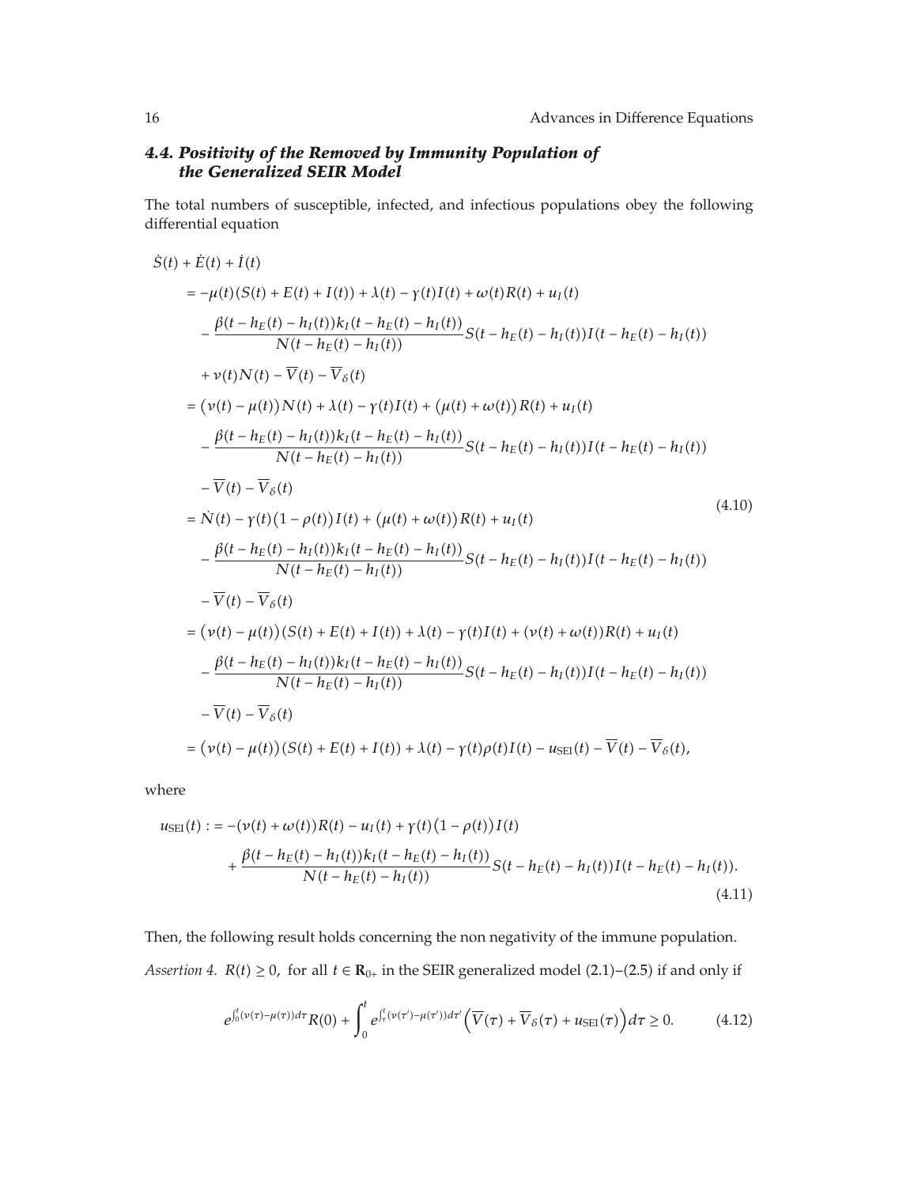### *4.4. Positivity of the Removed by Immunity Population of the Generalized SEIR Model*

The total numbers of susceptible, infected, and infectious populations obey the following differential equation

$$
\begin{aligned}
&\dot{S}(t) + \dot{E}(t) + \dot{I}(t) \\
&\quad = -\mu(t)(S(t) + E(t) + I(t)) + \lambda(t) - \gamma(t)I(t) + \omega(t)R(t) + u_I(t) \\
&\qquad - \frac{\beta(t - h_E(t) - h_I(t))k_I(t - h_E(t) - h_I(t))}{N(t - h_E(t) - h_I(t))} S(t - h_E(t) - h_I(t))I(t - h_E(t) - h_I(t)) \\
&\qquad + \nu(t)N(t) - \overline{V}(t) - \overline{V}_\delta(t) \\
&\quad = \left(\nu(t) - \mu(t)\right)N(t) + \lambda(t) - \gamma(t)I(t) + \left(\mu(t) + \omega(t)\right)R(t) + u_I(t) \\
&\qquad - \frac{\beta(t - h_E(t) - h_I(t))k_I(t - h_E(t) - h_I(t))}{N(t - h_E(t) - h_I(t))} S(t - h_E(t) - h_I(t))I(t - h_E(t) - h_I(t)) \\
&\qquad - \overline{V}(t) - \overline{V}_\delta(t) \\
&\quad = \dot{N}(t) - \gamma(t)\left(1 - \rho(t)\right)I(t) + \left(\mu(t) + \omega(t)\right)R(t) + u_I(t) \\
&\qquad - \frac{\beta(t - h_E(t) - h_I(t))k_I(t - h_E(t) - h_I(t))}{N(t - h_E(t) - h_I(t))} S(t - h_E(t) - h_I(t))I(t - h_E(t) - h_I(t)) \\
&\qquad - \overline{V}(t) - \overline{V}_\delta(t) \\
&\quad = \left(\nu(t) - \mu(t)\right)(S(t) + E(t) + I(t)) + \lambda(t) - \gamma(t)I(t) + (\nu(t) + \omega(t))R(t) + u_I(t) \\
&\qquad - \frac{\beta(t - h_E(t) - h_I(t))k_I(t - h_E(t) - h_I(t))}{N(t - h_E(t) - h_I(t))} S(t - h_E(t) - h_I(t))I(t - h_E(t) - h_I(t)) \\
&\qquad - \overline{V}(t) - \overline{V}_\delta(t) \\
&\quad = \left(\nu(t) - \mu(t)\right)(S(t) + E(t) + I(t)) + \lambda(t) - \gamma(t)\rho(t)I(t) - u_{\text{SEI}}(t) - \overline{V}(t) - \overline{V}_\delta(t),
\end{aligned} \tag{4.10}
$$

where

$$
\begin{aligned}
u_{\text{SEI}}(t) := &-(\nu(t) + \omega(t))R(t) - u_I(t) + \gamma(t)\left(1 - \rho(t)\right)I(t) \\
&+ \frac{\beta(t - h_E(t) - h_I(t))k_I(t - h_E(t) - h_I(t))}{N(t - h_E(t) - h_I(t))} S(t - h_E(t) - h_I(t))I(t - h_E(t) - h_I(t)).
\end{aligned} \tag{4.11}
$$

Then, the following result holds concerning the non negativity of the immune population.

*Assertion 4.* $R(t) \geq 0$, for all $t \in \mathbf{R}_{0+}$ in the SEIR generalized model (2.1)–(2.5) if and only if

$$
e^{\int_0^t (\nu(\tau) - \mu(\tau))d\tau} R(0) + \int_0^t e^{\int_\tau^t (\nu(\tau') - \mu(\tau'))d\tau'} \left(\overline{V}(\tau) + \overline{V}_\delta(\tau) + u_{\text{SEI}}(\tau)\right) d\tau \geq 0. \tag{4.12}
$$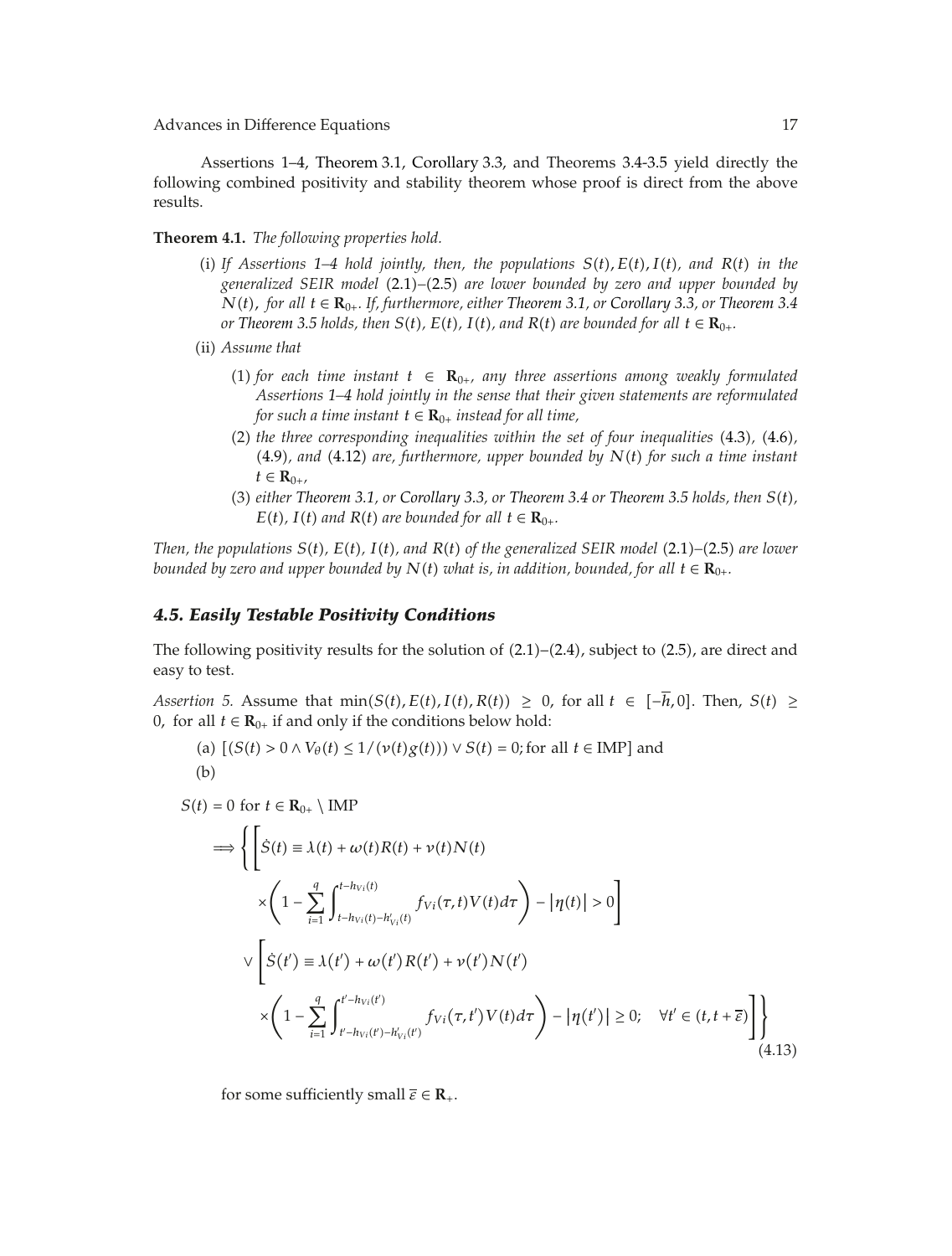Assertions 1–4, Theorem 3.1, Corollary 3.3, and Theorems 3.4-3.5 yield directly the following combined positivity and stability theorem whose proof is direct from the above results.

**Theorem 4.1.** *The following properties hold.*

(i) *If Assertions 1–4 hold jointly, then, the populations $S(t), E(t), I(t)$, and $R(t)$ in the generalized SEIR model (2.1)–(2.5) are lower bounded by zero and upper bounded by $N(t)$, for all $t \in \mathbf{R}_{0+}$. If, furthermore, either Theorem 3.1, or Corollary 3.3, or Theorem 3.4 or Theorem 3.5 holds, then $S(t)$, $E(t)$, $I(t)$, and $R(t)$ are bounded for all $t \in \mathbf{R}_{0+}$.*

(ii) *Assume that*

(1) *for each time instant $t \in \mathbf{R}_{0+}$, any three assertions among weakly formulated Assertions 1–4 hold jointly in the sense that their given statements are reformulated for such a time instant $t \in \mathbf{R}_{0+}$ instead for all time,*

(2) *the three corresponding inequalities within the set of four inequalities (4.3), (4.6), (4.9), and (4.12) are, furthermore, upper bounded by $N(t)$ for such a time instant $t \in \mathbf{R}_{0+}$,*

(3) *either Theorem 3.1, or Corollary 3.3, or Theorem 3.4 or Theorem 3.5 holds, then $S(t)$, $E(t)$, $I(t)$ and $R(t)$ are bounded for all $t \in \mathbf{R}_{0+}$.*

*Then, the populations $S(t)$, $E(t)$, $I(t)$, and $R(t)$ of the generalized SEIR model (2.1)–(2.5) are lower bounded by zero and upper bounded by $N(t)$ what is, in addition, bounded, for all $t \in \mathbf{R}_{0+}$.*

### *4.5. Easily Testable Positivity Conditions*

The following positivity results for the solution of (2.1)–(2.4), subject to (2.5), are direct and easy to test.

*Assertion 5.* Assume that $\min(S(t), E(t), I(t), R(t)) \geq 0$, for all $t \in [-\overline{h}, 0]$. Then, $S(t) \geq 0$, for all $t \in \mathbf{R}_{0+}$ if and only if the conditions below hold:

(a) $[(S(t) > 0 \wedge V_{\theta}(t) \leq 1/(\nu(t)g(t))) \vee S(t) = 0; \text{for all } t \in \text{IMP}]$ and

(b)

$$
\begin{aligned}
& S(t) = 0 \text{ for } t \in \mathbf{R}_{0+} \setminus \text{IMP} \\
& \Longrightarrow \Bigg\{ \Bigg[ \dot{S}(t) \equiv \lambda(t) + \omega(t)R(t) + \nu(t)N(t) \\
& \qquad \times \left( 1 - \sum_{i=1}^{q} \int_{t-h_{Vi}(t)-h'_{Vi}(t)}^{t-h_{Vi}(t)} f_{Vi}(\tau, t)V(t)d\tau \right) - |\eta(t)| > 0 \Bigg] \\
& \qquad \vee \Bigg[ \dot{S}(t') \equiv \lambda(t') + \omega(t')R(t') + \nu(t')N(t') \\
& \qquad \times \left( 1 - \sum_{i=1}^{q} \int_{t'-h_{Vi}(t')-h'_{Vi}(t')}^{t'-h_{Vi}(t')} f_{Vi}(\tau, t')V(t)d\tau \right) - |\eta(t')| \geq 0; \quad \forall t' \in (t, t + \overline{\varepsilon}) \Bigg] \Bigg\}
\end{aligned}
\tag{4.13}
$$

for some sufficiently small $\overline{\varepsilon} \in \mathbf{R}_{+}$.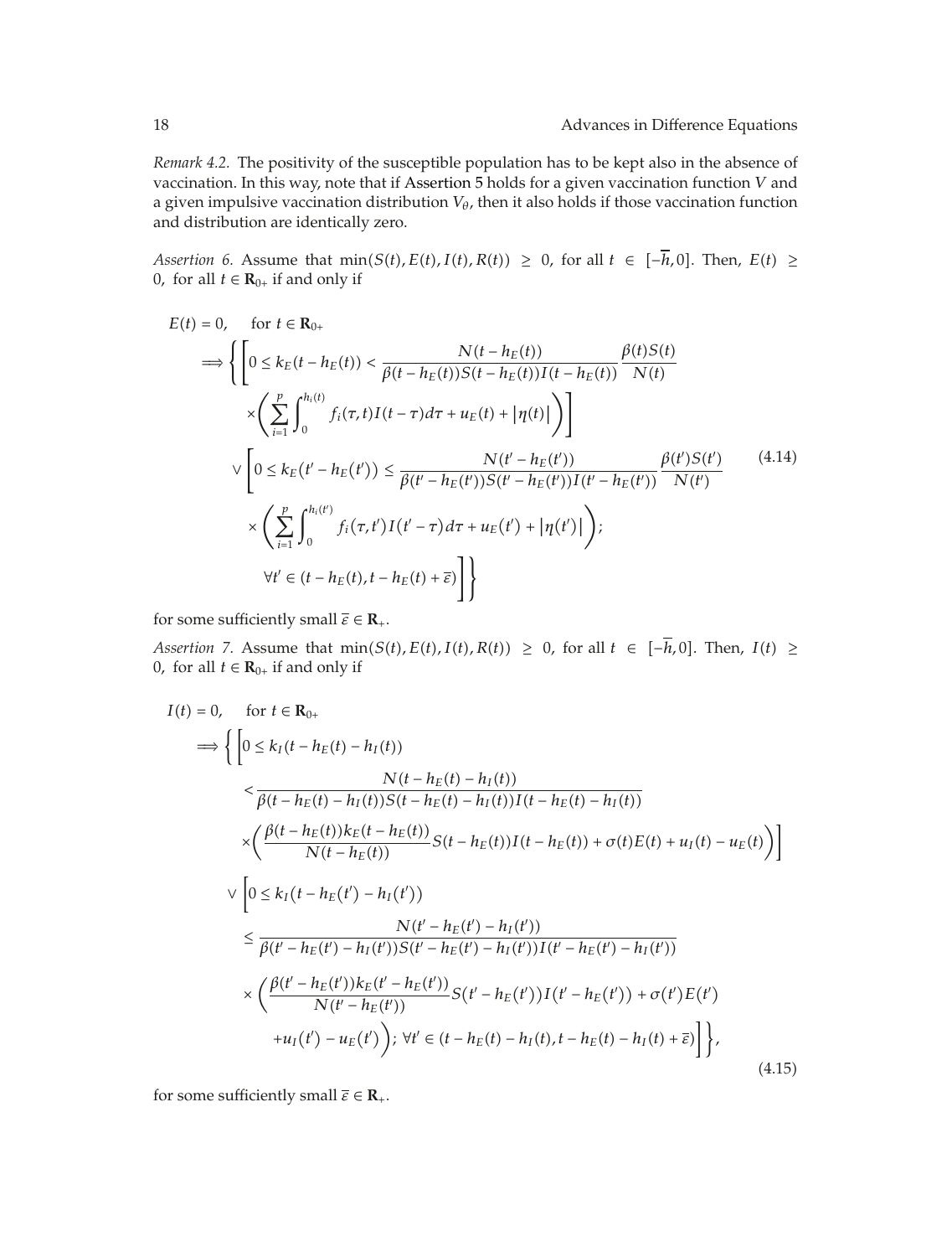*Remark 4.2.* The positivity of the susceptible population has to be kept also in the absence of vaccination. In this way, note that if Assertion 5 holds for a given vaccination function $V$ and a given impulsive vaccination distribution $V_\theta$, then it also holds if those vaccination function and distribution are identically zero.

*Assertion 6.* Assume that $\min(S(t), E(t), I(t), R(t)) \geq 0$, for all $t \in [-\overline{h}, 0]$. Then, $E(t) \geq 0$, for all $t \in \mathbf{R}_{0+}$ if and only if

$$
\begin{aligned}
& E(t) = 0, \quad \text{for } t \in \mathbf{R}_{0+} \\
& \Longrightarrow \Bigg\{ \Bigg[ 0 \leq k_E(t - h_E(t)) < \frac{N(t - h_E(t))}{\beta(t - h_E(t)) S(t - h_E(t)) I(t - h_E(t))} \frac{\beta(t) S(t)}{N(t)} \\
& \qquad \times \left( \sum_{i=1}^{p} \int_0^{h_i(t)} f_i(\tau, t) I(t - \tau) d\tau + u_E(t) + |\eta(t)| \right) \Bigg] \\
& \qquad \vee \Bigg[ 0 \leq k_E(t' - h_E(t')) \leq \frac{N(t' - h_E(t'))}{\beta(t' - h_E(t')) S(t' - h_E(t')) I(t' - h_E(t'))} \frac{\beta(t') S(t')}{N(t')} \\
& \qquad \times \left( \sum_{i=1}^{p} \int_0^{h_i(t')} f_i(\tau, t') I(t' - \tau) d\tau + u_E(t') + |\eta(t')| \right); \\
& \qquad \forall t' \in (t - h_E(t), t - h_E(t) + \overline{\varepsilon}) \Bigg] \Bigg\}
\end{aligned}
\tag{4.14}
$$

for some sufficiently small $\overline{\varepsilon} \in \mathbf{R}_+$.

*Assertion 7.* Assume that $\min(S(t), E(t), I(t), R(t)) \geq 0$, for all $t \in [-\overline{h}, 0]$. Then, $I(t) \geq 0$, for all $t \in \mathbf{R}_{0+}$ if and only if

$$
\begin{aligned}
& I(t) = 0, \quad \text{for } t \in \mathbf{R}_{0+} \\
& \Longrightarrow \Bigg\{ \Bigg[ 0 \leq k_I(t - h_E(t) - h_I(t)) \\
& \qquad < \frac{N(t - h_E(t) - h_I(t))}{\beta(t - h_E(t) - h_I(t)) S(t - h_E(t) - h_I(t)) I(t - h_E(t) - h_I(t))} \\
& \qquad \times \left( \frac{\beta(t - h_E(t)) k_E(t - h_E(t))}{N(t - h_E(t))} S(t - h_E(t)) I(t - h_E(t)) + \sigma(t) E(t) + u_I(t) - u_E(t) \right) \Bigg] \\
& \qquad \vee \Bigg[ 0 \leq k_I(t - h_E(t') - h_I(t')) \\
& \qquad \leq \frac{N(t' - h_E(t') - h_I(t'))}{\beta(t' - h_E(t') - h_I(t')) S(t' - h_E(t') - h_I(t')) I(t' - h_E(t') - h_I(t'))} \\
& \qquad \times \Bigg( \frac{\beta(t' - h_E(t')) k_E(t' - h_E(t'))}{N(t' - h_E(t'))} S(t' - h_E(t')) I(t' - h_E(t')) + \sigma(t') E(t') \\
& \qquad + u_I(t') - u_E(t') \Bigg); \ \forall t' \in (t - h_E(t) - h_I(t), t - h_E(t) - h_I(t) + \overline{\varepsilon}) \Bigg] \Bigg\},
\end{aligned}
\tag{4.15}
$$

for some sufficiently small $\overline{\varepsilon} \in \mathbf{R}_+$.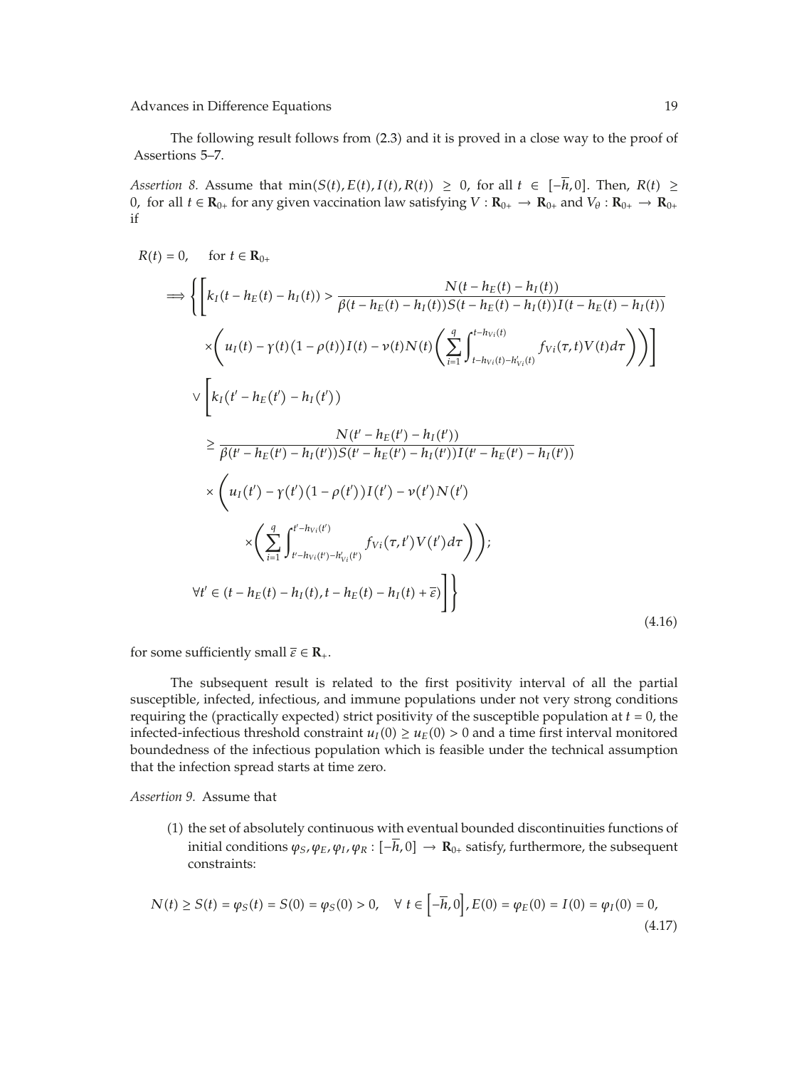The following result follows from (2.3) and it is proved in a close way to the proof of Assertions 5–7.

*Assertion 8.* Assume that $\min(S(t), E(t), I(t), R(t)) \geq 0$, for all $t \in [-\overline{h}, 0]$. Then, $R(t) \geq 0$, for all $t \in \mathbf{R}_{0+}$ for any given vaccination law satisfying $V : \mathbf{R}_{0+} \to \mathbf{R}_{0+}$ and $V_\theta : \mathbf{R}_{0+} \to \mathbf{R}_{0+}$ if

$$
\begin{aligned}
&R(t) = 0, \quad \text{for } t \in \mathbf{R}_{0+} \\
&\Longrightarrow \Bigg\{ \Bigg[ k_I(t - h_E(t) - h_I(t)) > \frac{N(t - h_E(t) - h_I(t))}{\beta(t - h_E(t) - h_I(t)) S(t - h_E(t) - h_I(t)) I(t - h_E(t) - h_I(t))} \\
&\qquad \times \left( u_I(t) - \gamma(t)(1 - \rho(t)) I(t) - \nu(t) N(t) \left( \sum_{i=1}^{q} \int_{t - h_{Vi}(t) - h'_{Vi}(t)}^{t - h_{Vi}(t)} f_{Vi}(\tau, t) V(t) d\tau \right) \right) \Bigg] \\
&\quad \vee \Bigg[ k_I(t' - h_E(t') - h_I(t')) \\
&\qquad \geq \frac{N(t' - h_E(t') - h_I(t'))}{\beta(t' - h_E(t') - h_I(t')) S(t' - h_E(t') - h_I(t')) I(t' - h_E(t') - h_I(t'))} \\
&\qquad \times \Bigg( u_I(t') - \gamma(t')(1 - \rho(t')) I(t') - \nu(t') N(t') \\
&\qquad\qquad \times \left( \sum_{i=1}^{q} \int_{t' - h_{Vi}(t') - h'_{Vi}(t')}^{t' - h_{Vi}(t')} f_{Vi}(\tau, t') V(t') d\tau \right) \Bigg); \\
&\quad \forall t' \in (t - h_E(t) - h_I(t), t - h_E(t) - h_I(t) + \overline{\varepsilon}) \Bigg] \Bigg\}
\end{aligned}
\tag{4.16}
$$

for some sufficiently small $\overline{\varepsilon} \in \mathbf{R}_{+}$.

The subsequent result is related to the first positivity interval of all the partial susceptible, infected, infectious, and immune populations under not very strong conditions requiring the (practically expected) strict positivity of the susceptible population at $t = 0$, the infected-infectious threshold constraint $u_I(0) \geq u_E(0) > 0$ and a time first interval monitored boundedness of the infectious population which is feasible under the technical assumption that the infection spread starts at time zero.

*Assertion 9.* Assume that

(1) the set of absolutely continuous with eventual bounded discontinuities functions of initial conditions $\varphi_S, \varphi_E, \varphi_I, \varphi_R : [-\overline{h}, 0] \to \mathbf{R}_{0+}$ satisfy, furthermore, the subsequent constraints:

$$
N(t) \geq S(t) = \varphi_S(t) = S(0) = \varphi_S(0) > 0, \quad \forall\, t \in \left[-\overline{h}, 0\right], E(0) = \varphi_E(0) = I(0) = \varphi_I(0) = 0,
\tag{4.17}
$$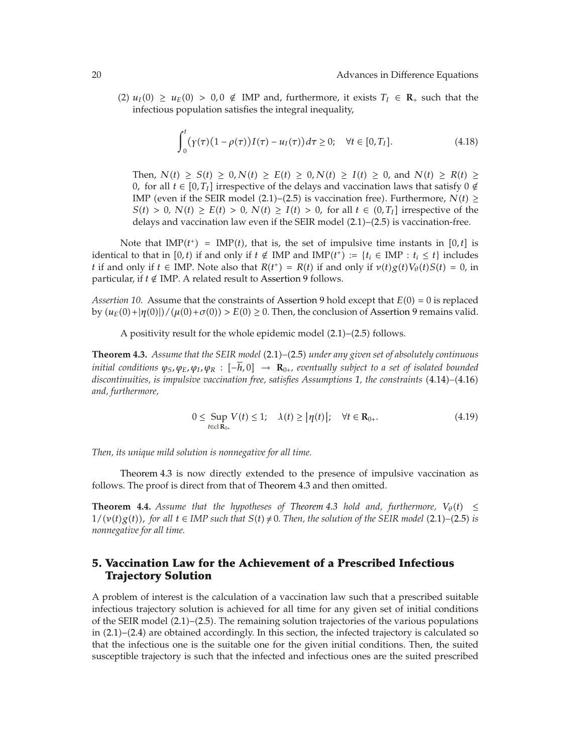(2) $u_I(0) \geq u_E(0) > 0, 0 \notin$ IMP and, furthermore, it exists $T_I \in \mathbf{R}_+$ such that the infectious population satisfies the integral inequality,

$$\int_0^t \left(\gamma(\tau)\left(1-\rho(\tau)\right)I(\tau) - u_I(\tau)\right)d\tau \geq 0; \quad \forall t \in [0, T_I]. \tag{4.18}$$

Then, $N(t) \geq S(t) \geq 0, N(t) \geq E(t) \geq 0, N(t) \geq I(t) \geq 0$, and $N(t) \geq R(t) \geq 0$, for all $t \in [0, T_I]$ irrespective of the delays and vaccination laws that satisfy $0 \notin$ IMP (even if the SEIR model (2.1)–(2.5) is vaccination free). Furthermore, $N(t) \geq S(t) > 0$, $N(t) \geq E(t) > 0$, $N(t) \geq I(t) > 0$, for all $t \in (0, T_I]$ irrespective of the delays and vaccination law even if the SEIR model (2.1)–(2.5) is vaccination-free.

Note that $\text{IMP}(t^+) = \text{IMP}(t)$, that is, the set of impulsive time instants in $[0, t]$ is identical to that in $[0, t)$ if and only if $t \notin$ IMP and $\text{IMP}(t^+) := \{t_i \in \text{IMP} : t_i \leq t\}$ includes $t$ if and only if $t \in$ IMP. Note also that $R(t^+) = R(t)$ if and only if $\nu(t)g(t)V_\theta(t)S(t) = 0$, in particular, if $t \notin$ IMP. A related result to Assertion 9 follows.

*Assertion 10.* Assume that the constraints of Assertion 9 hold except that $E(0) = 0$ is replaced by $(u_E(0) + |\eta(0)|)/(\mu(0) + \sigma(0)) > E(0) \geq 0$. Then, the conclusion of Assertion 9 remains valid.

A positivity result for the whole epidemic model (2.1)–(2.5) follows.

**Theorem 4.3.** *Assume that the SEIR model* (2.1)–(2.5) *under any given set of absolutely continuous initial conditions* $\varphi_S, \varphi_E, \varphi_I, \varphi_R : [-\overline{h}, 0] \to \mathbf{R}_{0+}$*, eventually subject to a set of isolated bounded discontinuities, is impulsive vaccination free, satisfies Assumptions 1, the constraints* (4.14)–(4.16) *and, furthermore,*

$$0 \leq \operatorname*{Sup}_{t \in \operatorname{cl} \mathbf{R}_{0+}} V(t) \leq 1; \quad \lambda(t) \geq \left|\eta(t)\right|; \quad \forall t \in \mathbf{R}_{0+}. \tag{4.19}$$

*Then, its unique mild solution is nonnegative for all time.*

Theorem 4.3 is now directly extended to the presence of impulsive vaccination as follows. The proof is direct from that of Theorem 4.3 and then omitted.

**Theorem 4.4.** *Assume that the hypotheses of Theorem 4.3 hold and, furthermore,* $V_\theta(t) \leq 1/(\nu(t)g(t))$*, for all* $t \in$ *IMP such that* $S(t) \neq 0$*. Then, the solution of the SEIR model* (2.1)–(2.5) *is nonnegative for all time.*

## 5. Vaccination Law for the Achievement of a Prescribed Infectious Trajectory Solution

A problem of interest is the calculation of a vaccination law such that a prescribed suitable infectious trajectory solution is achieved for all time for any given set of initial conditions of the SEIR model (2.1)–(2.5). The remaining solution trajectories of the various populations in (2.1)–(2.4) are obtained accordingly. In this section, the infected trajectory is calculated so that the infectious one is the suitable one for the given initial conditions. Then, the suited susceptible trajectory is such that the infected and infectious ones are the suited prescribed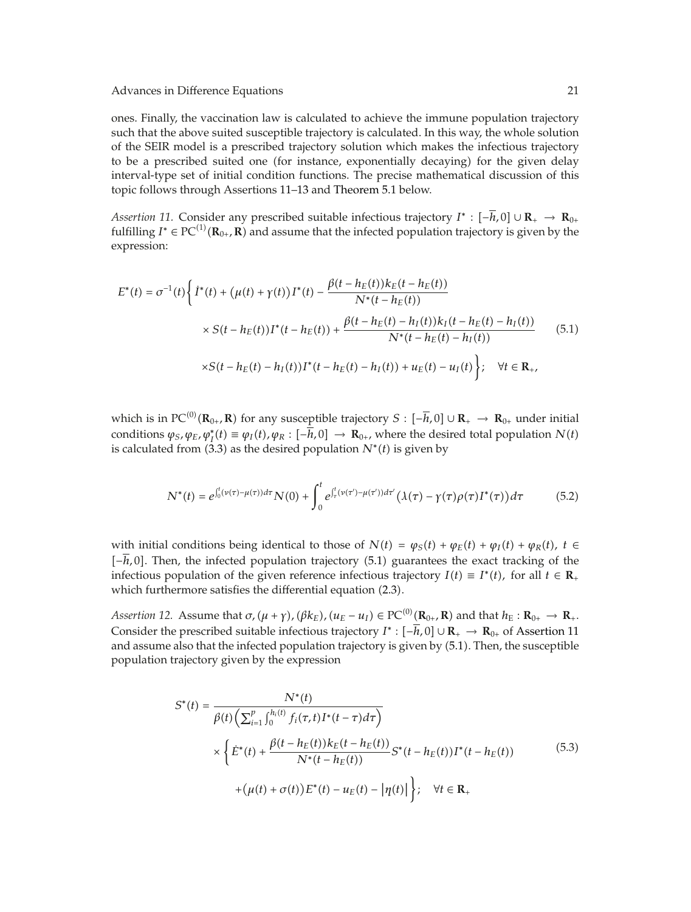ones. Finally, the vaccination law is calculated to achieve the immune population trajectory such that the above suited susceptible trajectory is calculated. In this way, the whole solution of the SEIR model is a prescribed trajectory solution which makes the infectious trajectory to be a prescribed suited one (for instance, exponentially decaying) for the given delay interval-type set of initial condition functions. The precise mathematical discussion of this topic follows through Assertions 11–13 and Theorem 5.1 below.

*Assertion 11.* Consider any prescribed suitable infectious trajectory $I^* : [-\overline{h}, 0] \cup \mathbf{R}_+ \to \mathbf{R}_{0+}$ fulfilling $I^* \in \mathrm{PC}^{(1)}(\mathbf{R}_{0+}, \mathbf{R})$ and assume that the infected population trajectory is given by the expression:

$$
\begin{aligned}
E^*(t) = \sigma^{-1}(t) \Bigg\{ & \dot{I}^*(t) + \big(\mu(t) + \gamma(t)\big) I^*(t) - \frac{\beta(t - h_E(t)) k_E(t - h_E(t))}{N^*(t - h_E(t))} \\
& \times S(t - h_E(t)) I^*(t - h_E(t)) + \frac{\beta(t - h_E(t) - h_I(t)) k_I(t - h_E(t) - h_I(t))}{N^*(t - h_E(t) - h_I(t))} \\
& \times S(t - h_E(t) - h_I(t)) I^*(t - h_E(t) - h_I(t)) + u_E(t) - u_I(t) \Bigg\}; \quad \forall t \in \mathbf{R}_+,
\end{aligned}
\tag{5.1}
$$

which is in $\mathrm{PC}^{(0)}(\mathbf{R}_{0+}, \mathbf{R})$ for any susceptible trajectory $S : [-\overline{h}, 0] \cup \mathbf{R}_+ \to \mathbf{R}_{0+}$ under initial conditions $\varphi_S, \varphi_E, \varphi_I^*(t) \equiv \varphi_I(t), \varphi_R : [-\overline{h}, 0] \to \mathbf{R}_{0+}$, where the desired total population $N(t)$ is calculated from (3.3) as the desired population $N^*(t)$ is given by

$$
N^*(t) = e^{\int_0^t (\nu(\tau) - \mu(\tau)) d\tau} N(0) + \int_0^t e^{\int_\tau^t (\nu(\tau') - \mu(\tau')) d\tau'} \big(\lambda(\tau) - \gamma(\tau)\rho(\tau) I^*(\tau)\big) d\tau
\tag{5.2}
$$

with initial conditions being identical to those of $N(t) = \varphi_S(t) + \varphi_E(t) + \varphi_I(t) + \varphi_R(t)$, $t \in [-\overline{h}, 0]$. Then, the infected population trajectory (5.1) guarantees the exact tracking of the infectious population of the given reference infectious trajectory $I(t) \equiv I^*(t)$, for all $t \in \mathbf{R}_+$ which furthermore satisfies the differential equation (2.3).

*Assertion 12.* Assume that $\sigma, (\mu + \gamma), (\beta k_E), (u_E - u_I) \in \mathrm{PC}^{(0)}(\mathbf{R}_{0+}, \mathbf{R})$ and that $h_E : \mathbf{R}_{0+} \to \mathbf{R}_+$. Consider the prescribed suitable infectious trajectory $I^* : [-\overline{h}, 0] \cup \mathbf{R}_+ \to \mathbf{R}_{0+}$ of Assertion 11 and assume also that the infected population trajectory is given by (5.1). Then, the susceptible population trajectory given by the expression

$$
\begin{aligned}
S^*(t) = & \frac{N^*(t)}{\beta(t) \left( \sum_{i=1}^{p} \int_0^{h_i(t)} f_i(\tau, t) I^*(t - \tau) d\tau \right)} \\
& \times \Bigg\{ \dot{E}^*(t) + \frac{\beta(t - h_E(t)) k_E(t - h_E(t))}{N^*(t - h_E(t))} S^*(t - h_E(t)) I^*(t - h_E(t)) \\
& + \big(\mu(t) + \sigma(t)\big) E^*(t) - u_E(t) - \big|\eta(t)\big| \Bigg\}; \quad \forall t \in \mathbf{R}_+
\end{aligned}
\tag{5.3}
$$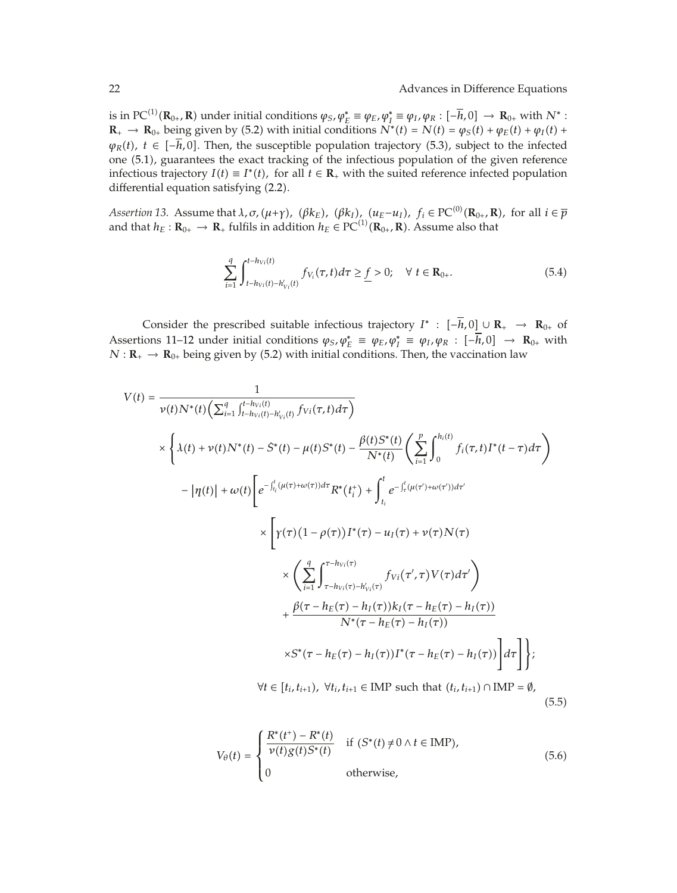is in $\mathrm{PC}^{(1)}(\mathbf{R}_{0+}, \mathbf{R})$ under initial conditions $\varphi_S, \varphi_E^* \equiv \varphi_E, \varphi_I^* \equiv \varphi_I, \varphi_R : [-\overline{h}, 0] \to \mathbf{R}_{0+}$ with $N^* : \mathbf{R}_+ \to \mathbf{R}_{0+}$ being given by (5.2) with initial conditions $N^*(t) = N(t) = \varphi_S(t) + \varphi_E(t) + \varphi_I(t) + \varphi_R(t)$, $t \in [-\overline{h}, 0]$. Then, the susceptible population trajectory (5.3), subject to the infected one (5.1), guarantees the exact tracking of the infectious population of the given reference infectious trajectory $I(t) \equiv I^*(t)$, for all $t \in \mathbf{R}_+$ with the suited reference infected population differential equation satisfying (2.2).

*Assertion 13.* Assume that $\lambda, \sigma, (\mu+\gamma)$, $(\beta k_E)$, $(\beta k_I)$, $(u_E - u_I)$, $f_i \in \mathrm{PC}^{(0)}(\mathbf{R}_{0+}, \mathbf{R})$, for all $i \in \overline{p}$ and that $h_E : \mathbf{R}_{0+} \to \mathbf{R}_+$ fulfils in addition $h_E \in \mathrm{PC}^{(1)}(\mathbf{R}_{0+}, \mathbf{R})$. Assume also that

$$\sum_{i=1}^{q} \int_{t-h_{Vi}(t)-h'_{V_i}(t)}^{t-h_{Vi}(t)} f_{V_i}(\tau, t) d\tau \geq \underline{f} > 0; \quad \forall\, t \in \mathbf{R}_{0+}. \tag{5.4}$$

Consider the prescribed suitable infectious trajectory $I^* : [-\overline{h}, 0] \cup \mathbf{R}_+ \to \mathbf{R}_{0+}$ of Assertions 11–12 under initial conditions $\varphi_S, \varphi_E^* \equiv \varphi_E, \varphi_I^* \equiv \varphi_I, \varphi_R : [-\overline{h}, 0] \to \mathbf{R}_{0+}$ with $N : \mathbf{R}_+ \to \mathbf{R}_{0+}$ being given by (5.2) with initial conditions. Then, the vaccination law

$$\begin{aligned}
V(t) = {} & \frac{1}{\nu(t) N^*(t) \left( \sum_{i=1}^{q} \int_{t-h_{Vi}(t)-h'_{V_i}(t)}^{t-h_{Vi}(t)} f_{Vi}(\tau, t) d\tau \right)} \\
& \times \Bigg\{ \lambda(t) + \nu(t) N^*(t) - \dot{S}^*(t) - \mu(t) S^*(t) - \frac{\beta(t) S^*(t)}{N^*(t)} \left( \sum_{i=1}^{p} \int_0^{h_i(t)} f_i(\tau, t) I^*(t-\tau) d\tau \right) \\
& - |\eta(t)| + \omega(t) \Bigg[ e^{-\int_{t_i}^{t} (\mu(\tau)+\omega(\tau)) d\tau} R^*(t_i^+) + \int_{t_i}^{t} e^{-\int_{\tau}^{t} (\mu(\tau')+\omega(\tau')) d\tau'} \\
& \times \Bigg[ \gamma(\tau)(1-\rho(\tau)) I^*(\tau) - u_I(\tau) + \nu(\tau) N(\tau) \\
& \times \left( \sum_{i=1}^{q} \int_{\tau-h_{Vi}(\tau)-h'_{V_i}(\tau)}^{\tau-h_{Vi}(\tau)} f_{Vi}(\tau', \tau) V(\tau) d\tau' \right) \\
& + \frac{\beta(\tau - h_E(\tau) - h_I(\tau)) k_I(\tau - h_E(\tau) - h_I(\tau))}{N^*(\tau - h_E(\tau) - h_I(\tau))} \\
& \times S^*(\tau - h_E(\tau) - h_I(\tau)) I^*(\tau - h_E(\tau) - h_I(\tau)) \Bigg] d\tau \Bigg] \Bigg\}; \\
& \forall t \in [t_i, t_{i+1}), \ \forall t_i, t_{i+1} \in \mathrm{IMP} \text{ such that } (t_i, t_{i+1}) \cap \mathrm{IMP} = \emptyset,
\end{aligned} \tag{5.5}$$

$$V_\theta(t) = \begin{cases} \dfrac{R^*(t^+) - R^*(t)}{\nu(t) g(t) S^*(t)} & \text{if } (S^*(t) \neq 0 \wedge t \in \mathrm{IMP}), \\ 0 & \text{otherwise}, \end{cases} \tag{5.6}$$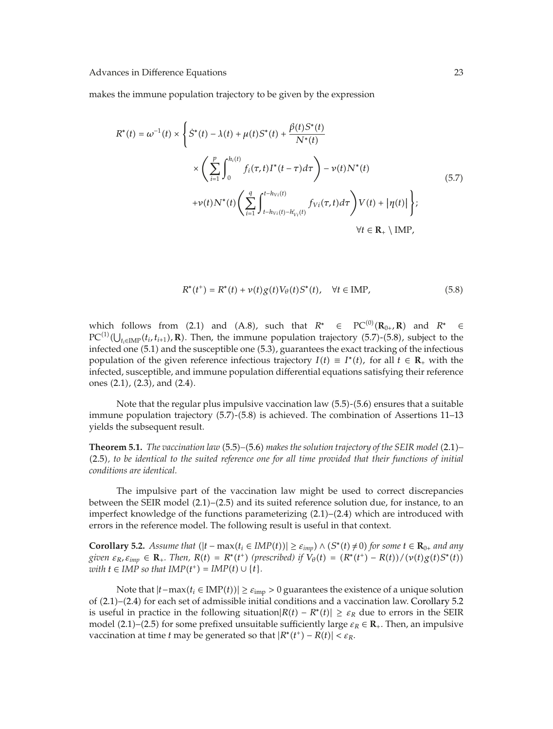makes the immune population trajectory to be given by the expression

$$R^*(t) = \omega^{-1}(t) \times \left\{ \dot{S}^*(t) - \lambda(t) + \mu(t)S^*(t) + \frac{\beta(t)S^*(t)}{N^*(t)} \right.$$
$$\times \left( \sum_{i=1}^{p} \int_0^{h_i(t)} f_i(\tau,t) I^*(t-\tau) d\tau \right) - \nu(t) N^*(t)$$
$$\left. + \nu(t) N^*(t) \left( \sum_{i=1}^{q} \int_{t-h_{Vi}(t)-h'_{Vi}(t)}^{t-h_{Vi}(t)} f_{Vi}(\tau,t) d\tau \right) V(t) + |\eta(t)| \right\}; \tag{5.7}$$
$$\forall t \in \mathbf{R}_+ \setminus \mathrm{IMP},$$

$$R^*(t^+) = R^*(t) + \nu(t) g(t) V_\theta(t) S^*(t), \quad \forall t \in \mathrm{IMP}, \tag{5.8}$$

which follows from (2.1) and (A.8), such that $R^* \in \mathrm{PC}^{(0)}(\mathbf{R}_{0+}, \mathbf{R})$ and $R^* \in \mathrm{PC}^{(1)}(\bigcup_{t_i \in \mathrm{IMP}}(t_i, t_{i+1}), \mathbf{R})$. Then, the immune population trajectory (5.7)-(5.8), subject to the infected one (5.1) and the susceptible one (5.3), guarantees the exact tracking of the infectious population of the given reference infectious trajectory $I(t) \equiv I^*(t)$, for all $t \in \mathbf{R}_+$ with the infected, susceptible, and immune population differential equations satisfying their reference ones (2.1), (2.3), and (2.4).

Note that the regular plus impulsive vaccination law (5.5)-(5.6) ensures that a suitable immune population trajectory (5.7)-(5.8) is achieved. The combination of Assertions 11–13 yields the subsequent result.

**Theorem 5.1.** *The vaccination law* (5.5)–(5.6) *makes the solution trajectory of the SEIR model* (2.1)–(2.5)*, to be identical to the suited reference one for all time provided that their functions of initial conditions are identical.*

The impulsive part of the vaccination law might be used to correct discrepancies between the SEIR model (2.1)–(2.5) and its suited reference solution due, for instance, to an imperfect knowledge of the functions parameterizing (2.1)–(2.4) which are introduced with errors in the reference model. The following result is useful in that context.

**Corollary 5.2.** *Assume that* $(|t - \max(t_i \in IMP(t))| \geq \varepsilon_{imp}) \wedge (S^*(t) \neq 0)$ *for some* $t \in \mathbf{R}_{0+}$ *and any given* $\varepsilon_R, \varepsilon_{imp} \in \mathbf{R}_+$. *Then,* $R(t) = R^*(t^+)$ *(prescribed) if* $V_\theta(t) = (R^*(t^+) - R(t))/(\nu(t)g(t)S^*(t))$ *with* $t \in IMP$ *so that* $IMP(t^+) = IMP(t) \cup \{t\}$.

Note that $|t - \max(t_i \in \mathrm{IMP}(t))| \geq \varepsilon_{\mathrm{imp}} > 0$ guarantees the existence of a unique solution of (2.1)–(2.4) for each set of admissible initial conditions and a vaccination law. Corollary 5.2 is useful in practice in the following situation$|R(t) - R^*(t)| \geq \varepsilon_R$ due to errors in the SEIR model (2.1)–(2.5) for some prefixed unsuitable sufficiently large $\varepsilon_R \in \mathbf{R}_+$. Then, an impulsive vaccination at time $t$ may be generated so that $|R^*(t^+) - R(t)| < \varepsilon_R$.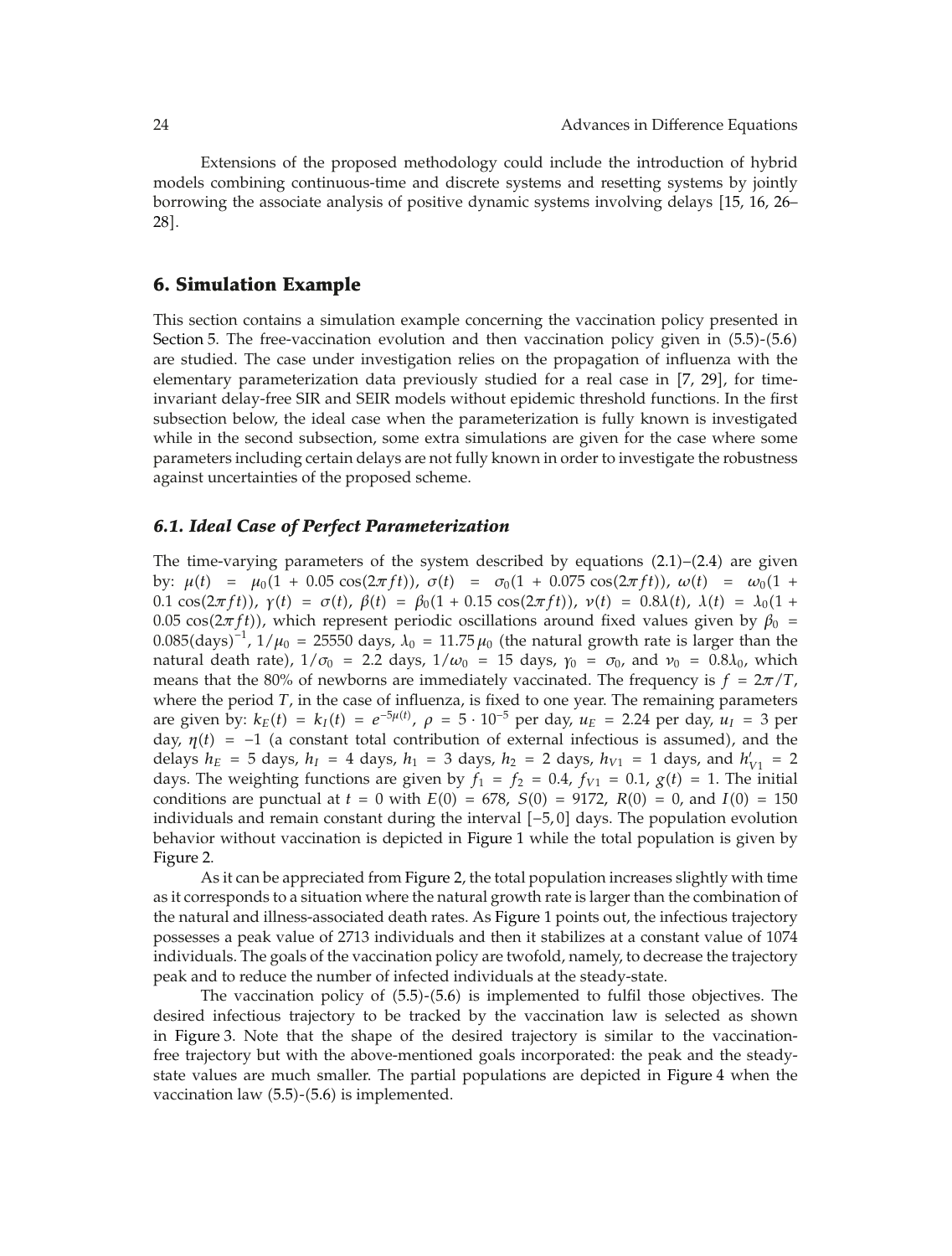Extensions of the proposed methodology could include the introduction of hybrid models combining continuous-time and discrete systems and resetting systems by jointly borrowing the associate analysis of positive dynamic systems involving delays [15, 16, 26–28].

## 6. Simulation Example

This section contains a simulation example concerning the vaccination policy presented in Section 5. The free-vaccination evolution and then vaccination policy given in (5.5)-(5.6) are studied. The case under investigation relies on the propagation of influenza with the elementary parameterization data previously studied for a real case in [7, 29], for time-invariant delay-free SIR and SEIR models without epidemic threshold functions. In the first subsection below, the ideal case when the parameterization is fully known is investigated while in the second subsection, some extra simulations are given for the case where some parameters including certain delays are not fully known in order to investigate the robustness against uncertainties of the proposed scheme.

### *6.1. Ideal Case of Perfect Parameterization*

The time-varying parameters of the system described by equations (2.1)–(2.4) are given by: $\mu(t) = \mu_0(1 + 0.05\cos(2\pi f t))$, $\sigma(t) = \sigma_0(1 + 0.075\cos(2\pi f t))$, $\omega(t) = \omega_0(1 + 0.1\cos(2\pi f t))$, $\gamma(t) = \sigma(t)$, $\beta(t) = \beta_0(1 + 0.15\cos(2\pi f t))$, $\nu(t) = 0.8\lambda(t)$, $\lambda(t) = \lambda_0(1 + 0.05\cos(2\pi f t))$, which represent periodic oscillations around fixed values given by $\beta_0 = 0.085(\text{days})^{-1}$, $1/\mu_0 = 25550$ days, $\lambda_0 = 11.75\,\mu_0$ (the natural growth rate is larger than the natural death rate), $1/\sigma_0 = 2.2$ days, $1/\omega_0 = 15$ days, $\gamma_0 = \sigma_0$, and $\nu_0 = 0.8\lambda_0$, which means that the 80% of newborns are immediately vaccinated. The frequency is $f = 2\pi/T$, where the period $T$, in the case of influenza, is fixed to one year. The remaining parameters are given by: $k_E(t) = k_I(t) = e^{-5\mu(t)}$, $\rho = 5 \cdot 10^{-5}$ per day, $u_E = 2.24$ per day, $u_I = 3$ per day, $\eta(t) = -1$ (a constant total contribution of external infectious is assumed), and the delays $h_E = 5$ days, $h_I = 4$ days, $h_1 = 3$ days, $h_2 = 2$ days, $h_{V1} = 1$ days, and $h'_{V1} = 2$ days. The weighting functions are given by $f_1 = f_2 = 0.4$, $f_{V1} = 0.1$, $g(t) = 1$. The initial conditions are punctual at $t = 0$ with $E(0) = 678$, $S(0) = 9172$, $R(0) = 0$, and $I(0) = 150$ individuals and remain constant during the interval $[-5, 0]$ days. The population evolution behavior without vaccination is depicted in Figure 1 while the total population is given by Figure 2.

As it can be appreciated from Figure 2, the total population increases slightly with time as it corresponds to a situation where the natural growth rate is larger than the combination of the natural and illness-associated death rates. As Figure 1 points out, the infectious trajectory possesses a peak value of 2713 individuals and then it stabilizes at a constant value of 1074 individuals. The goals of the vaccination policy are twofold, namely, to decrease the trajectory peak and to reduce the number of infected individuals at the steady-state.

The vaccination policy of (5.5)-(5.6) is implemented to fulfil those objectives. The desired infectious trajectory to be tracked by the vaccination law is selected as shown in Figure 3. Note that the shape of the desired trajectory is similar to the vaccination-free trajectory but with the above-mentioned goals incorporated: the peak and the steady-state values are much smaller. The partial populations are depicted in Figure 4 when the vaccination law (5.5)-(5.6) is implemented.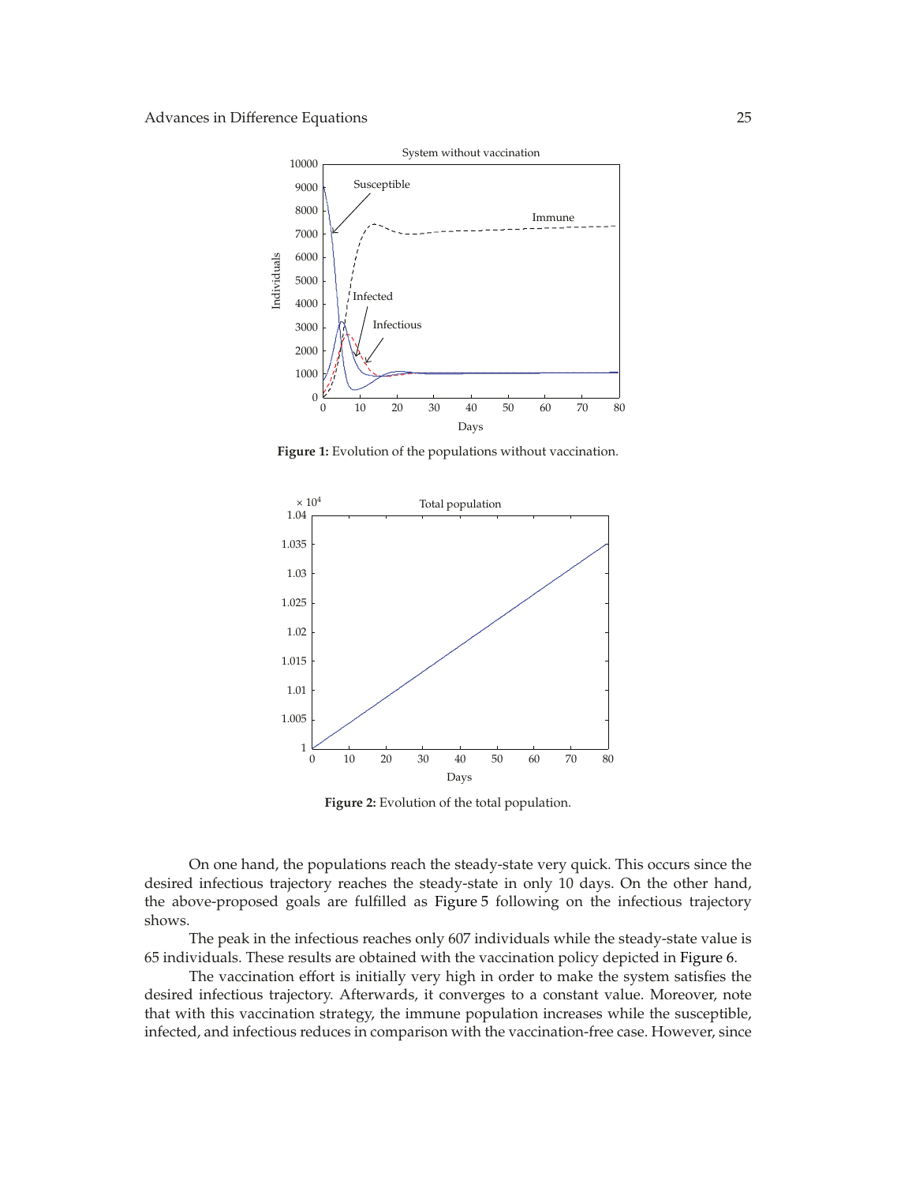Figure 1: Evolution of the populations without vaccination.

Figure 2: Evolution of the total population.

On one hand, the populations reach the steady-state very quick. This occurs since the desired infectious trajectory reaches the steady-state in only 10 days. On the other hand, the above-proposed goals are fulfilled as Figure 5 following on the infectious trajectory shows.

The peak in the infectious reaches only 607 individuals while the steady-state value is 65 individuals. These results are obtained with the vaccination policy depicted in Figure 6.

The vaccination effort is initially very high in order to make the system satisfies the desired infectious trajectory. Afterwards, it converges to a constant value. Moreover, note that with this vaccination strategy, the immune population increases while the susceptible, infected, and infectious reduces in comparison with the vaccination-free case. However, since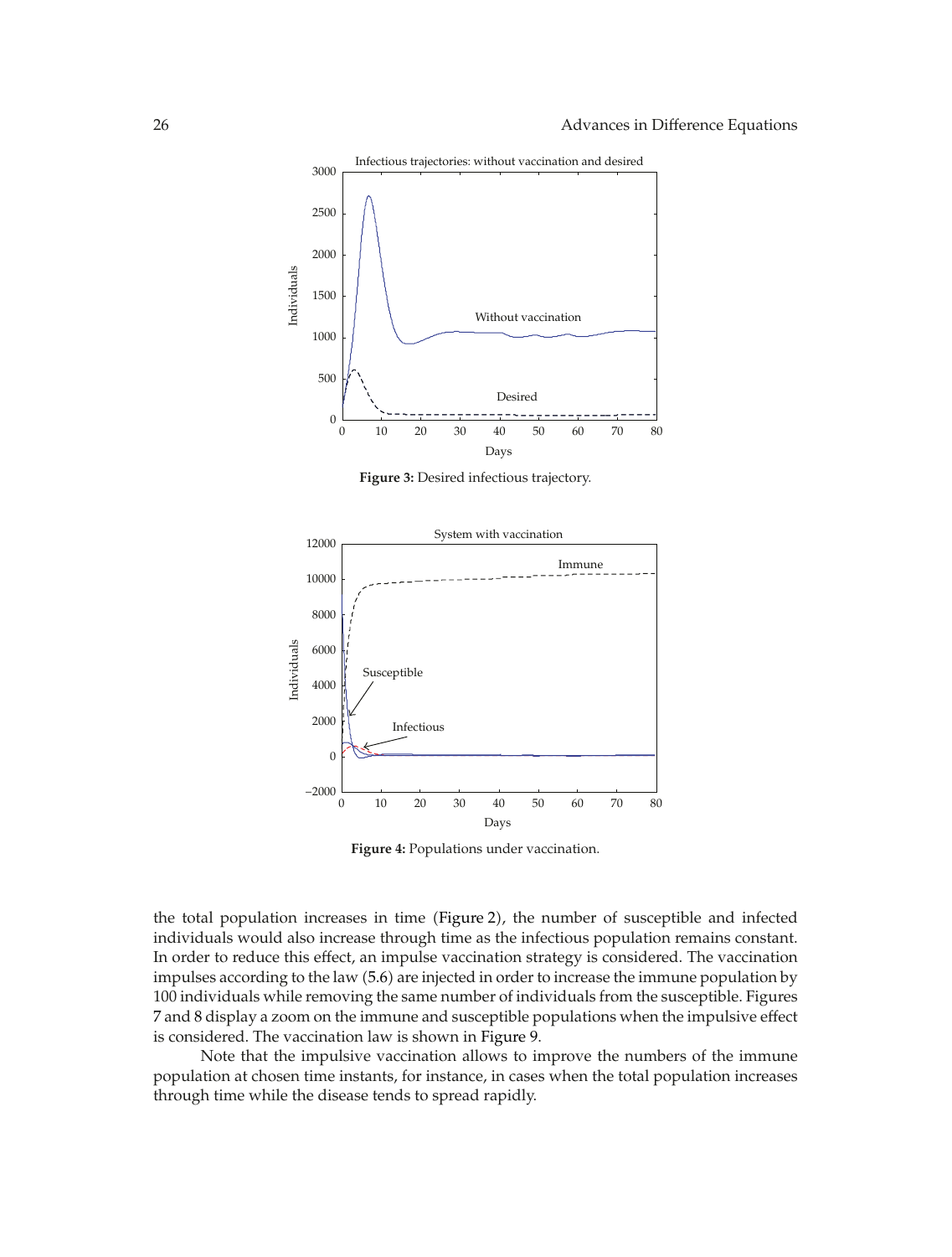**Figure 3:** Desired infectious trajectory.

**Figure 4:** Populations under vaccination.

the total population increases in time (Figure 2), the number of susceptible and infected individuals would also increase through time as the infectious population remains constant. In order to reduce this effect, an impulse vaccination strategy is considered. The vaccination impulses according to the law (5.6) are injected in order to increase the immune population by 100 individuals while removing the same number of individuals from the susceptible. Figures 7 and 8 display a zoom on the immune and susceptible populations when the impulsive effect is considered. The vaccination law is shown in Figure 9.

Note that the impulsive vaccination allows to improve the numbers of the immune population at chosen time instants, for instance, in cases when the total population increases through time while the disease tends to spread rapidly.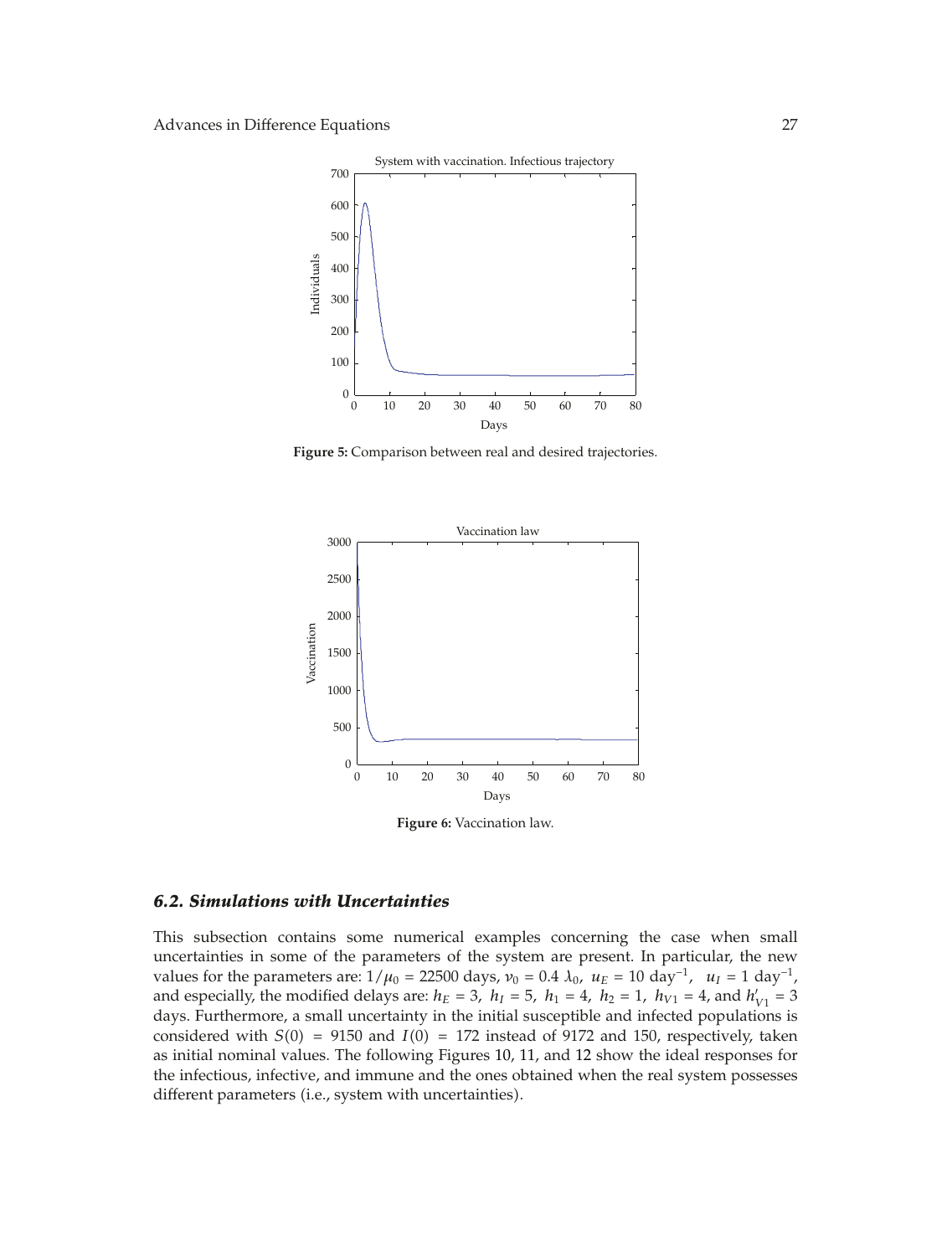**Figure 5:** Comparison between real and desired trajectories.

**Figure 6:** Vaccination law.

### *6.2. Simulations with Uncertainties*

This subsection contains some numerical examples concerning the case when small uncertainties in some of the parameters of the system are present. In particular, the new values for the parameters are: $1/\mu_0 = 22500$ days, $\nu_0 = 0.4\ \lambda_0$, $u_E = 10\ \text{day}^{-1}$, $u_I = 1\ \text{day}^{-1}$, and especially, the modified delays are: $h_E = 3$, $h_I = 5$, $h_1 = 4$, $h_2 = 1$, $h_{V1} = 4$, and $h'_{V1} = 3$ days. Furthermore, a small uncertainty in the initial susceptible and infected populations is considered with $S(0) = 9150$ and $I(0) = 172$ instead of 9172 and 150, respectively, taken as initial nominal values. The following Figures 10, 11, and 12 show the ideal responses for the infectious, infective, and immune and the ones obtained when the real system possesses different parameters (i.e., system with uncertainties).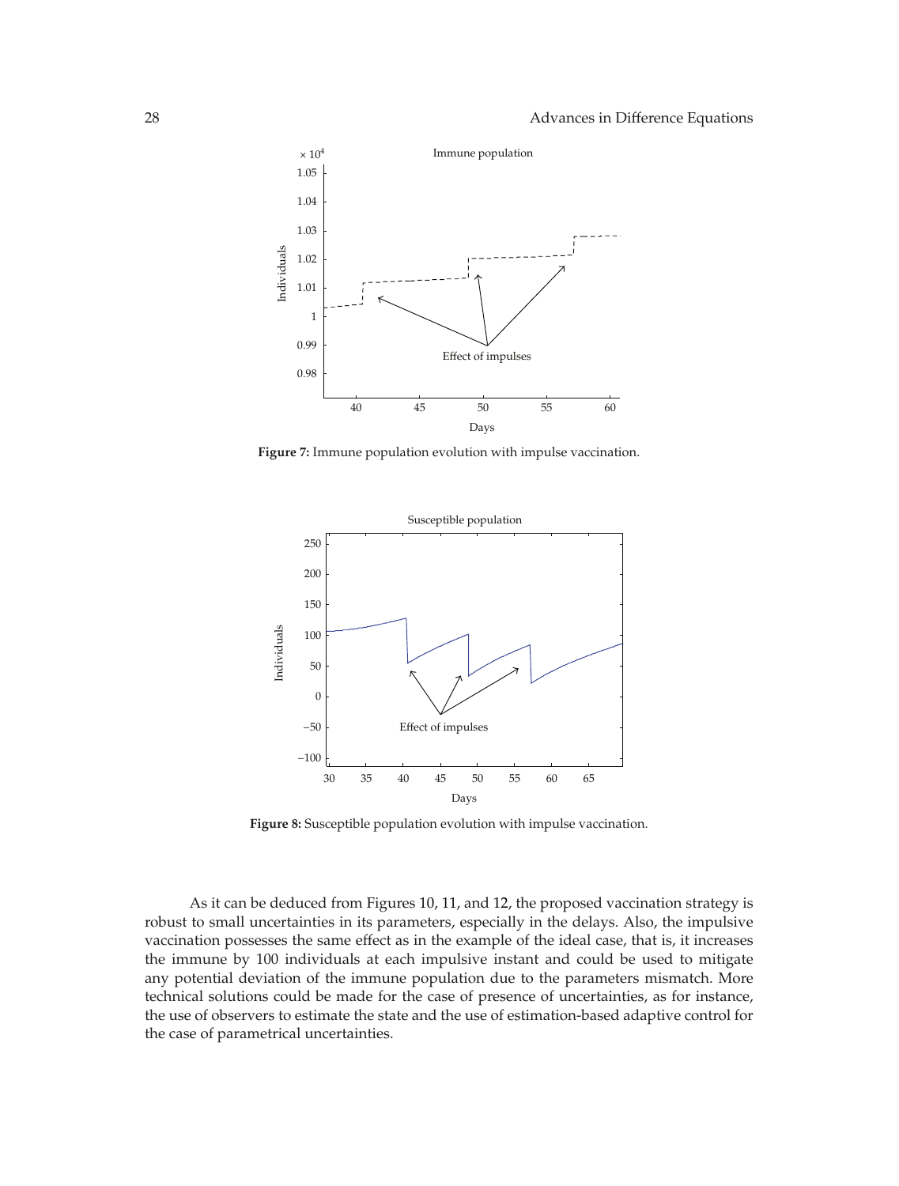**Figure 7:** Immune population evolution with impulse vaccination.

**Figure 8:** Susceptible population evolution with impulse vaccination.

As it can be deduced from Figures 10, 11, and 12, the proposed vaccination strategy is robust to small uncertainties in its parameters, especially in the delays. Also, the impulsive vaccination possesses the same effect as in the example of the ideal case, that is, it increases the immune by 100 individuals at each impulsive instant and could be used to mitigate any potential deviation of the immune population due to the parameters mismatch. More technical solutions could be made for the case of presence of uncertainties, as for instance, the use of observers to estimate the state and the use of estimation-based adaptive control for the case of parametrical uncertainties.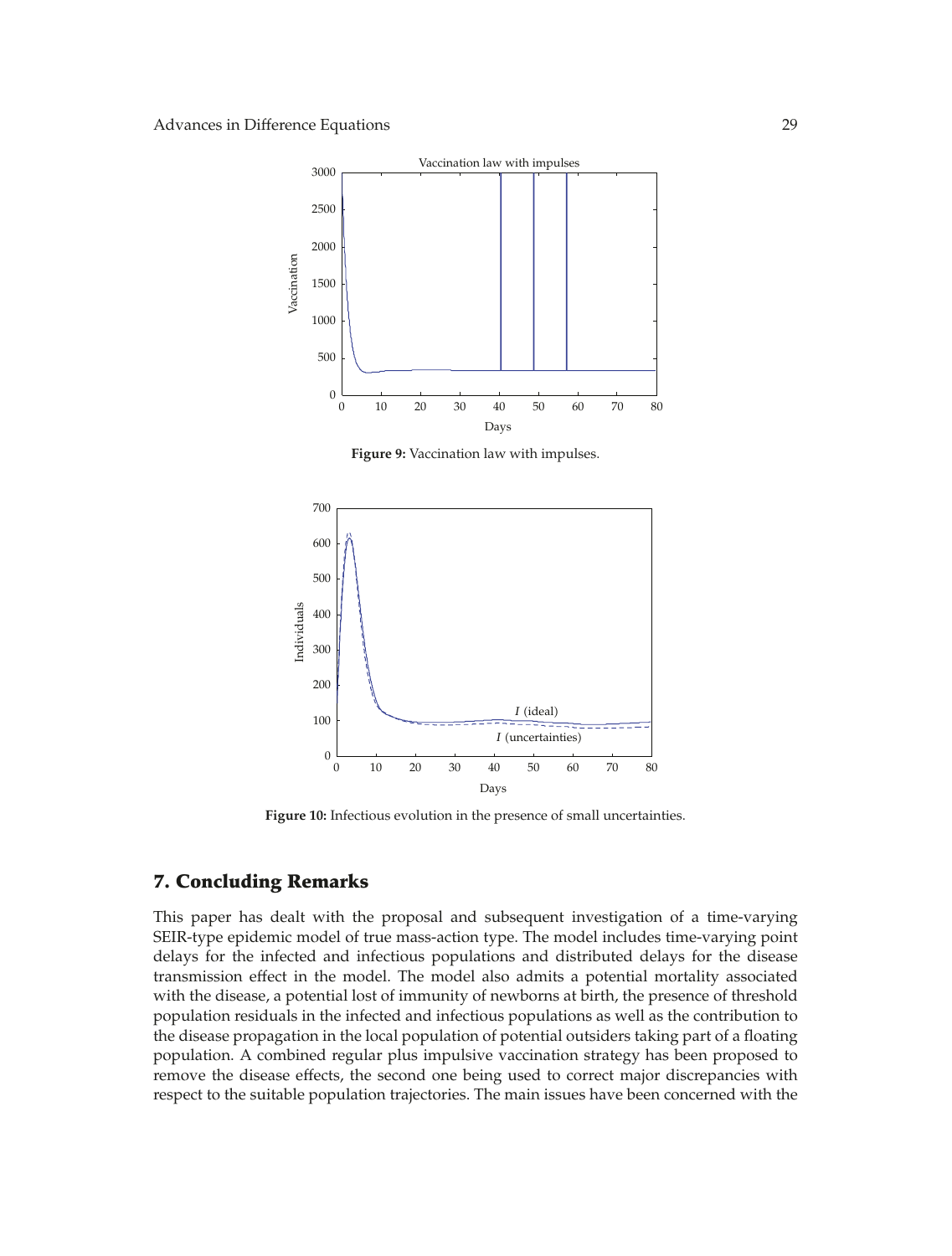**Figure 9:** Vaccination law with impulses.

**Figure 10:** Infectious evolution in the presence of small uncertainties.

## 7. Concluding Remarks

This paper has dealt with the proposal and subsequent investigation of a time-varying SEIR-type epidemic model of true mass-action type. The model includes time-varying point delays for the infected and infectious populations and distributed delays for the disease transmission effect in the model. The model also admits a potential mortality associated with the disease, a potential lost of immunity of newborns at birth, the presence of threshold population residuals in the infected and infectious populations as well as the contribution to the disease propagation in the local population of potential outsiders taking part of a floating population. A combined regular plus impulsive vaccination strategy has been proposed to remove the disease effects, the second one being used to correct major discrepancies with respect to the suitable population trajectories. The main issues have been concerned with the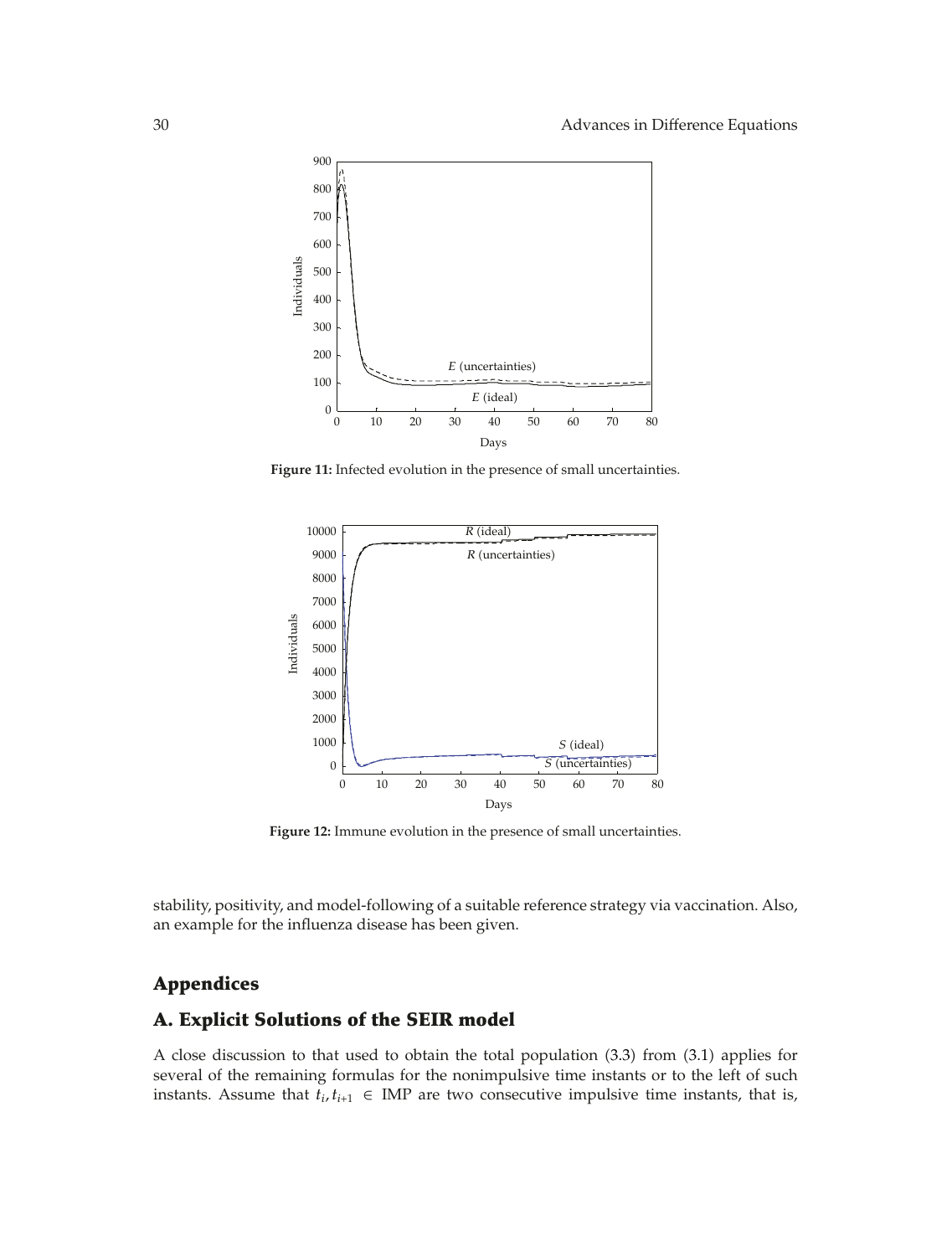**Figure 11:** Infected evolution in the presence of small uncertainties.

**Figure 12:** Immune evolution in the presence of small uncertainties.

stability, positivity, and model-following of a suitable reference strategy via vaccination. Also, an example for the influenza disease has been given.

## Appendices

## A. Explicit Solutions of the SEIR model

A close discussion to that used to obtain the total population (3.3) from (3.1) applies for several of the remaining formulas for the nonimpulsive time instants or to the left of such instants. Assume that $t_i, t_{i+1} \in$ IMP are two consecutive impulsive time instants, that is,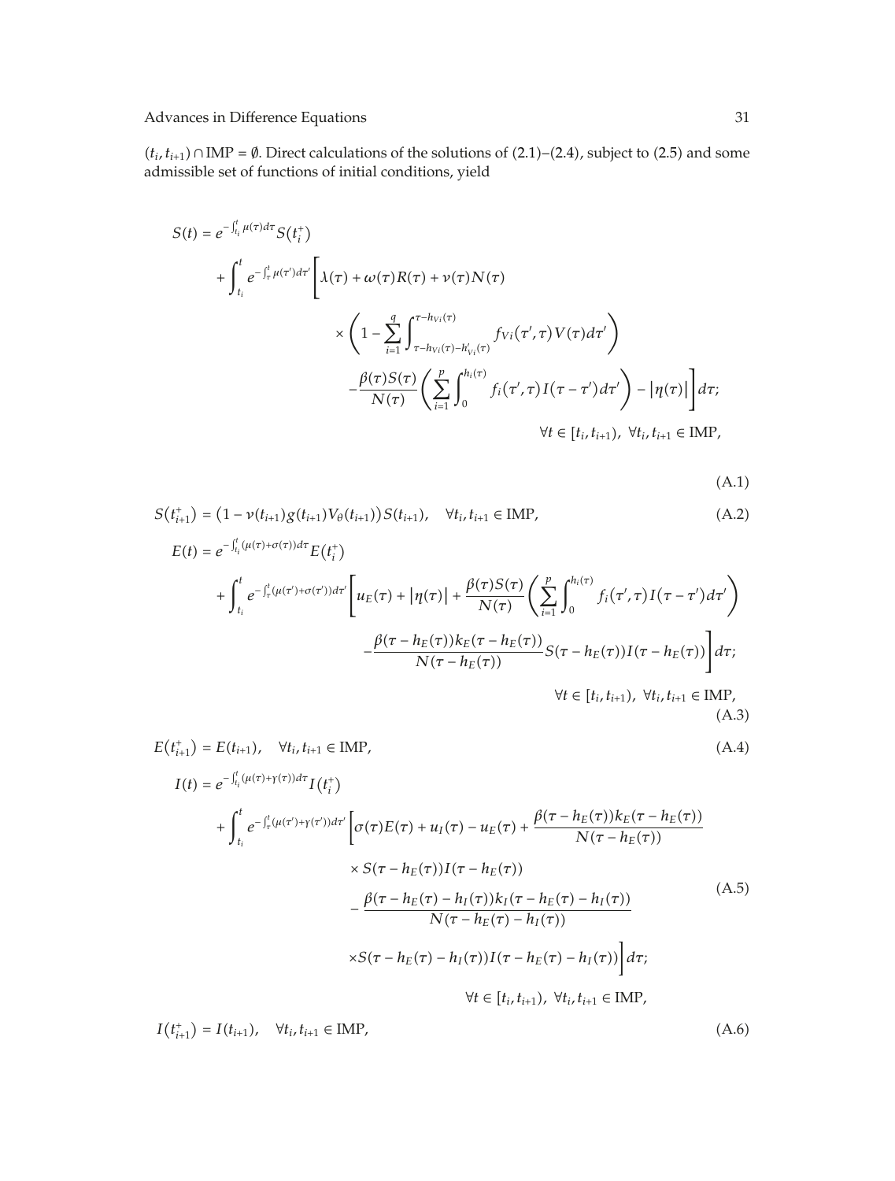$(t_i, t_{i+1}) \cap \mathrm{IMP} = \emptyset$. Direct calculations of the solutions of (2.1)–(2.4), subject to (2.5) and some admissible set of functions of initial conditions, yield

$$
\begin{aligned}
S(t) = {} & e^{-\int_{t_i}^{t} \mu(\tau) d\tau} S\left(t_i^+\right) \\
& + \int_{t_i}^{t} e^{-\int_{\tau}^{t} \mu(\tau') d\tau'} \Bigg[ \lambda(\tau) + \omega(\tau) R(\tau) + \nu(\tau) N(\tau) \\
& \qquad \times \left( 1 - \sum_{i=1}^{q} \int_{\tau - h_{Vi}(\tau) - h'_{Vi}(\tau)}^{\tau - h_{Vi}(\tau)} f_{Vi}\left(\tau', \tau\right) V(\tau) d\tau' \right) \\
& \qquad - \frac{\beta(\tau) S(\tau)}{N(\tau)} \left( \sum_{i=1}^{p} \int_{0}^{h_i(\tau)} f_i\left(\tau', \tau\right) I\left(\tau - \tau'\right) d\tau' \right) - \left| \eta(\tau) \right| \Bigg] d\tau; \\
& \qquad \forall t \in [t_i, t_{i+1}),\ \forall t_i, t_{i+1} \in \mathrm{IMP},
\end{aligned}
\tag{A.1}
$$

$$
S\left(t_{i+1}^+\right) = \left(1 - \nu(t_{i+1}) g(t_{i+1}) V_\theta(t_{i+1})\right) S(t_{i+1}), \quad \forall t_i, t_{i+1} \in \mathrm{IMP}, \tag{A.2}
$$

$$
\begin{aligned}
E(t) = {} & e^{-\int_{t_i}^{t} (\mu(\tau) + \sigma(\tau)) d\tau} E\left(t_i^+\right) \\
& + \int_{t_i}^{t} e^{-\int_{\tau}^{t} (\mu(\tau') + \sigma(\tau')) d\tau'} \Bigg[ u_E(\tau) + \left| \eta(\tau) \right| + \frac{\beta(\tau) S(\tau)}{N(\tau)} \left( \sum_{i=1}^{p} \int_{0}^{h_i(\tau)} f_i\left(\tau', \tau\right) I\left(\tau - \tau'\right) d\tau' \right) \\
& \qquad - \frac{\beta(\tau - h_E(\tau)) k_E(\tau - h_E(\tau))}{N(\tau - h_E(\tau))} S(\tau - h_E(\tau)) I(\tau - h_E(\tau)) \Bigg] d\tau; \\
& \qquad \forall t \in [t_i, t_{i+1}),\ \forall t_i, t_{i+1} \in \mathrm{IMP},
\end{aligned}
\tag{A.3}
$$

$$
E\left(t_{i+1}^+\right) = E(t_{i+1}), \quad \forall t_i, t_{i+1} \in \mathrm{IMP}, \tag{A.4}
$$

$$
\begin{aligned}
I(t) = {} & e^{-\int_{t_i}^{t} (\mu(\tau) + \gamma(\tau)) d\tau} I\left(t_i^+\right) \\
& + \int_{t_i}^{t} e^{-\int_{\tau}^{t} (\mu(\tau') + \gamma(\tau')) d\tau'} \Bigg[ \sigma(\tau) E(\tau) + u_I(\tau) - u_E(\tau) + \frac{\beta(\tau - h_E(\tau)) k_E(\tau - h_E(\tau))}{N(\tau - h_E(\tau))} \\
& \qquad \times S(\tau - h_E(\tau)) I(\tau - h_E(\tau)) \\
& \qquad - \frac{\beta(\tau - h_E(\tau) - h_I(\tau)) k_I(\tau - h_E(\tau) - h_I(\tau))}{N(\tau - h_E(\tau) - h_I(\tau))} \\
& \qquad \times S(\tau - h_E(\tau) - h_I(\tau)) I(\tau - h_E(\tau) - h_I(\tau)) \Bigg] d\tau; \\
& \qquad \forall t \in [t_i, t_{i+1}),\ \forall t_i, t_{i+1} \in \mathrm{IMP},
\end{aligned}
\tag{A.5}
$$

$$
I\left(t_{i+1}^+\right) = I(t_{i+1}), \quad \forall t_i, t_{i+1} \in \mathrm{IMP}, \tag{A.6}
$$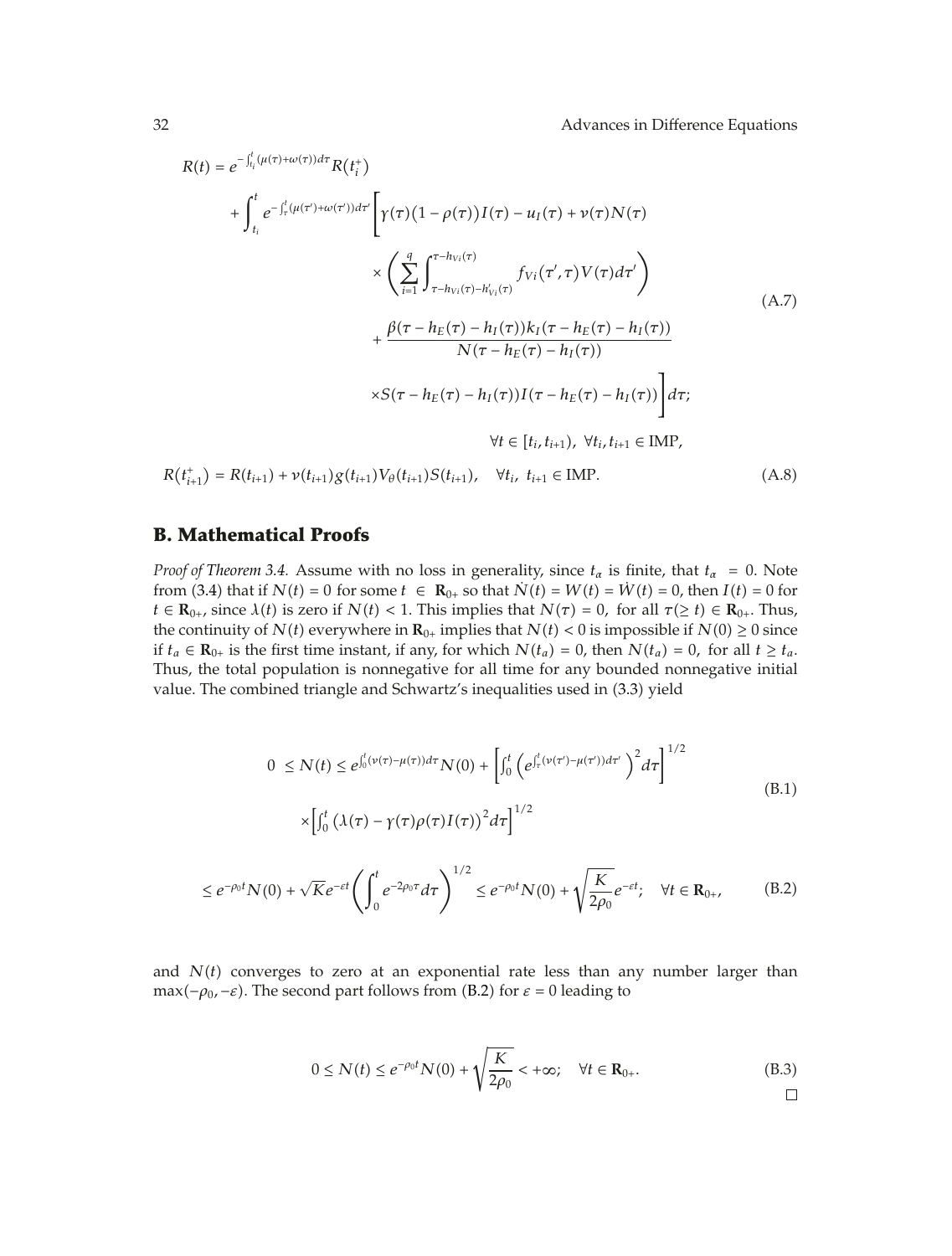$$
\begin{aligned}
R(t) &= e^{-\int_{t_i}^{t}(\mu(\tau)+\omega(\tau))d\tau} R\left(t_i^+\right) \\
&\quad + \int_{t_i}^{t} e^{-\int_{\tau}^{t}(\mu(\tau')+\omega(\tau'))d\tau'} \Bigg[ \gamma(\tau)\left(1-\rho(\tau)\right)I(\tau) - u_I(\tau) + \nu(\tau)N(\tau) \\
&\quad \times \left( \sum_{i=1}^{q} \int_{\tau-h_{Vi}(\tau)-h'_{Vi}(\tau)}^{\tau-h_{Vi}(\tau)} f_{Vi}\left(\tau',\tau\right)V(\tau)d\tau' \right) \\
&\quad + \frac{\beta(\tau-h_E(\tau)-h_I(\tau))k_I(\tau-h_E(\tau)-h_I(\tau))}{N(\tau-h_E(\tau)-h_I(\tau))} \\
&\quad \times S(\tau-h_E(\tau)-h_I(\tau))I(\tau-h_E(\tau)-h_I(\tau)) \Bigg] d\tau; \\
&\qquad \forall t \in [t_i, t_{i+1}), \ \forall t_i, t_{i+1} \in \text{IMP},
\end{aligned}
\tag{A.7}
$$

$$
R\left(t_{i+1}^+\right) = R(t_{i+1}) + \nu(t_{i+1})g(t_{i+1})V_\theta(t_{i+1})S(t_{i+1}), \quad \forall t_i, \ t_{i+1} \in \text{IMP}. \tag{A.8}
$$

## B. Mathematical Proofs

*Proof of Theorem 3.4.* Assume with no loss in generality, since $t_\alpha$ is finite, that $t_\alpha = 0$. Note from (3.4) that if $N(t) = 0$ for some $t \in \mathbf{R}_{0+}$ so that $\dot{N}(t) = W(t) = \dot{W}(t) = 0$, then $I(t) = 0$ for $t \in \mathbf{R}_{0+}$, since $\lambda(t)$ is zero if $N(t) < 1$. This implies that $N(\tau) = 0$, for all $\tau(\geq t) \in \mathbf{R}_{0+}$. Thus, the continuity of $N(t)$ everywhere in $\mathbf{R}_{0+}$ implies that $N(t) < 0$ is impossible if $N(0) \geq 0$ since if $t_a \in \mathbf{R}_{0+}$ is the first time instant, if any, for which $N(t_a) = 0$, then $N(t_a) = 0$, for all $t \geq t_a$. Thus, the total population is nonnegative for all time for any bounded nonnegative initial value. The combined triangle and Schwartz's inequalities used in (3.3) yield

$$
\begin{aligned}
0 \leq N(t) &\leq e^{\int_0^t(\nu(\tau)-\mu(\tau))d\tau}N(0) + \left[\int_0^t \left(e^{\int_\tau^t(\nu(\tau')-\mu(\tau'))d\tau'}\right)^2 d\tau\right]^{1/2} \\
&\quad \times \left[\int_0^t \left(\lambda(\tau) - \gamma(\tau)\rho(\tau)I(\tau)\right)^2 d\tau\right]^{1/2}
\end{aligned}
\tag{B.1}
$$

$$
\leq e^{-\rho_0 t}N(0) + \sqrt{K}e^{-\varepsilon t}\left(\int_0^t e^{-2\rho_0 \tau}d\tau\right)^{1/2} \leq e^{-\rho_0 t}N(0) + \sqrt{\frac{K}{2\rho_0}}e^{-\varepsilon t}; \quad \forall t \in \mathbf{R}_{0+}, \tag{B.2}
$$

and $N(t)$ converges to zero at an exponential rate less than any number larger than $\max(-\rho_0, -\varepsilon)$. The second part follows from (B.2) for $\varepsilon = 0$ leading to

$$
0 \leq N(t) \leq e^{-\rho_0 t}N(0) + \sqrt{\frac{K}{2\rho_0}} < +\infty; \quad \forall t \in \mathbf{R}_{0+}. \tag{B.3}
$$

□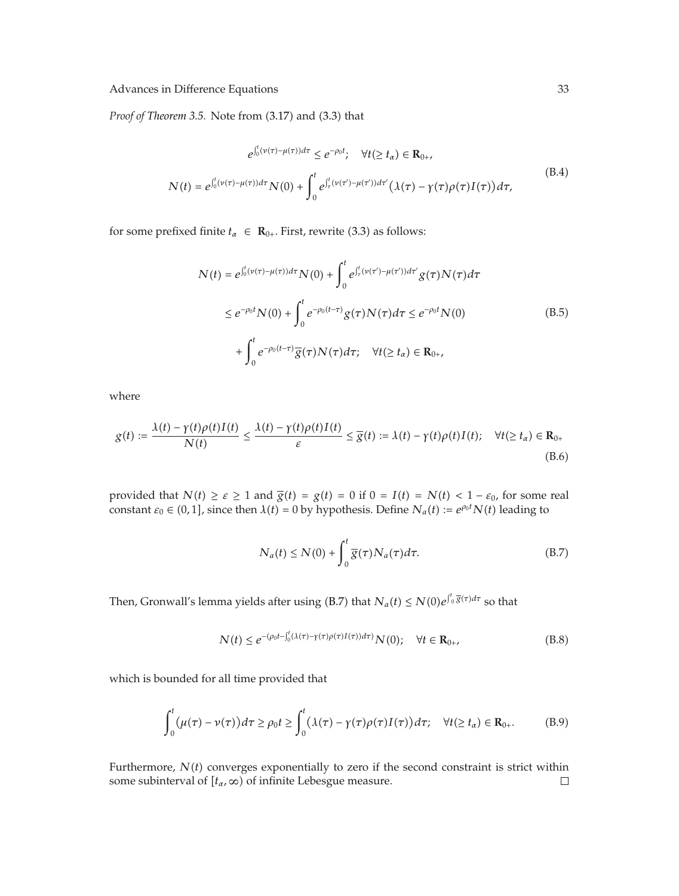*Proof of Theorem 3.5.* Note from (3.17) and (3.3) that

$$
\begin{gathered}
e^{\int_0^t (\nu(\tau)-\mu(\tau))d\tau} \leq e^{-\rho_0 t}; \quad \forall t (\geq t_\alpha) \in \mathbf{R}_{0+}, \\
N(t) = e^{\int_0^t (\nu(\tau)-\mu(\tau))d\tau} N(0) + \int_0^t e^{\int_\tau^t (\nu(\tau')-\mu(\tau'))d\tau'} \big(\lambda(\tau) - \gamma(\tau)\rho(\tau) I(\tau)\big) d\tau,
\end{gathered}
\tag{B.4}
$$

for some prefixed finite $t_\alpha \in \mathbf{R}_{0+}$. First, rewrite (3.3) as follows:

$$
\begin{aligned}
N(t) &= e^{\int_0^t (\nu(\tau)-\mu(\tau))d\tau} N(0) + \int_0^t e^{\int_\tau^t (\nu(\tau')-\mu(\tau'))d\tau'} g(\tau) N(\tau) d\tau \\
&\leq e^{-\rho_0 t} N(0) + \int_0^t e^{-\rho_0 (t-\tau)} g(\tau) N(\tau) d\tau \leq e^{-\rho_0 t} N(0) \\
&\quad + \int_0^t e^{-\rho_0 (t-\tau)} \overline{g}(\tau) N(\tau) d\tau; \quad \forall t (\geq t_\alpha) \in \mathbf{R}_{0+},
\end{aligned}
\tag{B.5}
$$

where

$$
g(t) := \frac{\lambda(t) - \gamma(t)\rho(t) I(t)}{N(t)} \leq \frac{\lambda(t) - \gamma(t)\rho(t) I(t)}{\varepsilon} \leq \overline{g}(t) := \lambda(t) - \gamma(t)\rho(t) I(t); \quad \forall t (\geq t_\alpha) \in \mathbf{R}_{0+}
\tag{B.6}
$$

provided that $N(t) \geq \varepsilon \geq 1$ and $\overline{g}(t) = g(t) = 0$ if $0 = I(t) = N(t) < 1 - \varepsilon_0$, for some real constant $\varepsilon_0 \in (0, 1]$, since then $\lambda(t) = 0$ by hypothesis. Define $N_a(t) := e^{\rho_0 t} N(t)$ leading to

$$
N_a(t) \leq N(0) + \int_0^t \overline{g}(\tau) N_a(\tau) d\tau.
\tag{B.7}
$$

Then, Gronwall's lemma yields after using (B.7) that $N_a(t) \leq N(0) e^{\int_0^t \overline{g}(\tau) d\tau}$ so that

$$
N(t) \leq e^{-(\rho_0 t - \int_0^t (\lambda(\tau) - \gamma(\tau)\rho(\tau) I(\tau)) d\tau)} N(0); \quad \forall t \in \mathbf{R}_{0+},
\tag{B.8}
$$

which is bounded for all time provided that

$$
\int_0^t \big(\mu(\tau) - \nu(\tau)\big) d\tau \geq \rho_0 t \geq \int_0^t \big(\lambda(\tau) - \gamma(\tau)\rho(\tau) I(\tau)\big) d\tau; \quad \forall t (\geq t_\alpha) \in \mathbf{R}_{0+}.
\tag{B.9}
$$

Furthermore, $N(t)$ converges exponentially to zero if the second constraint is strict within some subinterval of $[t_\alpha, \infty)$ of infinite Lebesgue measure. □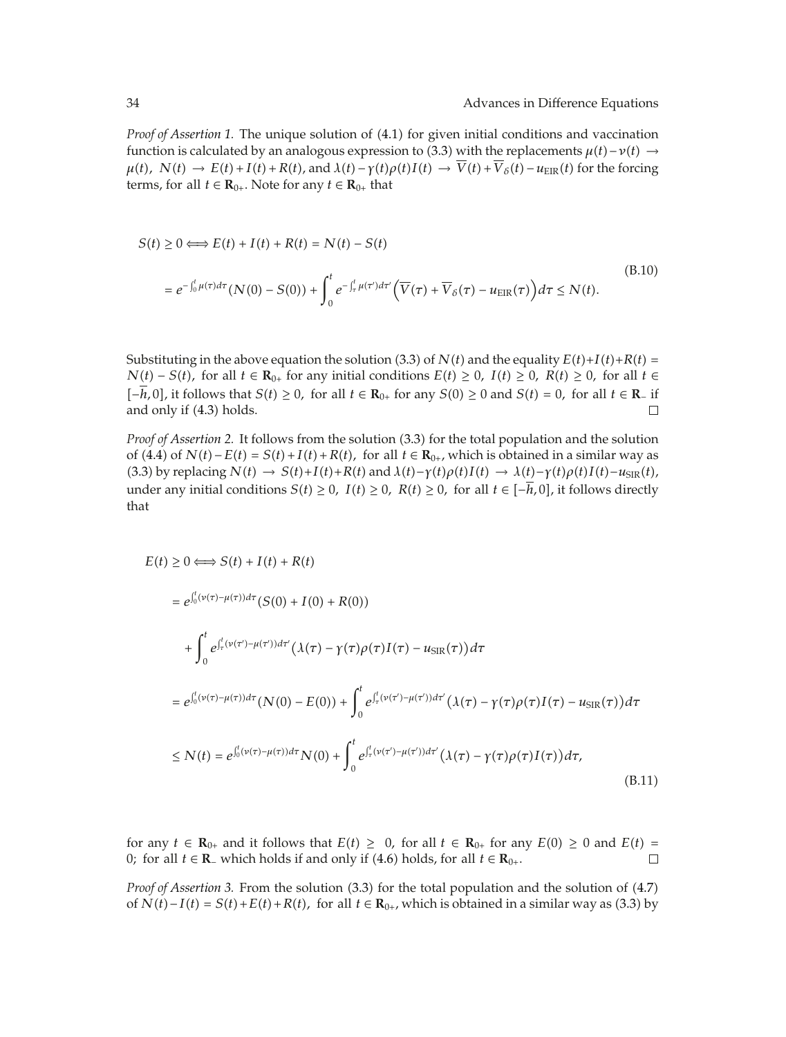*Proof of Assertion 1.* The unique solution of (4.1) for given initial conditions and vaccination function is calculated by an analogous expression to (3.3) with the replacements $\mu(t)-\nu(t) \rightarrow \mu(t)$, $N(t) \rightarrow E(t)+I(t)+R(t)$, and $\lambda(t)-\gamma(t)\rho(t)I(t) \rightarrow \overline{V}(t)+\overline{V}_{\delta}(t)-u_{\mathrm{EIR}}(t)$ for the forcing terms, for all $t \in \mathbf{R}_{0+}$. Note for any $t \in \mathbf{R}_{0+}$ that

$$
\begin{aligned}
S(t) \geq 0 \Longleftrightarrow & \; E(t)+I(t)+R(t)=N(t)-S(t) \\
& = e^{-\int_0^t \mu(\tau)d\tau}(N(0)-S(0)) + \int_0^t e^{-\int_\tau^t \mu(\tau')d\tau'}\left(\overline{V}(\tau)+\overline{V}_{\delta}(\tau)-u_{\mathrm{EIR}}(\tau)\right)d\tau \leq N(t).
\end{aligned} \tag{B.10}
$$

Substituting in the above equation the solution (3.3) of $N(t)$ and the equality $E(t)+I(t)+R(t)=N(t)-S(t)$, for all $t \in \mathbf{R}_{0+}$ for any initial conditions $E(t) \geq 0$, $I(t) \geq 0$, $R(t) \geq 0$, for all $t \in [-\overline{h}, 0]$, it follows that $S(t) \geq 0$, for all $t \in \mathbf{R}_{0+}$ for any $S(0) \geq 0$ and $S(t)=0$, for all $t \in \mathbf{R}_{-}$ if and only if (4.3) holds. □

*Proof of Assertion 2.* It follows from the solution (3.3) for the total population and the solution of (4.4) of $N(t)-E(t)=S(t)+I(t)+R(t)$, for all $t \in \mathbf{R}_{0+}$, which is obtained in a similar way as (3.3) by replacing $N(t) \rightarrow S(t)+I(t)+R(t)$ and $\lambda(t)-\gamma(t)\rho(t)I(t) \rightarrow \lambda(t)-\gamma(t)\rho(t)I(t)-u_{\mathrm{SIR}}(t)$, under any initial conditions $S(t) \geq 0$, $I(t) \geq 0$, $R(t) \geq 0$, for all $t \in [-\overline{h}, 0]$, it follows directly that

$$
\begin{aligned}
E(t) \geq 0 \Longleftrightarrow & \; S(t)+I(t)+R(t) \\
& = e^{\int_0^t(\nu(\tau)-\mu(\tau))d\tau}(S(0)+I(0)+R(0)) \\
& \quad + \int_0^t e^{\int_\tau^t(\nu(\tau')-\mu(\tau'))d\tau'}\left(\lambda(\tau)-\gamma(\tau)\rho(\tau)I(\tau)-u_{\mathrm{SIR}}(\tau)\right)d\tau \\
& = e^{\int_0^t(\nu(\tau)-\mu(\tau))d\tau}(N(0)-E(0)) + \int_0^t e^{\int_\tau^t(\nu(\tau')-\mu(\tau'))d\tau'}\left(\lambda(\tau)-\gamma(\tau)\rho(\tau)I(\tau)-u_{\mathrm{SIR}}(\tau)\right)d\tau \\
& \leq N(t) = e^{\int_0^t(\nu(\tau)-\mu(\tau))d\tau}N(0) + \int_0^t e^{\int_\tau^t(\nu(\tau')-\mu(\tau'))d\tau'}\left(\lambda(\tau)-\gamma(\tau)\rho(\tau)I(\tau)\right)d\tau,
\end{aligned} \tag{B.11}
$$

for any $t \in \mathbf{R}_{0+}$ and it follows that $E(t) \geq 0$, for all $t \in \mathbf{R}_{0+}$ for any $E(0) \geq 0$ and $E(t)=0$; for all $t \in \mathbf{R}_{-}$ which holds if and only if (4.6) holds, for all $t \in \mathbf{R}_{0+}$. □

*Proof of Assertion 3.* From the solution (3.3) for the total population and the solution of (4.7) of $N(t)-I(t)=S(t)+E(t)+R(t)$, for all $t \in \mathbf{R}_{0+}$, which is obtained in a similar way as (3.3) by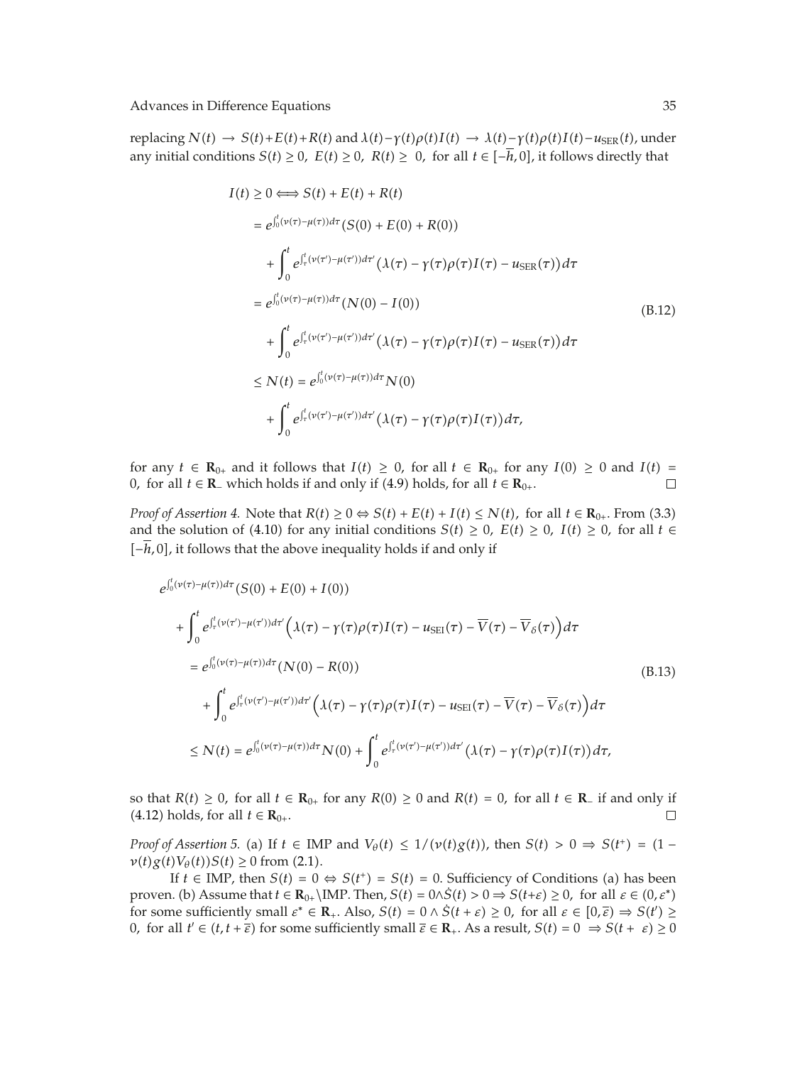replacing $N(t) \to S(t)+E(t)+R(t)$ and $\lambda(t)-\gamma(t)\rho(t)I(t) \to \lambda(t)-\gamma(t)\rho(t)I(t)-u_{\text{SER}}(t)$, under any initial conditions $S(t) \geq 0$, $E(t) \geq 0$, $R(t) \geq 0$, for all $t \in [-\overline{h}, 0]$, it follows directly that

$$
\begin{aligned}
I(t) \geq 0 \Longleftrightarrow\ & S(t) + E(t) + R(t) \\
&= e^{\int_0^t (\nu(\tau)-\mu(\tau))d\tau}(S(0) + E(0) + R(0)) \\
&\quad + \int_0^t e^{\int_\tau^t (\nu(\tau')-\mu(\tau'))d\tau'}\left(\lambda(\tau) - \gamma(\tau)\rho(\tau)I(\tau) - u_{\text{SER}}(\tau)\right)d\tau \\
&= e^{\int_0^t (\nu(\tau)-\mu(\tau))d\tau}(N(0) - I(0)) \\
&\quad + \int_0^t e^{\int_\tau^t (\nu(\tau')-\mu(\tau'))d\tau'}\left(\lambda(\tau) - \gamma(\tau)\rho(\tau)I(\tau) - u_{\text{SER}}(\tau)\right)d\tau \\
&\leq N(t) = e^{\int_0^t (\nu(\tau)-\mu(\tau))d\tau}N(0) \\
&\quad + \int_0^t e^{\int_\tau^t (\nu(\tau')-\mu(\tau'))d\tau'}\left(\lambda(\tau) - \gamma(\tau)\rho(\tau)I(\tau)\right)d\tau,
\end{aligned}
\tag{B.12}
$$

for any $t \in \mathbf{R}_{0+}$ and it follows that $I(t) \geq 0$, for all $t \in \mathbf{R}_{0+}$ for any $I(0) \geq 0$ and $I(t) = 0$, for all $t \in \mathbf{R}_{-}$ which holds if and only if (4.9) holds, for all $t \in \mathbf{R}_{0+}$. □

*Proof of Assertion 4.* Note that $R(t) \geq 0 \Leftrightarrow S(t) + E(t) + I(t) \leq N(t)$, for all $t \in \mathbf{R}_{0+}$. From (3.3) and the solution of (4.10) for any initial conditions $S(t) \geq 0$, $E(t) \geq 0$, $I(t) \geq 0$, for all $t \in [-\overline{h}, 0]$, it follows that the above inequality holds if and only if

$$
\begin{aligned}
&e^{\int_0^t (\nu(\tau)-\mu(\tau))d\tau}(S(0) + E(0) + I(0)) \\
&\quad + \int_0^t e^{\int_\tau^t (\nu(\tau')-\mu(\tau'))d\tau'}\left(\lambda(\tau) - \gamma(\tau)\rho(\tau)I(\tau) - u_{\text{SEI}}(\tau) - \overline{V}(\tau) - \overline{V}_\delta(\tau)\right)d\tau \\
&\quad = e^{\int_0^t (\nu(\tau)-\mu(\tau))d\tau}(N(0) - R(0)) \\
&\qquad + \int_0^t e^{\int_\tau^t (\nu(\tau')-\mu(\tau'))d\tau'}\left(\lambda(\tau) - \gamma(\tau)\rho(\tau)I(\tau) - u_{\text{SEI}}(\tau) - \overline{V}(\tau) - \overline{V}_\delta(\tau)\right)d\tau \\
&\quad \leq N(t) = e^{\int_0^t (\nu(\tau)-\mu(\tau))d\tau}N(0) + \int_0^t e^{\int_\tau^t (\nu(\tau')-\mu(\tau'))d\tau'}\left(\lambda(\tau) - \gamma(\tau)\rho(\tau)I(\tau)\right)d\tau,
\end{aligned}
\tag{B.13}
$$

so that $R(t) \geq 0$, for all $t \in \mathbf{R}_{0+}$ for any $R(0) \geq 0$ and $R(t) = 0$, for all $t \in \mathbf{R}_{-}$ if and only if (4.12) holds, for all $t \in \mathbf{R}_{0+}$. □

*Proof of Assertion 5.* (a) If $t \in \text{IMP}$ and $V_\theta(t) \leq 1/(\nu(t)g(t))$, then $S(t) > 0 \Rightarrow S(t^+) = (1 - \nu(t)g(t)V_\theta(t))S(t) \geq 0$ from (2.1).

If $t \in \text{IMP}$, then $S(t) = 0 \Leftrightarrow S(t^+) = S(t) = 0$. Sufficiency of Conditions (a) has been proven. (b) Assume that $t \in \mathbf{R}_{0+} \backslash \text{IMP}$. Then, $S(t) = 0 \wedge \dot{S}(t) > 0 \Rightarrow S(t+\varepsilon) \geq 0$, for all $\varepsilon \in (0, \varepsilon^*)$ for some sufficiently small $\varepsilon^* \in \mathbf{R}_{+}$. Also, $S(t) = 0 \wedge \dot{S}(t+\varepsilon) \geq 0$, for all $\varepsilon \in [0, \overline{\varepsilon}) \Rightarrow S(t') \geq 0$, for all $t' \in (t, t+\overline{\varepsilon})$ for some sufficiently small $\overline{\varepsilon} \in \mathbf{R}_{+}$. As a result, $S(t) = 0 \Rightarrow S(t+\varepsilon) \geq 0$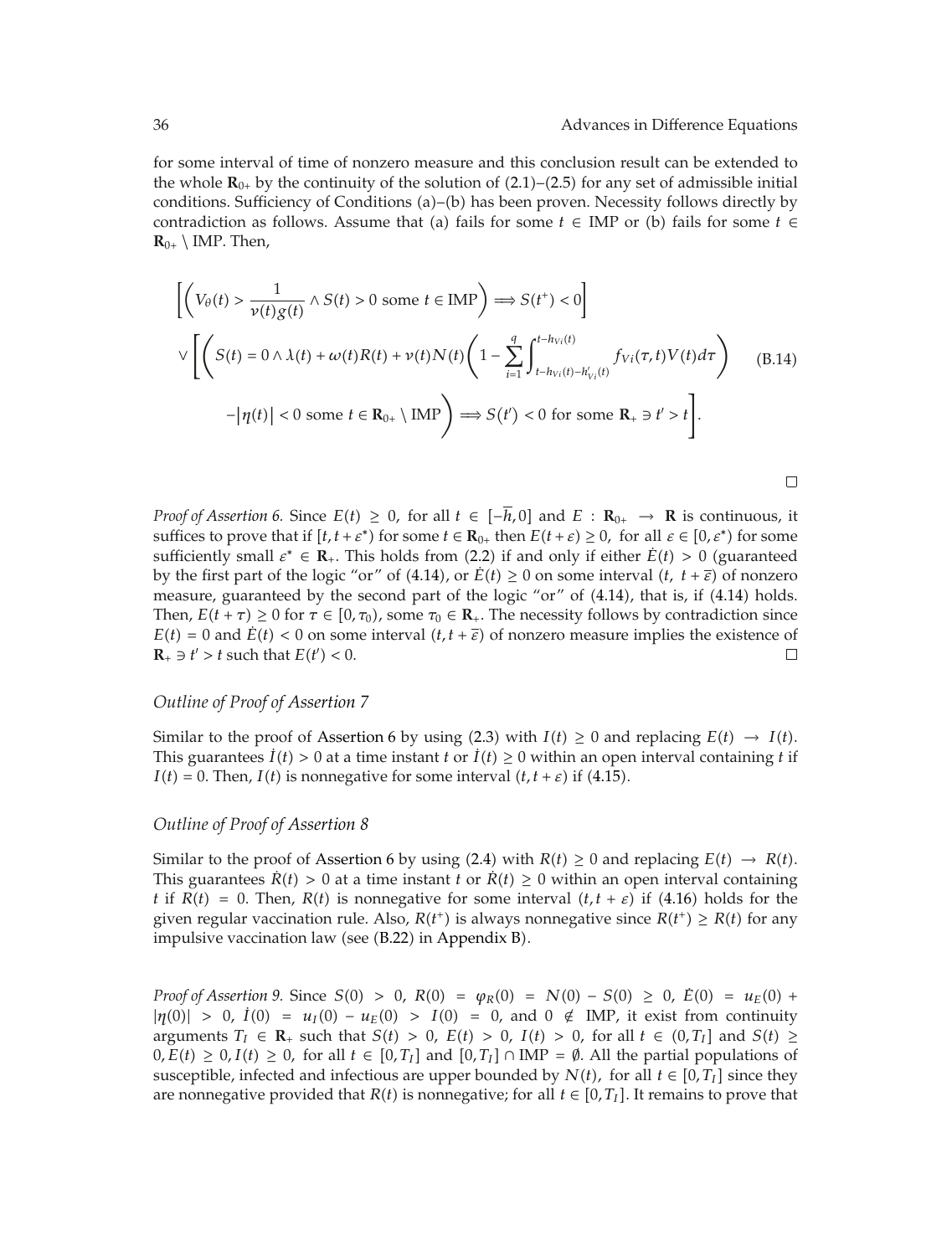for some interval of time of nonzero measure and this conclusion result can be extended to the whole $\mathbf{R}_{0+}$ by the continuity of the solution of (2.1)–(2.5) for any set of admissible initial conditions. Sufficiency of Conditions (a)–(b) has been proven. Necessity follows directly by contradiction as follows. Assume that (a) fails for some $t \in \text{IMP}$ or (b) fails for some $t \in \mathbf{R}_{0+} \setminus \text{IMP}$. Then,

$$
\begin{aligned}
&\left[\left(V_\theta(t) > \frac{1}{\nu(t)g(t)} \wedge S(t) > 0 \text{ some } t \in \text{IMP}\right) \Longrightarrow S(t^+) < 0\right] \\
&\vee \left[\left(S(t) = 0 \wedge \lambda(t) + \omega(t)R(t) + \nu(t)N(t)\left(1 - \sum_{i=1}^{q}\int_{t-h_{Vi}(t)-h'_{Vi}(t)}^{t-h_{Vi}(t)} f_{Vi}(\tau,t)V(t)d\tau\right)\right.\right. \\
&\left.\left. \quad -|\eta(t)| < 0 \text{ some } t \in \mathbf{R}_{0+} \setminus \text{IMP}\right) \Longrightarrow S(t') < 0 \text{ for some } \mathbf{R}_+ \ni t' > t\right].
\end{aligned} \tag{B.14}
$$

□

*Proof of Assertion 6.* Since $E(t) \geq 0$, for all $t \in [-\overline{h}, 0]$ and $E : \mathbf{R}_{0+} \to \mathbf{R}$ is continuous, it suffices to prove that if $[t, t + \varepsilon^*)$ for some $t \in \mathbf{R}_{0+}$ then $E(t + \varepsilon) \geq 0$, for all $\varepsilon \in [0, \varepsilon^*)$ for some sufficiently small $\varepsilon^* \in \mathbf{R}_+$. This holds from (2.2) if and only if either $\dot{E}(t) > 0$ (guaranteed by the first part of the logic "or" of (4.14), or $\dot{E}(t) \geq 0$ on some interval $(t, t + \overline{\varepsilon})$ of nonzero measure, guaranteed by the second part of the logic "or" of (4.14), that is, if (4.14) holds. Then, $E(t + \tau) \geq 0$ for $\tau \in [0, \tau_0)$, some $\tau_0 \in \mathbf{R}_+$. The necessity follows by contradiction since $E(t) = 0$ and $\dot{E}(t) < 0$ on some interval $(t, t + \overline{\varepsilon})$ of nonzero measure implies the existence of $\mathbf{R}_+ \ni t' > t$ such that $E(t') < 0$. □

### *Outline of Proof of Assertion 7*

Similar to the proof of Assertion 6 by using (2.3) with $I(t) \geq 0$ and replacing $E(t) \to I(t)$. This guarantees $\dot{I}(t) > 0$ at a time instant $t$ or $\dot{I}(t) \geq 0$ within an open interval containing $t$ if $I(t) = 0$. Then, $I(t)$ is nonnegative for some interval $(t, t + \varepsilon)$ if (4.15).

### *Outline of Proof of Assertion 8*

Similar to the proof of Assertion 6 by using (2.4) with $R(t) \geq 0$ and replacing $E(t) \to R(t)$. This guarantees $\dot{R}(t) > 0$ at a time instant $t$ or $\dot{R}(t) \geq 0$ within an open interval containing $t$ if $R(t) = 0$. Then, $R(t)$ is nonnegative for some interval $(t, t + \varepsilon)$ if (4.16) holds for the given regular vaccination rule. Also, $R(t^+)$ is always nonnegative since $R(t^+) \geq R(t)$ for any impulsive vaccination law (see (B.22) in Appendix B).

*Proof of Assertion 9.* Since $S(0) > 0$, $R(0) = \varphi_R(0) = N(0) - S(0) \geq 0$, $\dot{E}(0) = u_E(0) + |\eta(0)| > 0$, $\dot{I}(0) = u_I(0) - u_E(0) > I(0) = 0$, and $0 \notin \text{IMP}$, it exist from continuity arguments $T_I \in \mathbf{R}_+$ such that $S(t) > 0$, $E(t) > 0$, $I(t) > 0$, for all $t \in (0, T_I]$ and $S(t) \geq 0, E(t) \geq 0, I(t) \geq 0$, for all $t \in [0, T_I]$ and $[0, T_I] \cap \text{IMP} = \emptyset$. All the partial populations of susceptible, infected and infectious are upper bounded by $N(t)$, for all $t \in [0, T_I]$ since they are nonnegative provided that $R(t)$ is nonnegative; for all $t \in [0, T_I]$. It remains to prove that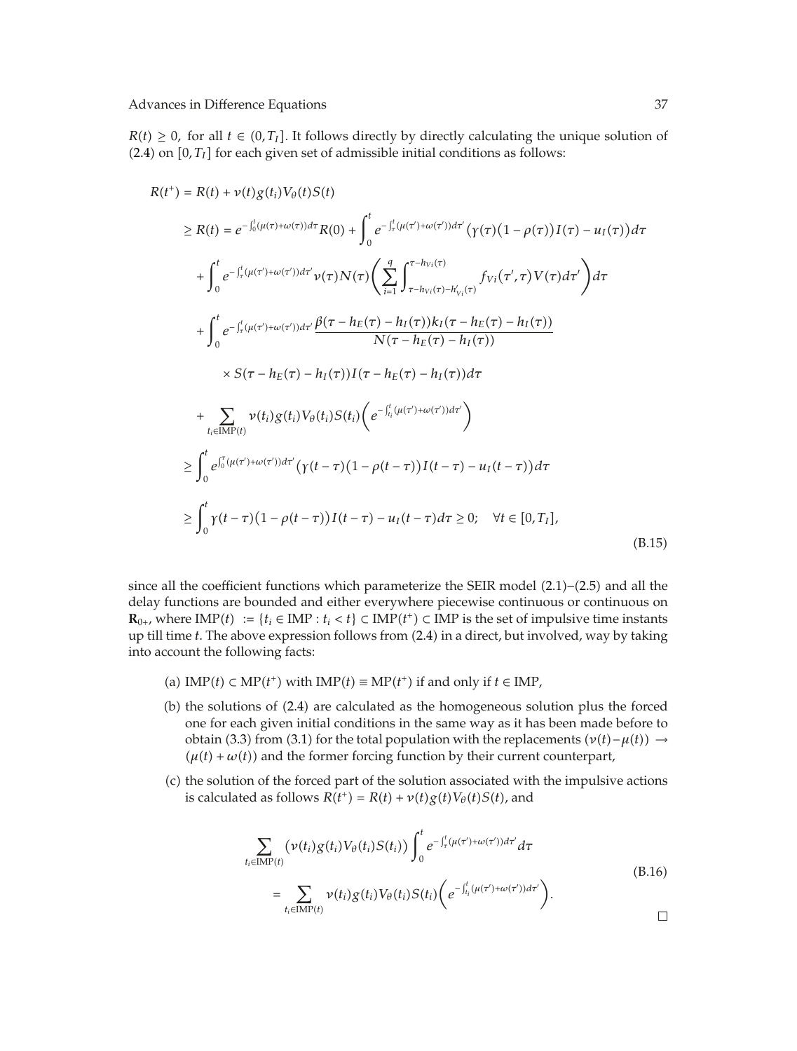$R(t) \geq 0$, for all $t \in (0, T_I]$. It follows directly by directly calculating the unique solution of (2.4) on $[0, T_I]$ for each given set of admissible initial conditions as follows:

$$
\begin{aligned}
R(t^+) &= R(t) + \nu(t) g(t_i) V_\theta(t) S(t) \\
&\geq R(t) = e^{-\int_0^t (\mu(\tau)+\omega(\tau)) d\tau} R(0) + \int_0^t e^{-\int_\tau^t (\mu(\tau')+\omega(\tau')) d\tau'} \left(\gamma(\tau)\left(1-\rho(\tau)\right) I(\tau) - u_I(\tau)\right) d\tau \\
&\quad + \int_0^t e^{-\int_\tau^t (\mu(\tau')+\omega(\tau')) d\tau'} \nu(\tau) N(\tau) \left( \sum_{i=1}^{q} \int_{\tau - h_{Vi}(\tau) - h'_{Vi}(\tau)}^{\tau - h_{Vi}(\tau)} f_{Vi}(\tau', \tau) V(\tau) d\tau' \right) d\tau \\
&\quad + \int_0^t e^{-\int_\tau^t (\mu(\tau')+\omega(\tau')) d\tau'} \frac{\beta(\tau - h_E(\tau) - h_I(\tau)) k_I(\tau - h_E(\tau) - h_I(\tau))}{N(\tau - h_E(\tau) - h_I(\tau))} \\
&\qquad \times S(\tau - h_E(\tau) - h_I(\tau)) I(\tau - h_E(\tau) - h_I(\tau)) d\tau \\
&\quad + \sum_{t_i \in \mathrm{IMP}(t)} \nu(t_i) g(t_i) V_\theta(t_i) S(t_i) \left( e^{-\int_{t_i}^t (\mu(\tau')+\omega(\tau')) d\tau'} \right) \\
&\geq \int_0^t e^{\int_0^\tau (\mu(\tau')+\omega(\tau')) d\tau'} \left(\gamma(t-\tau)\left(1-\rho(t-\tau)\right) I(t-\tau) - u_I(t-\tau)\right) d\tau \\
&\geq \int_0^t \gamma(t-\tau)\left(1-\rho(t-\tau)\right) I(t-\tau) - u_I(t-\tau) d\tau \geq 0; \quad \forall t \in [0, T_I],
\end{aligned}
\tag{B.15}
$$

since all the coefficient functions which parameterize the SEIR model (2.1)–(2.5) and all the delay functions are bounded and either everywhere piecewise continuous or continuous on $\mathbf{R}_{0+}$, where $\mathrm{IMP}(t) := \{t_i \in \mathrm{IMP} : t_i < t\} \subset \mathrm{IMP}(t^+) \subset \mathrm{IMP}$ is the set of impulsive time instants up till time $t$. The above expression follows from (2.4) in a direct, but involved, way by taking into account the following facts:

(a) $\mathrm{IMP}(t) \subset \mathrm{MP}(t^+)$ with $\mathrm{IMP}(t) \equiv \mathrm{MP}(t^+)$ if and only if $t \in \mathrm{IMP}$,

(b) the solutions of (2.4) are calculated as the homogeneous solution plus the forced one for each given initial conditions in the same way as it has been made before to obtain (3.3) from (3.1) for the total population with the replacements $(\nu(t) - \mu(t)) \to (\mu(t) + \omega(t))$ and the former forcing function by their current counterpart,

(c) the solution of the forced part of the solution associated with the impulsive actions is calculated as follows $R(t^+) = R(t) + \nu(t) g(t) V_\theta(t) S(t)$, and

$$
\begin{aligned}
&\sum_{t_i \in \mathrm{IMP}(t)} \left(\nu(t_i) g(t_i) V_\theta(t_i) S(t_i)\right) \int_0^t e^{-\int_\tau^t (\mu(\tau')+\omega(\tau')) d\tau'} d\tau \\
&\quad = \sum_{t_i \in \mathrm{IMP}(t)} \nu(t_i) g(t_i) V_\theta(t_i) S(t_i) \left( e^{-\int_{t_i}^t (\mu(\tau')+\omega(\tau')) d\tau'} \right).
\end{aligned}
\tag{B.16}
$$

□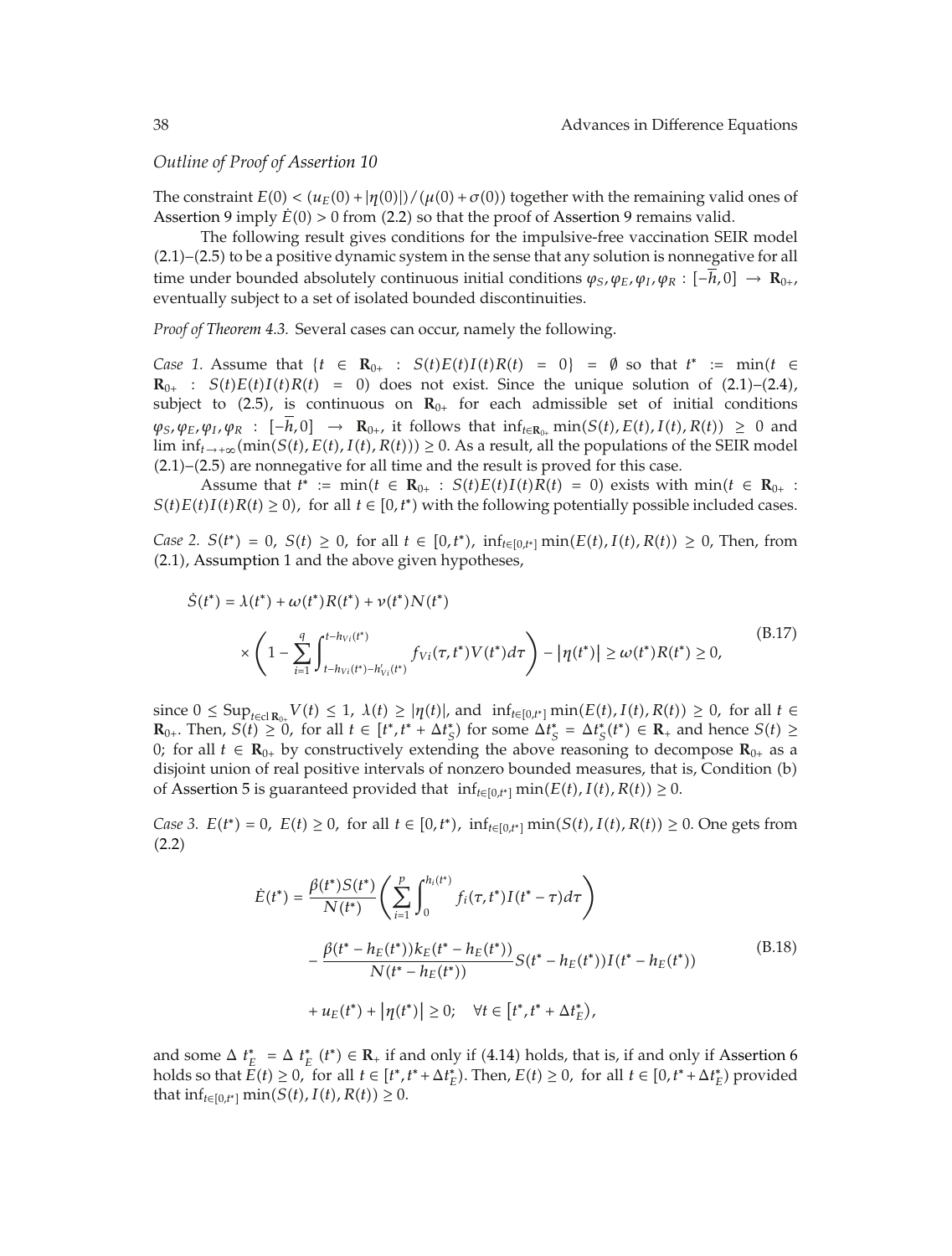*Outline of Proof of Assertion 10*

The constraint $E(0) < (u_E(0) + |\eta(0)|)/(\mu(0) + \sigma(0))$ together with the remaining valid ones of Assertion 9 imply $\dot{E}(0) > 0$ from (2.2) so that the proof of Assertion 9 remains valid.

The following result gives conditions for the impulsive-free vaccination SEIR model (2.1)–(2.5) to be a positive dynamic system in the sense that any solution is nonnegative for all time under bounded absolutely continuous initial conditions $\varphi_S, \varphi_E, \varphi_I, \varphi_R : [-\overline{h}, 0] \to \mathbf{R}_{0+}$, eventually subject to a set of isolated bounded discontinuities.

*Proof of Theorem 4.3.* Several cases can occur, namely the following.

*Case 1.* Assume that $\{t \in \mathbf{R}_{0+} : S(t)E(t)I(t)R(t) = 0\} = \emptyset$ so that $t^* := \min(t \in \mathbf{R}_{0+} : S(t)E(t)I(t)R(t) = 0)$ does not exist. Since the unique solution of (2.1)–(2.4), subject to (2.5), is continuous on $\mathbf{R}_{0+}$ for each admissible set of initial conditions $\varphi_S, \varphi_E, \varphi_I, \varphi_R : [-\overline{h}, 0] \to \mathbf{R}_{0+}$, it follows that $\inf_{t \in \mathbf{R}_{0+}} \min(S(t), E(t), I(t), R(t)) \geq 0$ and $\lim\inf_{t \to +\infty}(\min(S(t), E(t), I(t), R(t))) \geq 0$. As a result, all the populations of the SEIR model (2.1)–(2.5) are nonnegative for all time and the result is proved for this case.

Assume that $t^* := \min(t \in \mathbf{R}_{0+} : S(t)E(t)I(t)R(t) = 0)$ exists with $\min(t \in \mathbf{R}_{0+} : S(t)E(t)I(t)R(t) \geq 0)$, for all $t \in [0, t^*)$ with the following potentially possible included cases.

*Case 2.* $S(t^*) = 0$, $S(t) \geq 0$, for all $t \in [0, t^*)$, $\inf_{t \in [0, t^*]} \min(E(t), I(t), R(t)) \geq 0$, Then, from (2.1), Assumption 1 and the above given hypotheses,

$$
\begin{aligned}
\dot{S}(t^*) &= \lambda(t^*) + \omega(t^*)R(t^*) + \nu(t^*)N(t^*) \\
&\quad \times \left(1 - \sum_{i=1}^{q} \int_{t - h_{Vi}(t^*) - h'_{Vi}(t^*)}^{t - h_{Vi}(t^*)} f_{Vi}(\tau, t^*)V(t^*)d\tau\right) - |\eta(t^*)| \geq \omega(t^*)R(t^*) \geq 0,
\end{aligned}
\tag{B.17}
$$

since $0 \leq \operatorname{Sup}_{t \in \mathrm{cl}\,\mathbf{R}_{0+}} V(t) \leq 1$, $\lambda(t) \geq |\eta(t)|$, and $\inf_{t \in [0, t^*]} \min(E(t), I(t), R(t)) \geq 0$, for all $t \in \mathbf{R}_{0+}$. Then, $S(t) \geq 0$, for all $t \in [t^*, t^* + \Delta t_S^*)$ for some $\Delta t_S^* = \Delta t_S^*(t^*) \in \mathbf{R}_+$ and hence $S(t) \geq 0$; for all $t \in \mathbf{R}_{0+}$ by constructively extending the above reasoning to decompose $\mathbf{R}_{0+}$ as a disjoint union of real positive intervals of nonzero bounded measures, that is, Condition (b) of Assertion 5 is guaranteed provided that $\inf_{t \in [0, t^*]} \min(E(t), I(t), R(t)) \geq 0$.

*Case 3.* $E(t^*) = 0$, $E(t) \geq 0$, for all $t \in [0, t^*)$, $\inf_{t \in [0, t^*]} \min(S(t), I(t), R(t)) \geq 0$. One gets from (2.2)

$$
\begin{aligned}
\dot{E}(t^*) &= \frac{\beta(t^*)S(t^*)}{N(t^*)}\left(\sum_{i=1}^{p} \int_{0}^{h_i(t^*)} f_i(\tau, t^*)I(t^* - \tau)d\tau\right) \\
&\quad - \frac{\beta(t^* - h_E(t^*))k_E(t^* - h_E(t^*))}{N(t^* - h_E(t^*))}S(t^* - h_E(t^*))I(t^* - h_E(t^*)) \\
&\quad + u_E(t^*) + |\eta(t^*)| \geq 0; \quad \forall t \in [t^*, t^* + \Delta t_E^*),
\end{aligned}
\tag{B.18}
$$

and some $\Delta\, t_E^* = \Delta\, t_E^*\,(t^*) \in \mathbf{R}_+$ if and only if (4.14) holds, that is, if and only if Assertion 6 holds so that $E(t) \geq 0$, for all $t \in [t^*, t^* + \Delta t_E^*)$. Then, $E(t) \geq 0$, for all $t \in [0, t^* + \Delta t_E^*)$ provided that $\inf_{t \in [0, t^*]} \min(S(t), I(t), R(t)) \geq 0$.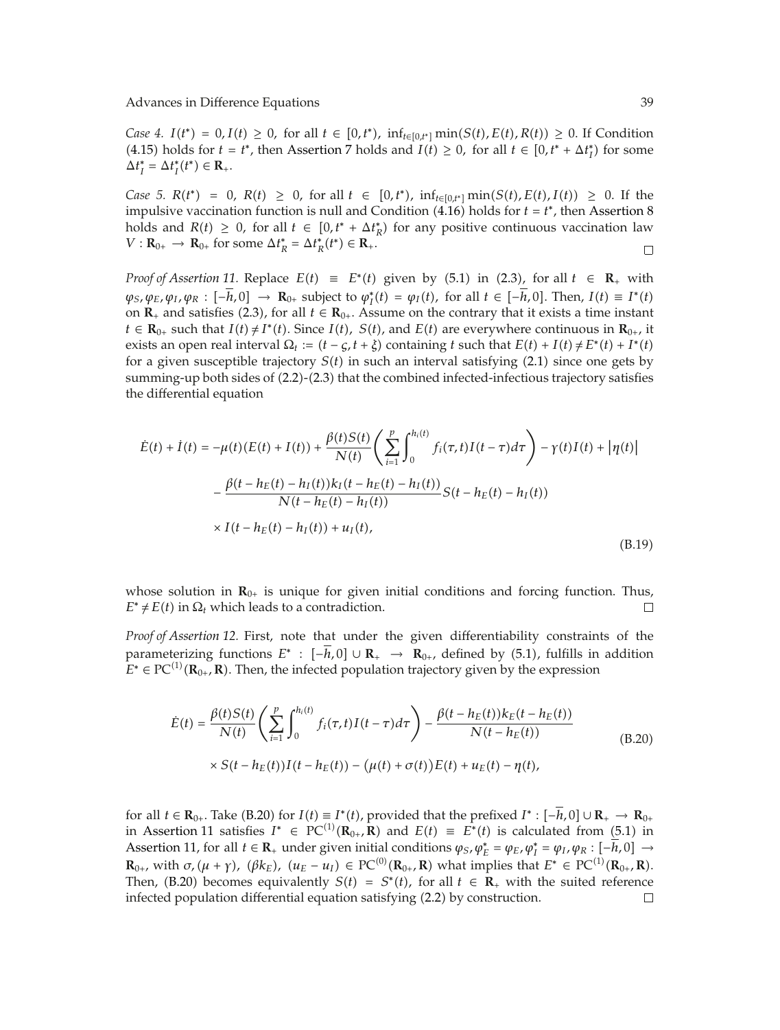*Case 4.* $I(t^*) = 0, I(t) \geq 0$, for all $t \in [0, t^*)$, $\inf_{t \in [0,t^*]} \min(S(t), E(t), R(t)) \geq 0$. If Condition (4.15) holds for $t = t^*$, then Assertion 7 holds and $I(t) \geq 0$, for all $t \in [0, t^* + \Delta t_I^*)$ for some $\Delta t_I^* = \Delta t_I^*(t^*) \in \mathbf{R}_+$.

*Case 5.* $R(t^*) = 0$, $R(t) \geq 0$, for all $t \in [0, t^*)$, $\inf_{t \in [0,t^*]} \min(S(t), E(t), I(t)) \geq 0$. If the impulsive vaccination function is null and Condition (4.16) holds for $t = t^*$, then Assertion 8 holds and $R(t) \geq 0$, for all $t \in [0, t^* + \Delta t_R^*)$ for any positive continuous vaccination law $V : \mathbf{R}_{0+} \to \mathbf{R}_{0+}$ for some $\Delta t_R^* = \Delta t_R^*(t^*) \in \mathbf{R}_+$. □

*Proof of Assertion 11.* Replace $E(t) \equiv E^*(t)$ given by (5.1) in (2.3), for all $t \in \mathbf{R}_+$ with $\varphi_S, \varphi_E, \varphi_I, \varphi_R : [-\overline{h}, 0] \to \mathbf{R}_{0+}$ subject to $\varphi_I^*(t) = \varphi_I(t)$, for all $t \in [-\overline{h}, 0]$. Then, $I(t) \equiv I^*(t)$ on $\mathbf{R}_+$ and satisfies (2.3), for all $t \in \mathbf{R}_{0+}$. Assume on the contrary that it exists a time instant $t \in \mathbf{R}_{0+}$ such that $I(t) \neq I^*(t)$. Since $I(t)$, $S(t)$, and $E(t)$ are everywhere continuous in $\mathbf{R}_{0+}$, it exists an open real interval $\Omega_t := (t - \varsigma, t + \xi)$ containing $t$ such that $E(t) + I(t) \neq E^*(t) + I^*(t)$ for a given susceptible trajectory $S(t)$ in such an interval satisfying (2.1) since one gets by summing-up both sides of (2.2)-(2.3) that the combined infected-infectious trajectory satisfies the differential equation

$$
\begin{aligned}
\dot{E}(t) + \dot{I}(t) = &-\mu(t)(E(t) + I(t)) + \frac{\beta(t)S(t)}{N(t)}\left(\sum_{i=1}^{p}\int_0^{h_i(t)} f_i(\tau, t)I(t-\tau)d\tau\right) - \gamma(t)I(t) + |\eta(t)| \\
&- \frac{\beta(t - h_E(t) - h_I(t))k_I(t - h_E(t) - h_I(t))}{N(t - h_E(t) - h_I(t))}S(t - h_E(t) - h_I(t)) \\
&\times I(t - h_E(t) - h_I(t)) + u_I(t),
\end{aligned}
\tag{B.19}
$$

whose solution in $\mathbf{R}_{0+}$ is unique for given initial conditions and forcing function. Thus, $E^* \neq E(t)$ in $\Omega_t$ which leads to a contradiction. □

*Proof of Assertion 12.* First, note that under the given differentiability constraints of the parameterizing functions $E^* : [-\overline{h}, 0] \cup \mathbf{R}_+ \to \mathbf{R}_{0+}$, defined by (5.1), fulfills in addition $E^* \in \mathrm{PC}^{(1)}(\mathbf{R}_{0+}, \mathbf{R})$. Then, the infected population trajectory given by the expression

$$
\begin{aligned}
\dot{E}(t) = &\frac{\beta(t)S(t)}{N(t)}\left(\sum_{i=1}^{p}\int_0^{h_i(t)} f_i(\tau, t)I(t-\tau)d\tau\right) - \frac{\beta(t - h_E(t))k_E(t - h_E(t))}{N(t - h_E(t))} \\
&\times S(t - h_E(t))I(t - h_E(t)) - \big(\mu(t) + \sigma(t)\big)E(t) + u_E(t) - \eta(t),
\end{aligned}
\tag{B.20}
$$

for all $t \in \mathbf{R}_{0+}$. Take (B.20) for $I(t) \equiv I^*(t)$, provided that the prefixed $I^* : [-\overline{h}, 0] \cup \mathbf{R}_+ \to \mathbf{R}_{0+}$ in Assertion 11 satisfies $I^* \in \mathrm{PC}^{(1)}(\mathbf{R}_{0+}, \mathbf{R})$ and $E(t) \equiv E^*(t)$ is calculated from (5.1) in Assertion 11, for all $t \in \mathbf{R}_+$ under given initial conditions $\varphi_S, \varphi_E^* = \varphi_E, \varphi_I^* = \varphi_I, \varphi_R : [-\overline{h}, 0] \to \mathbf{R}_{0+}$, with $\sigma, (\mu + \gamma)$, $(\beta k_E)$, $(u_E - u_I) \in \mathrm{PC}^{(0)}(\mathbf{R}_{0+}, \mathbf{R})$ what implies that $E^* \in \mathrm{PC}^{(1)}(\mathbf{R}_{0+}, \mathbf{R})$. Then, (B.20) becomes equivalently $S(t) = S^*(t)$, for all $t \in \mathbf{R}_+$ with the suited reference infected population differential equation satisfying (2.2) by construction. □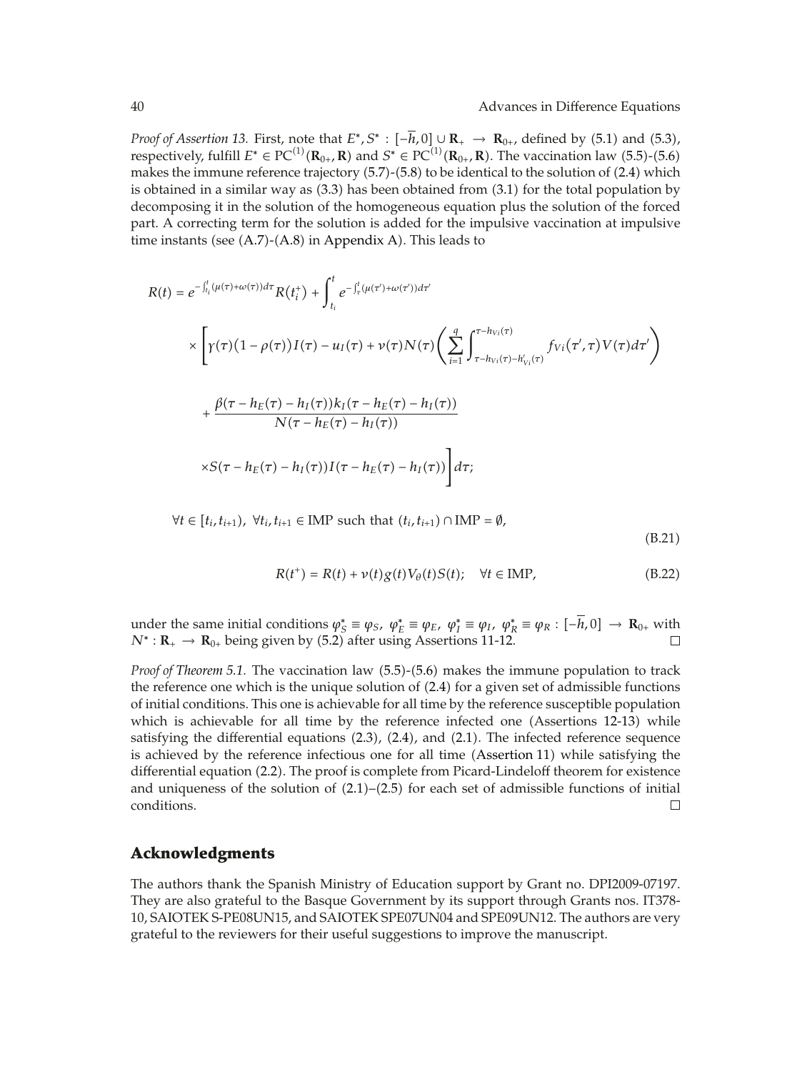*Proof of Assertion 13.* First, note that $E^*, S^* : [-\overline{h}, 0] \cup \mathbf{R}_+ \to \mathbf{R}_{0+}$, defined by (5.1) and (5.3), respectively, fulfill $E^* \in \mathrm{PC}^{(1)}(\mathbf{R}_{0+}, \mathbf{R})$ and $S^* \in \mathrm{PC}^{(1)}(\mathbf{R}_{0+}, \mathbf{R})$. The vaccination law (5.5)-(5.6) makes the immune reference trajectory (5.7)-(5.8) to be identical to the solution of (2.4) which is obtained in a similar way as (3.3) has been obtained from (3.1) for the total population by decomposing it in the solution of the homogeneous equation plus the solution of the forced part. A correcting term for the solution is added for the impulsive vaccination at impulsive time instants (see (A.7)-(A.8) in Appendix A). This leads to

$$
\begin{aligned}
R(t) = {} & e^{-\int_{t_i}^{t}(\mu(\tau)+\omega(\tau))d\tau} R\left(t_i^+\right) + \int_{t_i}^{t} e^{-\int_{\tau}^{t}(\mu(\tau')+\omega(\tau'))d\tau'} \\
& \times \Bigg[ \gamma(\tau)\left(1-\rho(\tau)\right) I(\tau) - u_I(\tau) + \nu(\tau) N(\tau) \left( \sum_{i=1}^{q} \int_{\tau - h_{Vi}(\tau) - h'_{Vi}(\tau)}^{\tau - h_{Vi}(\tau)} f_{Vi}\left(\tau', \tau\right) V(\tau) d\tau' \right) \\
& + \frac{\beta(\tau - h_E(\tau) - h_I(\tau)) k_I(\tau - h_E(\tau) - h_I(\tau))}{N(\tau - h_E(\tau) - h_I(\tau))} \\
& \times S(\tau - h_E(\tau) - h_I(\tau)) I(\tau - h_E(\tau) - h_I(\tau)) \Bigg] d\tau;
\end{aligned}
$$

$$
\forall t \in [t_i, t_{i+1}), \ \forall t_i, t_{i+1} \in \mathrm{IMP} \text{ such that } (t_i, t_{i+1}) \cap \mathrm{IMP} = \emptyset, \tag{B.21}
$$

$$
R(t^+) = R(t) + \nu(t) g(t) V_\theta(t) S(t); \quad \forall t \in \mathrm{IMP}, \tag{B.22}
$$

under the same initial conditions $\varphi_S^* \equiv \varphi_S$, $\varphi_E^* \equiv \varphi_E$, $\varphi_I^* \equiv \varphi_I$, $\varphi_R^* \equiv \varphi_R : [-\overline{h}, 0] \to \mathbf{R}_{0+}$ with $N^* : \mathbf{R}_+ \to \mathbf{R}_{0+}$ being given by (5.2) after using Assertions 11-12. □

*Proof of Theorem 5.1.* The vaccination law (5.5)-(5.6) makes the immune population to track the reference one which is the unique solution of (2.4) for a given set of admissible functions of initial conditions. This one is achievable for all time by the reference susceptible population which is achievable for all time by the reference infected one (Assertions 12-13) while satisfying the differential equations (2.3), (2.4), and (2.1). The infected reference sequence is achieved by the reference infectious one for all time (Assertion 11) while satisfying the differential equation (2.2). The proof is complete from Picard-Lindeloff theorem for existence and uniqueness of the solution of (2.1)–(2.5) for each set of admissible functions of initial conditions. □

## Acknowledgments

The authors thank the Spanish Ministry of Education support by Grant no. DPI2009-07197. They are also grateful to the Basque Government by its support through Grants nos. IT378-10, SAIOTEK S-PE08UN15, and SAIOTEK SPE07UN04 and SPE09UN12. The authors are very grateful to the reviewers for their useful suggestions to improve the manuscript.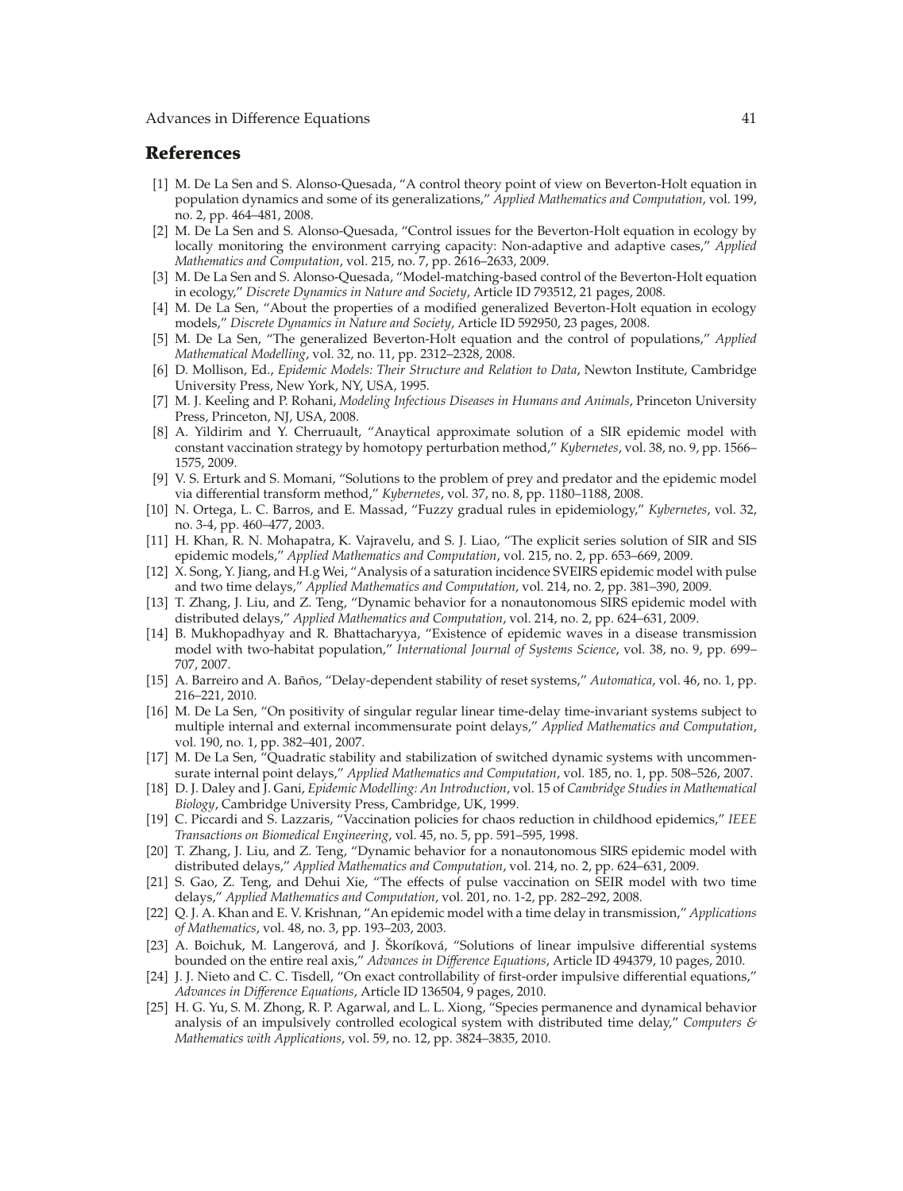## References

[1] M. De La Sen and S. Alonso-Quesada, "A control theory point of view on Beverton-Holt equation in population dynamics and some of its generalizations," *Applied Mathematics and Computation*, vol. 199, no. 2, pp. 464–481, 2008.

[2] M. De La Sen and S. Alonso-Quesada, "Control issues for the Beverton-Holt equation in ecology by locally monitoring the environment carrying capacity: Non-adaptive and adaptive cases," *Applied Mathematics and Computation*, vol. 215, no. 7, pp. 2616–2633, 2009.

[3] M. De La Sen and S. Alonso-Quesada, "Model-matching-based control of the Beverton-Holt equation in ecology," *Discrete Dynamics in Nature and Society*, Article ID 793512, 21 pages, 2008.

[4] M. De La Sen, "About the properties of a modified generalized Beverton-Holt equation in ecology models," *Discrete Dynamics in Nature and Society*, Article ID 592950, 23 pages, 2008.

[5] M. De La Sen, "The generalized Beverton-Holt equation and the control of populations," *Applied Mathematical Modelling*, vol. 32, no. 11, pp. 2312–2328, 2008.

[6] D. Mollison, Ed., *Epidemic Models: Their Structure and Relation to Data*, Newton Institute, Cambridge University Press, New York, NY, USA, 1995.

[7] M. J. Keeling and P. Rohani, *Modeling Infectious Diseases in Humans and Animals*, Princeton University Press, Princeton, NJ, USA, 2008.

[8] A. Yildirim and Y. Cherruault, "Anaytical approximate solution of a SIR epidemic model with constant vaccination strategy by homotopy perturbation method," *Kybernetes*, vol. 38, no. 9, pp. 1566–1575, 2009.

[9] V. S. Erturk and S. Momani, "Solutions to the problem of prey and predator and the epidemic model via differential transform method," *Kybernetes*, vol. 37, no. 8, pp. 1180–1188, 2008.

[10] N. Ortega, L. C. Barros, and E. Massad, "Fuzzy gradual rules in epidemiology," *Kybernetes*, vol. 32, no. 3-4, pp. 460–477, 2003.

[11] H. Khan, R. N. Mohapatra, K. Vajravelu, and S. J. Liao, "The explicit series solution of SIR and SIS epidemic models," *Applied Mathematics and Computation*, vol. 215, no. 2, pp. 653–669, 2009.

[12] X. Song, Y. Jiang, and H.g Wei, "Analysis of a saturation incidence SVEIRS epidemic model with pulse and two time delays," *Applied Mathematics and Computation*, vol. 214, no. 2, pp. 381–390, 2009.

[13] T. Zhang, J. Liu, and Z. Teng, "Dynamic behavior for a nonautonomous SIRS epidemic model with distributed delays," *Applied Mathematics and Computation*, vol. 214, no. 2, pp. 624–631, 2009.

[14] B. Mukhopadhyay and R. Bhattacharyya, "Existence of epidemic waves in a disease transmission model with two-habitat population," *International Journal of Systems Science*, vol. 38, no. 9, pp. 699–707, 2007.

[15] A. Barreiro and A. Baños, "Delay-dependent stability of reset systems," *Automatica*, vol. 46, no. 1, pp. 216–221, 2010.

[16] M. De La Sen, "On positivity of singular regular linear time-delay time-invariant systems subject to multiple internal and external incommensurate point delays," *Applied Mathematics and Computation*, vol. 190, no. 1, pp. 382–401, 2007.

[17] M. De La Sen, "Quadratic stability and stabilization of switched dynamic systems with uncommensurate internal point delays," *Applied Mathematics and Computation*, vol. 185, no. 1, pp. 508–526, 2007.

[18] D. J. Daley and J. Gani, *Epidemic Modelling: An Introduction*, vol. 15 of *Cambridge Studies in Mathematical Biology*, Cambridge University Press, Cambridge, UK, 1999.

[19] C. Piccardi and S. Lazzaris, "Vaccination policies for chaos reduction in childhood epidemics," *IEEE Transactions on Biomedical Engineering*, vol. 45, no. 5, pp. 591–595, 1998.

[20] T. Zhang, J. Liu, and Z. Teng, "Dynamic behavior for a nonautonomous SIRS epidemic model with distributed delays," *Applied Mathematics and Computation*, vol. 214, no. 2, pp. 624–631, 2009.

[21] S. Gao, Z. Teng, and Dehui Xie, "The effects of pulse vaccination on SEIR model with two time delays," *Applied Mathematics and Computation*, vol. 201, no. 1-2, pp. 282–292, 2008.

[22] Q. J. A. Khan and E. V. Krishnan, "An epidemic model with a time delay in transmission," *Applications of Mathematics*, vol. 48, no. 3, pp. 193–203, 2003.

[23] A. Boichuk, M. Langerová, and J. Škoríková, "Solutions of linear impulsive differential systems bounded on the entire real axis," *Advances in Difference Equations*, Article ID 494379, 10 pages, 2010.

[24] J. J. Nieto and C. C. Tisdell, "On exact controllability of first-order impulsive differential equations," *Advances in Difference Equations*, Article ID 136504, 9 pages, 2010.

[25] H. G. Yu, S. M. Zhong, R. P. Agarwal, and L. L. Xiong, "Species permanence and dynamical behavior analysis of an impulsively controlled ecological system with distributed time delay," *Computers & Mathematics with Applications*, vol. 59, no. 12, pp. 3824–3835, 2010.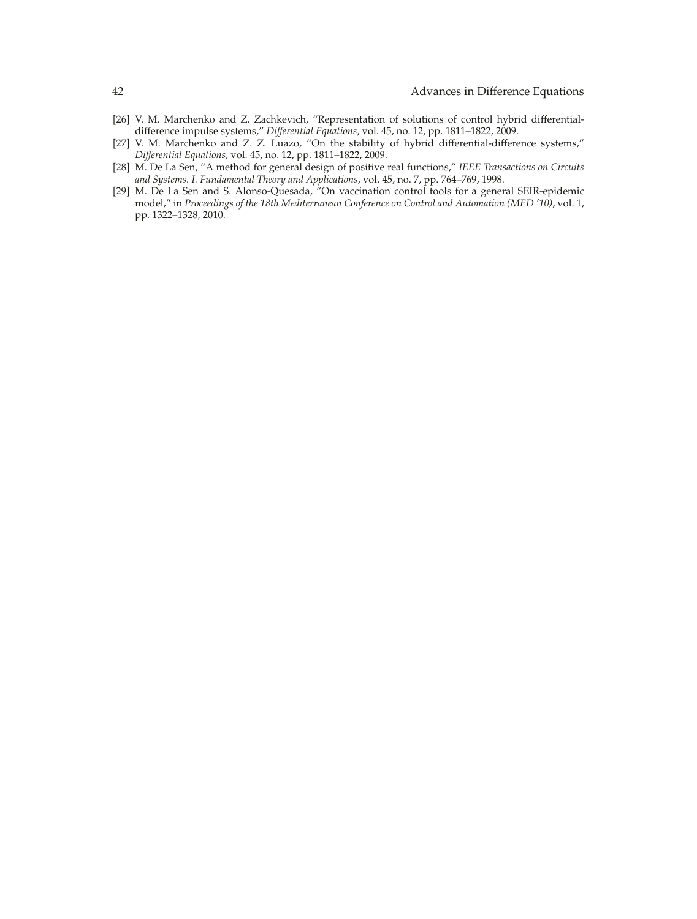[26] V. M. Marchenko and Z. Zachkevich, "Representation of solutions of control hybrid differential-difference impulse systems," *Differential Equations*, vol. 45, no. 12, pp. 1811–1822, 2009.

[27] V. M. Marchenko and Z. Z. Luazo, "On the stability of hybrid differential-difference systems," *Differential Equations*, vol. 45, no. 12, pp. 1811–1822, 2009.

[28] M. De La Sen, "A method for general design of positive real functions," *IEEE Transactions on Circuits and Systems. I. Fundamental Theory and Applications*, vol. 45, no. 7, pp. 764–769, 1998.

[29] M. De La Sen and S. Alonso-Quesada, "On vaccination control tools for a general SEIR-epidemic model," in *Proceedings of the 18th Mediterranean Conference on Control and Automation (MED '10)*, vol. 1, pp. 1322–1328, 2010.